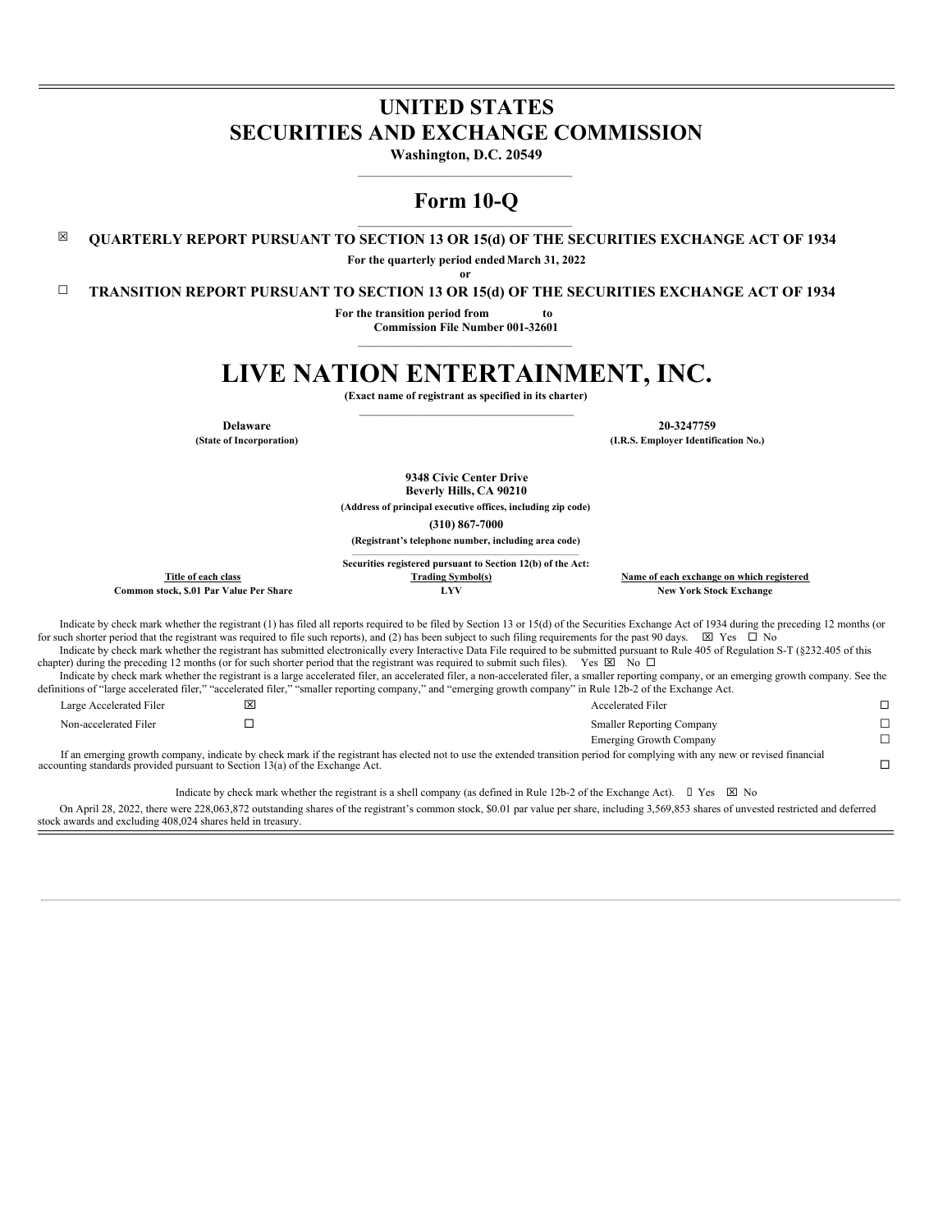# UNITED STATES
# SECURITIES AND EXCHANGE COMMISSION

**Washington, D.C. 20549**

## Form 10-Q

☒ **QUARTERLY REPORT PURSUANT TO SECTION 13 OR 15(d) OF THE SECURITIES EXCHANGE ACT OF 1934**

**For the quarterly period ended March 31, 2022**

**or**

☐ **TRANSITION REPORT PURSUANT TO SECTION 13 OR 15(d) OF THE SECURITIES EXCHANGE ACT OF 1934**

**For the transition period from to**

**Commission File Number 001-32601**

# LIVE NATION ENTERTAINMENT, INC.

**(Exact name of registrant as specified in its charter)**

| **Delaware** | **20-3247759** |
|---|---|
| **(State of Incorporation)** | **(I.R.S. Employer Identification No.)** |

**9348 Civic Center Drive**
**Beverly Hills, CA 90210**

**(Address of principal executive offices, including zip code)**

**(310) 867-7000**

**(Registrant's telephone number, including area code)**

**Securities registered pursuant to Section 12(b) of the Act:**

| Title of each class | Trading Symbol(s) | Name of each exchange on which registered |
|---|---|---|
| **Common stock, $.01 Par Value Per Share** | **LYV** | **New York Stock Exchange** |

Indicate by check mark whether the registrant (1) has filed all reports required to be filed by Section 13 or 15(d) of the Securities Exchange Act of 1934 during the preceding 12 months (or for such shorter period that the registrant was required to file such reports), and (2) has been subject to such filing requirements for the past 90 days. ☒ Yes ☐ No

Indicate by check mark whether the registrant has submitted electronically every Interactive Data File required to be submitted pursuant to Rule 405 of Regulation S-T (§232.405 of this chapter) during the preceding 12 months (or for such shorter period that the registrant was required to submit such files). Yes ☒ No ☐

Indicate by check mark whether the registrant is a large accelerated filer, an accelerated filer, a non-accelerated filer, a smaller reporting company, or an emerging growth company. See the definitions of "large accelerated filer," "accelerated filer," "smaller reporting company," and "emerging growth company" in Rule 12b-2 of the Exchange Act.

| | | | |
|---|---|---|---|
| Large Accelerated Filer | ☒ | Accelerated Filer | ☐ |
| Non-accelerated Filer | ☐ | Smaller Reporting Company | ☐ |
| | | Emerging Growth Company | ☐ |

If an emerging growth company, indicate by check mark if the registrant has elected not to use the extended transition period for complying with any new or revised financial accounting standards provided pursuant to Section 13(a) of the Exchange Act. ☐

Indicate by check mark whether the registrant is a shell company (as defined in Rule 12b-2 of the Exchange Act). ☐ Yes ☒ No

On April 28, 2022, there were 228,063,872 outstanding shares of the registrant's common stock, $0.01 par value per share, including 3,569,853 shares of unvested restricted and deferred stock awards and excluding 408,024 shares held in treasury.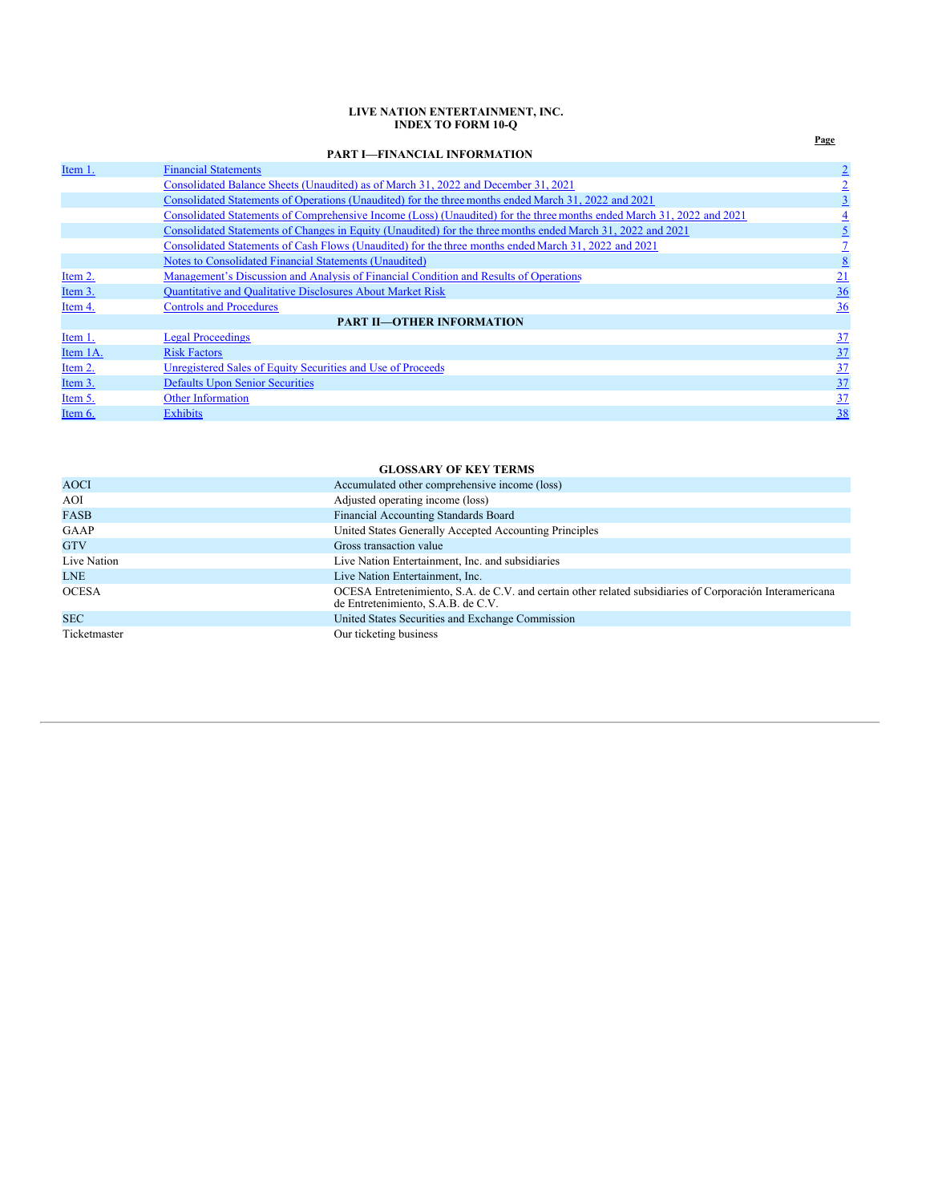**LIVE NATION ENTERTAINMENT, INC.**
**INDEX TO FORM 10-Q**

| | | Page |
|---|---|---|
| | **PART I—FINANCIAL INFORMATION** | |
| Item 1. | Financial Statements | 2 |
| | Consolidated Balance Sheets (Unaudited) as of March 31, 2022 and December 31, 2021 | 2 |
| | Consolidated Statements of Operations (Unaudited) for the three months ended March 31, 2022 and 2021 | 3 |
| | Consolidated Statements of Comprehensive Income (Loss) (Unaudited) for the three months ended March 31, 2022 and 2021 | 4 |
| | Consolidated Statements of Changes in Equity (Unaudited) for the three months ended March 31, 2022 and 2021 | 5 |
| | Consolidated Statements of Cash Flows (Unaudited) for the three months ended March 31, 2022 and 2021 | 7 |
| | Notes to Consolidated Financial Statements (Unaudited) | 8 |
| Item 2. | Management's Discussion and Analysis of Financial Condition and Results of Operations | 21 |
| Item 3. | Quantitative and Qualitative Disclosures About Market Risk | 36 |
| Item 4. | Controls and Procedures | 36 |
| | **PART II—OTHER INFORMATION** | |
| Item 1. | Legal Proceedings | 37 |
| Item 1A. | Risk Factors | 37 |
| Item 2. | Unregistered Sales of Equity Securities and Use of Proceeds | 37 |
| Item 3. | Defaults Upon Senior Securities | 37 |
| Item 5. | Other Information | 37 |
| Item 6. | Exhibits | 38 |

**GLOSSARY OF KEY TERMS**

| | |
|---|---|
| AOCI | Accumulated other comprehensive income (loss) |
| AOI | Adjusted operating income (loss) |
| FASB | Financial Accounting Standards Board |
| GAAP | United States Generally Accepted Accounting Principles |
| GTV | Gross transaction value |
| Live Nation | Live Nation Entertainment, Inc. and subsidiaries |
| LNE | Live Nation Entertainment, Inc. |
| OCESA | OCESA Entretenimiento, S.A. de C.V. and certain other related subsidiaries of Corporación Interamericana de Entretenimiento, S.A.B. de C.V. |
| SEC | United States Securities and Exchange Commission |
| Ticketmaster | Our ticketing business |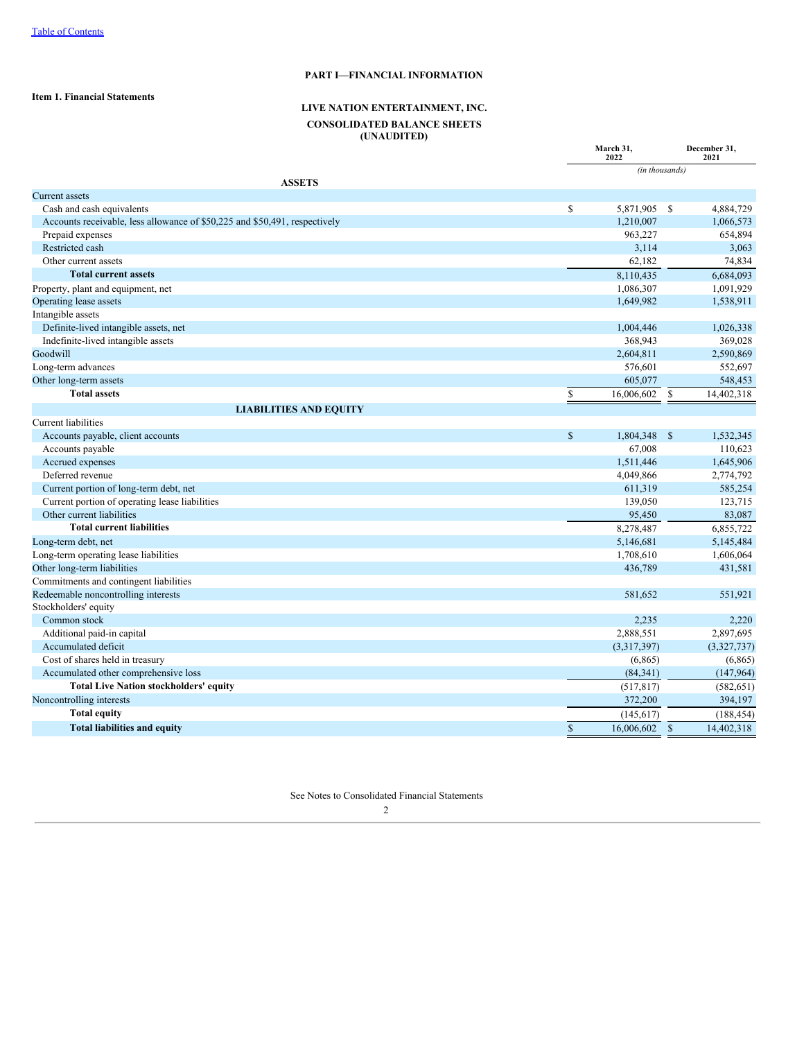# PART I—FINANCIAL INFORMATION

**Item 1. Financial Statements**

## LIVE NATION ENTERTAINMENT, INC.

## CONSOLIDATED BALANCE SHEETS
## (UNAUDITED)

| | March 31, 2022 | December 31, 2021 |
|---|---|---|
| | *(in thousands)* | |
| **ASSETS** | | |
| Current assets | | |
| Cash and cash equivalents | $ 5,871,905 | $ 4,884,729 |
| Accounts receivable, less allowance of $50,225 and $50,491, respectively | 1,210,007 | 1,066,573 |
| Prepaid expenses | 963,227 | 654,894 |
| Restricted cash | 3,114 | 3,063 |
| Other current assets | 62,182 | 74,834 |
| **Total current assets** | 8,110,435 | 6,684,093 |
| Property, plant and equipment, net | 1,086,307 | 1,091,929 |
| Operating lease assets | 1,649,982 | 1,538,911 |
| Intangible assets | | |
| Definite-lived intangible assets, net | 1,004,446 | 1,026,338 |
| Indefinite-lived intangible assets | 368,943 | 369,028 |
| Goodwill | 2,604,811 | 2,590,869 |
| Long-term advances | 576,601 | 552,697 |
| Other long-term assets | 605,077 | 548,453 |
| **Total assets** | $ 16,006,602 | $ 14,402,318 |
| **LIABILITIES AND EQUITY** | | |
| Current liabilities | | |
| Accounts payable, client accounts | $ 1,804,348 | $ 1,532,345 |
| Accounts payable | 67,008 | 110,623 |
| Accrued expenses | 1,511,446 | 1,645,906 |
| Deferred revenue | 4,049,866 | 2,774,792 |
| Current portion of long-term debt, net | 611,319 | 585,254 |
| Current portion of operating lease liabilities | 139,050 | 123,715 |
| Other current liabilities | 95,450 | 83,087 |
| **Total current liabilities** | 8,278,487 | 6,855,722 |
| Long-term debt, net | 5,146,681 | 5,145,484 |
| Long-term operating lease liabilities | 1,708,610 | 1,606,064 |
| Other long-term liabilities | 436,789 | 431,581 |
| Commitments and contingent liabilities | | |
| Redeemable noncontrolling interests | 581,652 | 551,921 |
| Stockholders' equity | | |
| Common stock | 2,235 | 2,220 |
| Additional paid-in capital | 2,888,551 | 2,897,695 |
| Accumulated deficit | (3,317,397) | (3,327,737) |
| Cost of shares held in treasury | (6,865) | (6,865) |
| Accumulated other comprehensive loss | (84,341) | (147,964) |
| **Total Live Nation stockholders' equity** | (517,817) | (582,651) |
| Noncontrolling interests | 372,200 | 394,197 |
| **Total equity** | (145,617) | (188,454) |
| **Total liabilities and equity** | $ 16,006,602 | $ 14,402,318 |

See Notes to Consolidated Financial Statements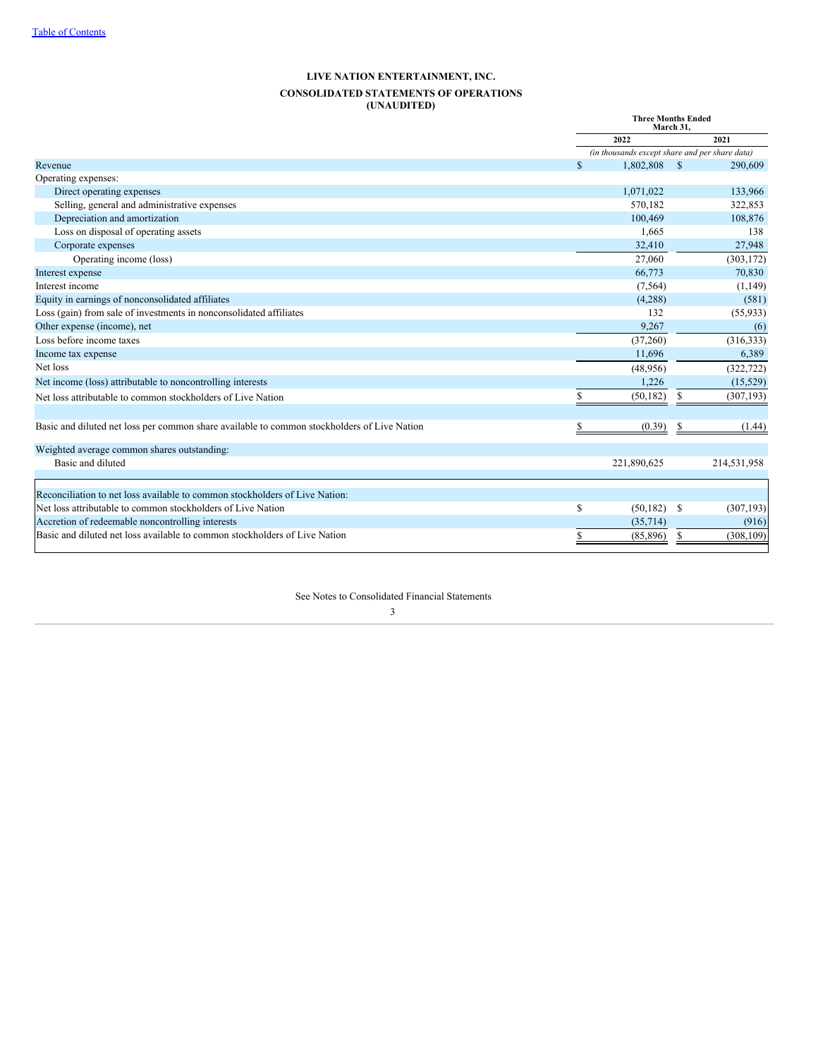# LIVE NATION ENTERTAINMENT, INC.

## CONSOLIDATED STATEMENTS OF OPERATIONS
## (UNAUDITED)

| | Three Months Ended March 31, | |
|---|---|---|
| | 2022 | 2021 |
| | *(in thousands except share and per share data)* | |
| Revenue | $ 1,802,808 | $ 290,609 |
| Operating expenses: | | |
| Direct operating expenses | 1,071,022 | 133,966 |
| Selling, general and administrative expenses | 570,182 | 322,853 |
| Depreciation and amortization | 100,469 | 108,876 |
| Loss on disposal of operating assets | 1,665 | 138 |
| Corporate expenses | 32,410 | 27,948 |
| Operating income (loss) | 27,060 | (303,172) |
| Interest expense | 66,773 | 70,830 |
| Interest income | (7,564) | (1,149) |
| Equity in earnings of nonconsolidated affiliates | (4,288) | (581) |
| Loss (gain) from sale of investments in nonconsolidated affiliates | 132 | (55,933) |
| Other expense (income), net | 9,267 | (6) |
| Loss before income taxes | (37,260) | (316,333) |
| Income tax expense | 11,696 | 6,389 |
| Net loss | (48,956) | (322,722) |
| Net income (loss) attributable to noncontrolling interests | 1,226 | (15,529) |
| Net loss attributable to common stockholders of Live Nation | $ (50,182) | $ (307,193) |
| | | |
| Basic and diluted net loss per common share available to common stockholders of Live Nation | $ (0.39) | $ (1.44) |
| Weighted average common shares outstanding: | | |
| Basic and diluted | 221,890,625 | 214,531,958 |
| | | |
| Reconciliation to net loss available to common stockholders of Live Nation: | | |
| Net loss attributable to common stockholders of Live Nation | $ (50,182) | $ (307,193) |
| Accretion of redeemable noncontrolling interests | (35,714) | (916) |
| Basic and diluted net loss available to common stockholders of Live Nation | $ (85,896) | $ (308,109) |

See Notes to Consolidated Financial Statements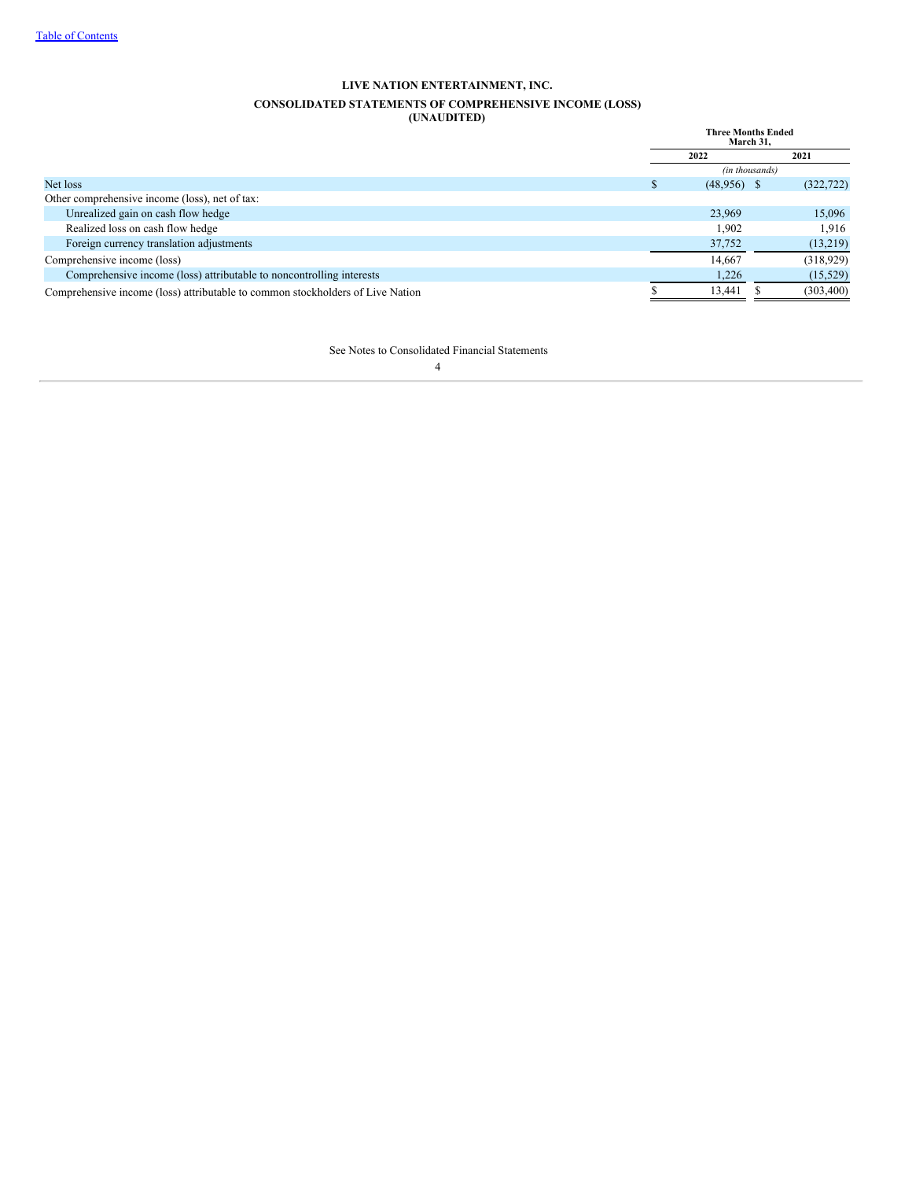LIVE NATION ENTERTAINMENT, INC.

CONSOLIDATED STATEMENTS OF COMPREHENSIVE INCOME (LOSS)
(UNAUDITED)

| | Three Months Ended March 31, | |
|---|---|---|
| | 2022 | 2021 |
| | (in thousands) | |
| Net loss | $ (48,956) | $ (322,722) |
| Other comprehensive income (loss), net of tax: | | |
| Unrealized gain on cash flow hedge | 23,969 | 15,096 |
| Realized loss on cash flow hedge | 1,902 | 1,916 |
| Foreign currency translation adjustments | 37,752 | (13,219) |
| Comprehensive income (loss) | 14,667 | (318,929) |
| Comprehensive income (loss) attributable to noncontrolling interests | 1,226 | (15,529) |
| Comprehensive income (loss) attributable to common stockholders of Live Nation | $ 13,441 | $ (303,400) |

See Notes to Consolidated Financial Statements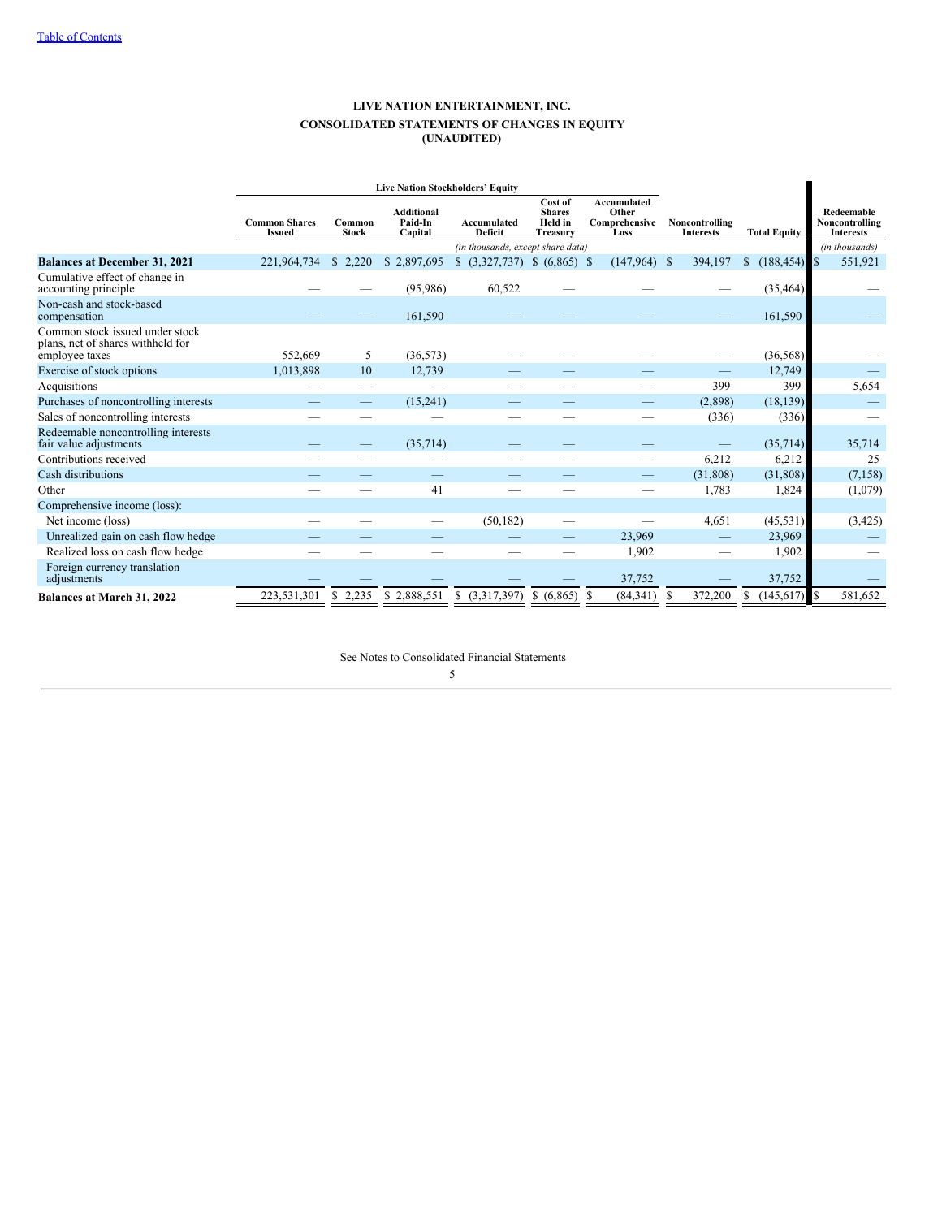LIVE NATION ENTERTAINMENT, INC.

CONSOLIDATED STATEMENTS OF CHANGES IN EQUITY

(UNAUDITED)

| | Live Nation Stockholders' Equity | | | | | | | | |
|---|---|---|---|---|---|---|---|---|---|
| | Common Shares Issued | Common Stock | Additional Paid-In Capital | Accumulated Deficit | Cost of Shares Held in Treasury | Accumulated Other Comprehensive Loss | Noncontrolling Interests | Total Equity | Redeemable Noncontrolling Interests |
| | *(in thousands, except share data)* | | | | | | | | *(in thousands)* |
| **Balances at December 31, 2021** | 221,964,734 | $ 2,220 | $ 2,897,695 | $ (3,327,737) | $ (6,865) | $ (147,964) | $ 394,197 | $ (188,454) | $ 551,921 |
| Cumulative effect of change in accounting principle | — | — | (95,986) | 60,522 | — | — | — | (35,464) | — |
| Non-cash and stock-based compensation | — | — | 161,590 | — | — | — | — | 161,590 | — |
| Common stock issued under stock plans, net of shares withheld for employee taxes | 552,669 | 5 | (36,573) | — | — | — | — | (36,568) | — |
| Exercise of stock options | 1,013,898 | 10 | 12,739 | — | — | — | — | 12,749 | — |
| Acquisitions | — | — | — | — | — | — | 399 | 399 | 5,654 |
| Purchases of noncontrolling interests | — | — | (15,241) | — | — | — | (2,898) | (18,139) | — |
| Sales of noncontrolling interests | — | — | — | — | — | — | (336) | (336) | — |
| Redeemable noncontrolling interests fair value adjustments | — | — | (35,714) | — | — | — | — | (35,714) | 35,714 |
| Contributions received | — | — | — | — | — | — | 6,212 | 6,212 | 25 |
| Cash distributions | — | — | — | — | — | — | (31,808) | (31,808) | (7,158) |
| Other | — | — | 41 | — | — | — | 1,783 | 1,824 | (1,079) |
| Comprehensive income (loss): | | | | | | | | | |
| Net income (loss) | — | — | — | (50,182) | — | — | 4,651 | (45,531) | (3,425) |
| Unrealized gain on cash flow hedge | — | — | — | — | — | 23,969 | — | 23,969 | — |
| Realized loss on cash flow hedge | — | — | — | — | — | 1,902 | — | 1,902 | — |
| Foreign currency translation adjustments | — | — | — | — | — | 37,752 | — | 37,752 | — |
| **Balances at March 31, 2022** | 223,531,301 | $ 2,235 | $ 2,888,551 | $ (3,317,397) | $ (6,865) | $ (84,341) | $ 372,200 | $ (145,617) | $ 581,652 |

See Notes to Consolidated Financial Statements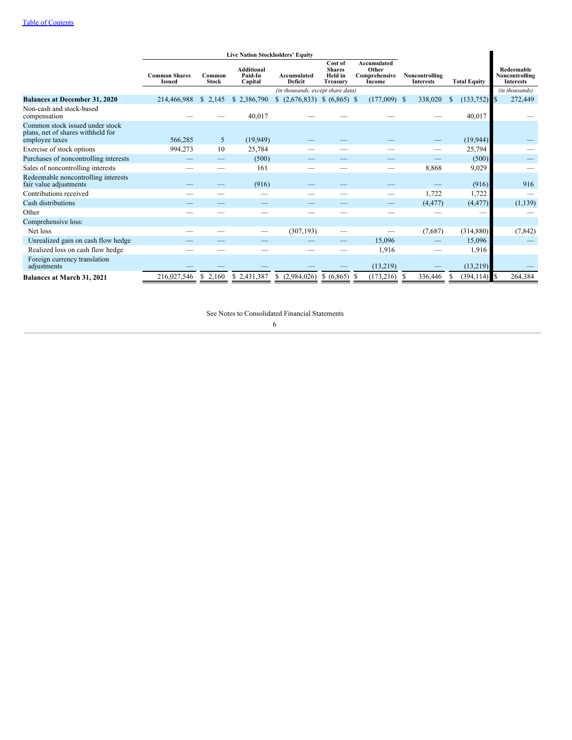| | Live Nation Stockholders' Equity | | | | | | | | |
|---|---|---|---|---|---|---|---|---|---|
| | Common Shares Issued | Common Stock | Additional Paid-In Capital | Accumulated Deficit | Cost of Shares Held in Treasury | Accumulated Other Comprehensive Income | Noncontrolling Interests | Total Equity | Redeemable Noncontrolling Interests |
| | | | | *(in thousands, except share data)* | | | | | *(in thousands)* |
| **Balances at December 31, 2020** | 214,466,988 | $ 2,145 | $ 2,386,790 | $ (2,676,833) | $ (6,865) | $ (177,009) | $ 338,020 | $ (133,752) | $ 272,449 |
| Non-cash and stock-based compensation | — | — | 40,017 | — | — | — | — | 40,017 | — |
| Common stock issued under stock plans, net of shares withheld for employee taxes | 566,285 | 5 | (19,949) | — | — | — | — | (19,944) | — |
| Exercise of stock options | 994,273 | 10 | 25,784 | — | — | — | — | 25,794 | — |
| Purchases of noncontrolling interests | — | — | (500) | — | — | — | — | (500) | — |
| Sales of noncontrolling interests | — | — | 161 | — | — | — | 8,868 | 9,029 | — |
| Redeemable noncontrolling interests fair value adjustments | — | — | (916) | — | — | — | — | (916) | 916 |
| Contributions received | — | — | — | — | — | — | 1,722 | 1,722 | — |
| Cash distributions | — | — | — | — | — | — | (4,477) | (4,477) | (1,139) |
| Other | — | — | — | — | — | — | — | — | — |
| Comprehensive loss: | | | | | | | | | |
| Net loss | — | — | — | (307,193) | — | — | (7,687) | (314,880) | (7,842) |
| Unrealized gain on cash flow hedge | — | — | — | — | — | 15,096 | — | 15,096 | — |
| Realized loss on cash flow hedge | — | — | — | — | — | 1,916 | — | 1,916 | |
| Foreign currency translation adjustments | — | — | — | — | — | (13,219) | — | (13,219) | — |
| **Balances at March 31, 2021** | 216,027,546 | $ 2,160 | $ 2,431,387 | $ (2,984,026) | $ (6,865) | $ (173,216) | $ 336,446 | $ (394,114) | $ 264,384 |

See Notes to Consolidated Financial Statements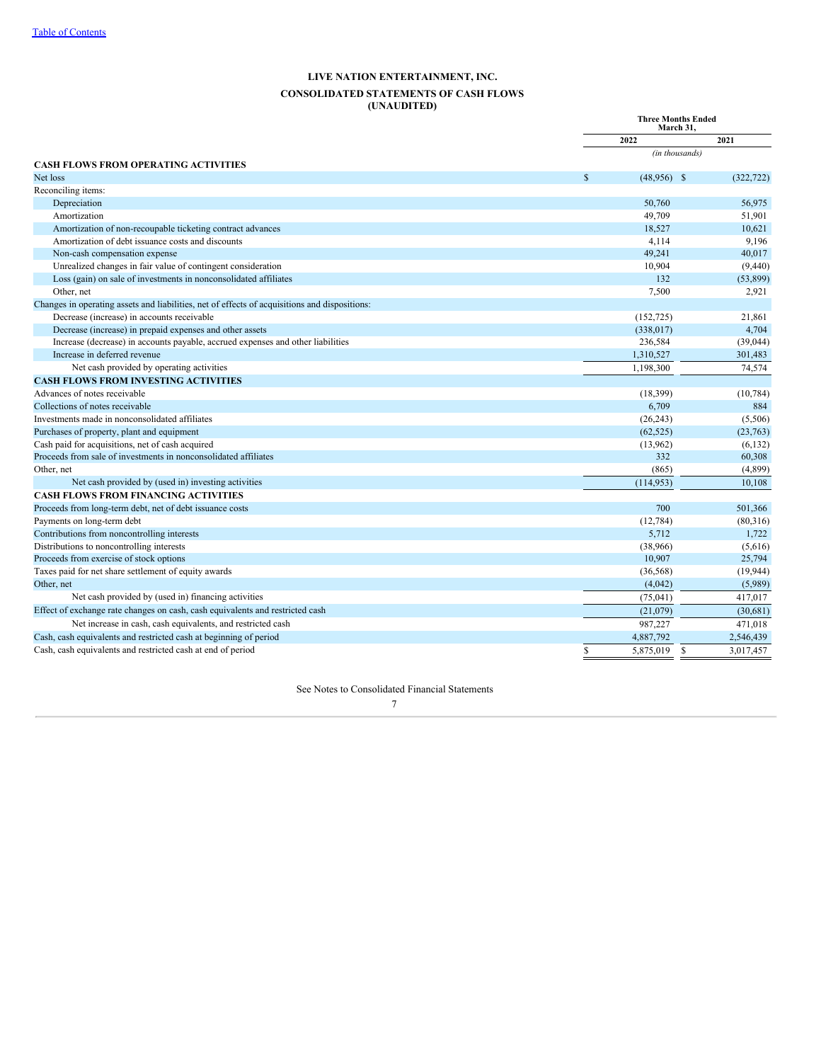Table of Contents

# LIVE NATION ENTERTAINMENT, INC.

## CONSOLIDATED STATEMENTS OF CASH FLOWS
## (UNAUDITED)

| | Three Months Ended March 31, | |
|---|---|---|
| | 2022 | 2021 |
| | *(in thousands)* | |
| **CASH FLOWS FROM OPERATING ACTIVITIES** | | |
| Net loss | $ (48,956) | $ (322,722) |
| Reconciling items: | | |
| Depreciation | 50,760 | 56,975 |
| Amortization | 49,709 | 51,901 |
| Amortization of non-recoupable ticketing contract advances | 18,527 | 10,621 |
| Amortization of debt issuance costs and discounts | 4,114 | 9,196 |
| Non-cash compensation expense | 49,241 | 40,017 |
| Unrealized changes in fair value of contingent consideration | 10,904 | (9,440) |
| Loss (gain) on sale of investments in nonconsolidated affiliates | 132 | (53,899) |
| Other, net | 7,500 | 2,921 |
| Changes in operating assets and liabilities, net of effects of acquisitions and dispositions: | | |
| Decrease (increase) in accounts receivable | (152,725) | 21,861 |
| Decrease (increase) in prepaid expenses and other assets | (338,017) | 4,704 |
| Increase (decrease) in accounts payable, accrued expenses and other liabilities | 236,584 | (39,044) |
| Increase in deferred revenue | 1,310,527 | 301,483 |
| Net cash provided by operating activities | 1,198,300 | 74,574 |
| **CASH FLOWS FROM INVESTING ACTIVITIES** | | |
| Advances of notes receivable | (18,399) | (10,784) |
| Collections of notes receivable | 6,709 | 884 |
| Investments made in nonconsolidated affiliates | (26,243) | (5,506) |
| Purchases of property, plant and equipment | (62,525) | (23,763) |
| Cash paid for acquisitions, net of cash acquired | (13,962) | (6,132) |
| Proceeds from sale of investments in nonconsolidated affiliates | 332 | 60,308 |
| Other, net | (865) | (4,899) |
| Net cash provided by (used in) investing activities | (114,953) | 10,108 |
| **CASH FLOWS FROM FINANCING ACTIVITIES** | | |
| Proceeds from long-term debt, net of debt issuance costs | 700 | 501,366 |
| Payments on long-term debt | (12,784) | (80,316) |
| Contributions from noncontrolling interests | 5,712 | 1,722 |
| Distributions to noncontrolling interests | (38,966) | (5,616) |
| Proceeds from exercise of stock options | 10,907 | 25,794 |
| Taxes paid for net share settlement of equity awards | (36,568) | (19,944) |
| Other, net | (4,042) | (5,989) |
| Net cash provided by (used in) financing activities | (75,041) | 417,017 |
| Effect of exchange rate changes on cash, cash equivalents and restricted cash | (21,079) | (30,681) |
| Net increase in cash, cash equivalents, and restricted cash | 987,227 | 471,018 |
| Cash, cash equivalents and restricted cash at beginning of period | 4,887,792 | 2,546,439 |
| Cash, cash equivalents and restricted cash at end of period | $ 5,875,019 | $ 3,017,457 |

See Notes to Consolidated Financial Statements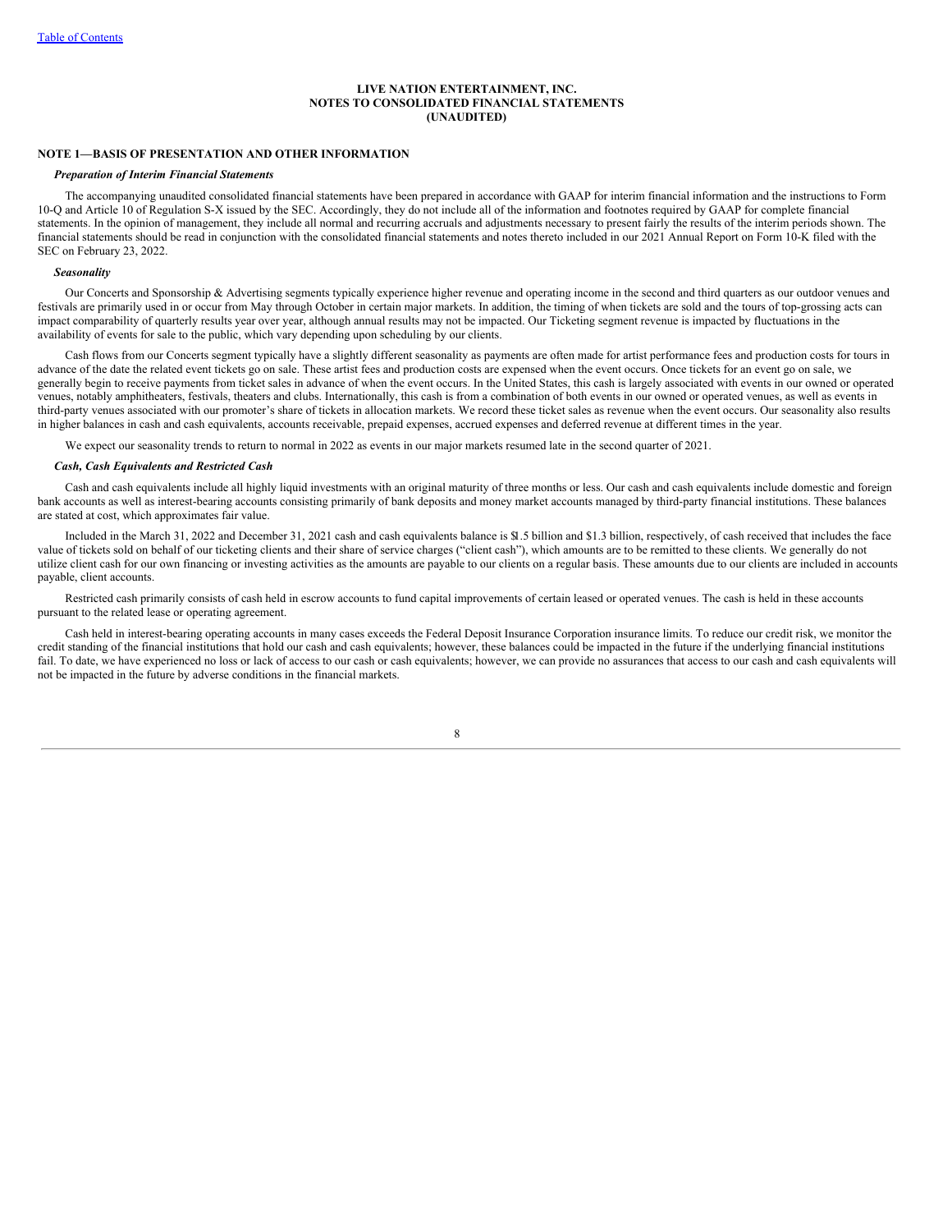**LIVE NATION ENTERTAINMENT, INC.**
**NOTES TO CONSOLIDATED FINANCIAL STATEMENTS**
**(UNAUDITED)**

## NOTE 1—BASIS OF PRESENTATION AND OTHER INFORMATION

### *Preparation of Interim Financial Statements*

The accompanying unaudited consolidated financial statements have been prepared in accordance with GAAP for interim financial information and the instructions to Form 10-Q and Article 10 of Regulation S-X issued by the SEC. Accordingly, they do not include all of the information and footnotes required by GAAP for complete financial statements. In the opinion of management, they include all normal and recurring accruals and adjustments necessary to present fairly the results of the interim periods shown. The financial statements should be read in conjunction with the consolidated financial statements and notes thereto included in our 2021 Annual Report on Form 10-K filed with the SEC on February 23, 2022.

### *Seasonality*

Our Concerts and Sponsorship & Advertising segments typically experience higher revenue and operating income in the second and third quarters as our outdoor venues and festivals are primarily used in or occur from May through October in certain major markets. In addition, the timing of when tickets are sold and the tours of top-grossing acts can impact comparability of quarterly results year over year, although annual results may not be impacted. Our Ticketing segment revenue is impacted by fluctuations in the availability of events for sale to the public, which vary depending upon scheduling by our clients.

Cash flows from our Concerts segment typically have a slightly different seasonality as payments are often made for artist performance fees and production costs for tours in advance of the date the related event tickets go on sale. These artist fees and production costs are expensed when the event occurs. Once tickets for an event go on sale, we generally begin to receive payments from ticket sales in advance of when the event occurs. In the United States, this cash is largely associated with events in our owned or operated venues, notably amphitheaters, festivals, theaters and clubs. Internationally, this cash is from a combination of both events in our owned or operated venues, as well as events in third-party venues associated with our promoter's share of tickets in allocation markets. We record these ticket sales as revenue when the event occurs. Our seasonality also results in higher balances in cash and cash equivalents, accounts receivable, prepaid expenses, accrued expenses and deferred revenue at different times in the year.

We expect our seasonality trends to return to normal in 2022 as events in our major markets resumed late in the second quarter of 2021.

### *Cash, Cash Equivalents and Restricted Cash*

Cash and cash equivalents include all highly liquid investments with an original maturity of three months or less. Our cash and cash equivalents include domestic and foreign bank accounts as well as interest-bearing accounts consisting primarily of bank deposits and money market accounts managed by third-party financial institutions. These balances are stated at cost, which approximates fair value.

Included in the March 31, 2022 and December 31, 2021 cash and cash equivalents balance is $1.5 billion and $1.3 billion, respectively, of cash received that includes the face value of tickets sold on behalf of our ticketing clients and their share of service charges ("client cash"), which amounts are to be remitted to these clients. We generally do not utilize client cash for our own financing or investing activities as the amounts are payable to our clients on a regular basis. These amounts due to our clients are included in accounts payable, client accounts.

Restricted cash primarily consists of cash held in escrow accounts to fund capital improvements of certain leased or operated venues. The cash is held in these accounts pursuant to the related lease or operating agreement.

Cash held in interest-bearing operating accounts in many cases exceeds the Federal Deposit Insurance Corporation insurance limits. To reduce our credit risk, we monitor the credit standing of the financial institutions that hold our cash and cash equivalents; however, these balances could be impacted in the future if the underlying financial institutions fail. To date, we have experienced no loss or lack of access to our cash or cash equivalents; however, we can provide no assurances that access to our cash and cash equivalents will not be impacted in the future by adverse conditions in the financial markets.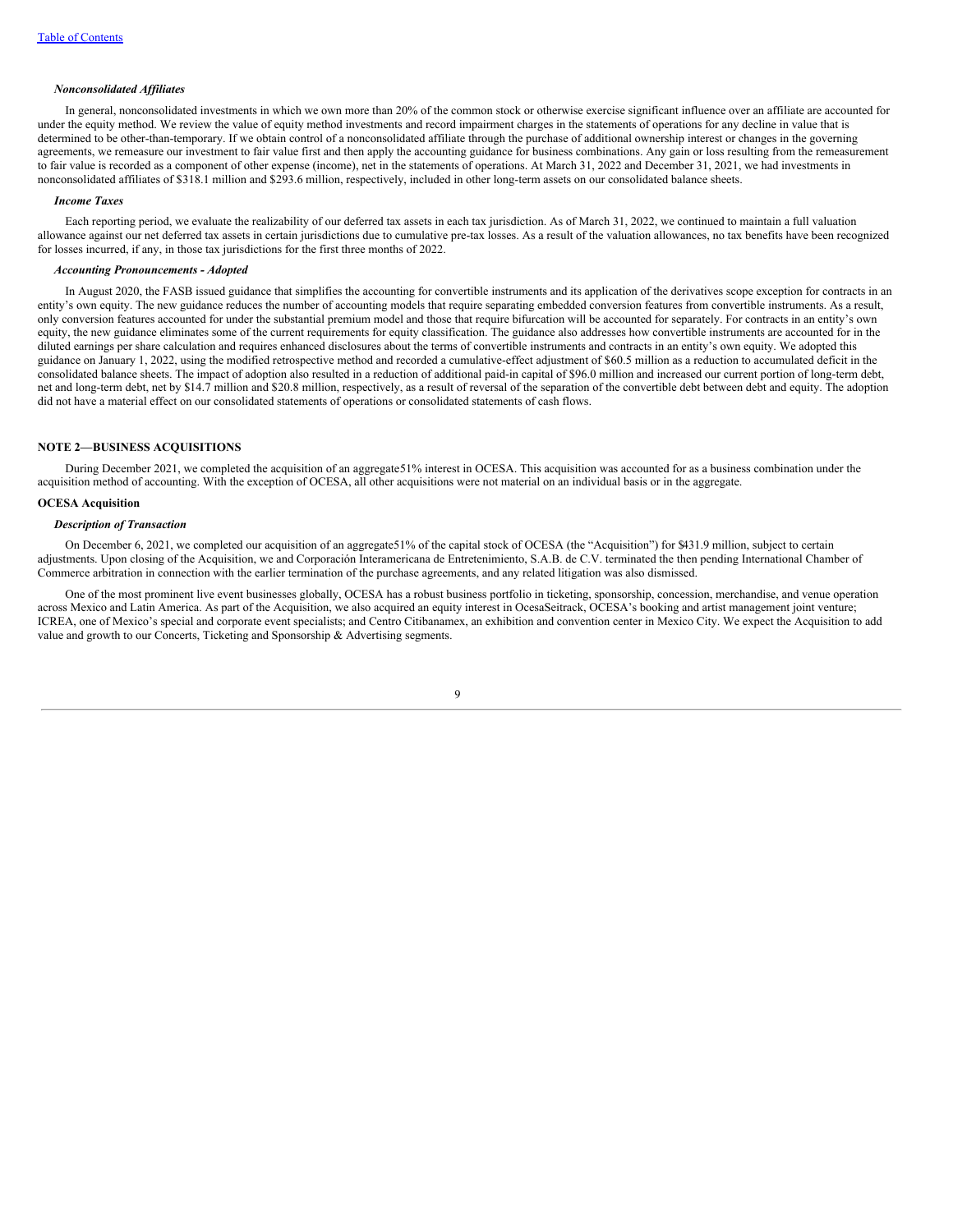### *Nonconsolidated Affiliates*

In general, nonconsolidated investments in which we own more than 20% of the common stock or otherwise exercise significant influence over an affiliate are accounted for under the equity method. We review the value of equity method investments and record impairment charges in the statements of operations for any decline in value that is determined to be other-than-temporary. If we obtain control of a nonconsolidated affiliate through the purchase of additional ownership interest or changes in the governing agreements, we remeasure our investment to fair value first and then apply the accounting guidance for business combinations. Any gain or loss resulting from the remeasurement to fair value is recorded as a component of other expense (income), net in the statements of operations. At March 31, 2022 and December 31, 2021, we had investments in nonconsolidated affiliates of $318.1 million and $293.6 million, respectively, included in other long-term assets on our consolidated balance sheets.

### *Income Taxes*

Each reporting period, we evaluate the realizability of our deferred tax assets in each tax jurisdiction. As of March 31, 2022, we continued to maintain a full valuation allowance against our net deferred tax assets in certain jurisdictions due to cumulative pre-tax losses. As a result of the valuation allowances, no tax benefits have been recognized for losses incurred, if any, in those tax jurisdictions for the first three months of 2022.

### *Accounting Pronouncements - Adopted*

In August 2020, the FASB issued guidance that simplifies the accounting for convertible instruments and its application of the derivatives scope exception for contracts in an entity's own equity. The new guidance reduces the number of accounting models that require separating embedded conversion features from convertible instruments. As a result, only conversion features accounted for under the substantial premium model and those that require bifurcation will be accounted for separately. For contracts in an entity's own equity, the new guidance eliminates some of the current requirements for equity classification. The guidance also addresses how convertible instruments are accounted for in the diluted earnings per share calculation and requires enhanced disclosures about the terms of convertible instruments and contracts in an entity's own equity. We adopted this guidance on January 1, 2022, using the modified retrospective method and recorded a cumulative-effect adjustment of $60.5 million as a reduction to accumulated deficit in the consolidated balance sheets. The impact of adoption also resulted in a reduction of additional paid-in capital of $96.0 million and increased our current portion of long-term debt, net and long-term debt, net by $14.7 million and $20.8 million, respectively, as a result of reversal of the separation of the convertible debt between debt and equity. The adoption did not have a material effect on our consolidated statements of operations or consolidated statements of cash flows.

## NOTE 2—BUSINESS ACQUISITIONS

During December 2021, we completed the acquisition of an aggregate 51% interest in OCESA. This acquisition was accounted for as a business combination under the acquisition method of accounting. With the exception of OCESA, all other acquisitions were not material on an individual basis or in the aggregate.

### OCESA Acquisition

### *Description of Transaction*

On December 6, 2021, we completed our acquisition of an aggregate 51% of the capital stock of OCESA (the "Acquisition") for $431.9 million, subject to certain adjustments. Upon closing of the Acquisition, we and Corporación Interamericana de Entretenimiento, S.A.B. de C.V. terminated the then pending International Chamber of Commerce arbitration in connection with the earlier termination of the purchase agreements, and any related litigation was also dismissed.

One of the most prominent live event businesses globally, OCESA has a robust business portfolio in ticketing, sponsorship, concession, merchandise, and venue operation across Mexico and Latin America. As part of the Acquisition, we also acquired an equity interest in OcesaSeitrack, OCESA's booking and artist management joint venture; ICREA, one of Mexico's special and corporate event specialists; and Centro Citibanamex, an exhibition and convention center in Mexico City. We expect the Acquisition to add value and growth to our Concerts, Ticketing and Sponsorship & Advertising segments.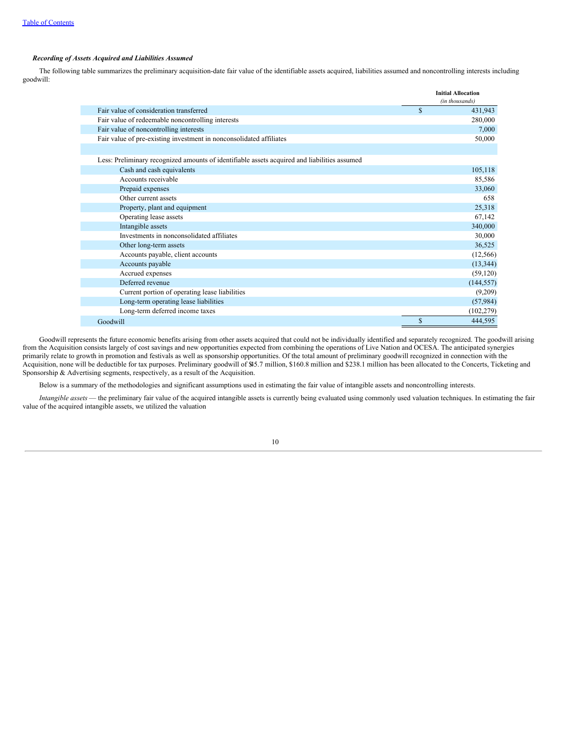*Recording of Assets Acquired and Liabilities Assumed*

The following table summarizes the preliminary acquisition-date fair value of the identifiable assets acquired, liabilities assumed and noncontrolling interests including goodwill:

| | Initial Allocation *(in thousands)* |
|---|---|
| Fair value of consideration transferred | $ 431,943 |
| Fair value of redeemable noncontrolling interests | 280,000 |
| Fair value of noncontrolling interests | 7,000 |
| Fair value of pre-existing investment in nonconsolidated affiliates | 50,000 |
| | |
| Less: Preliminary recognized amounts of identifiable assets acquired and liabilities assumed | |
| Cash and cash equivalents | 105,118 |
| Accounts receivable | 85,586 |
| Prepaid expenses | 33,060 |
| Other current assets | 658 |
| Property, plant and equipment | 25,318 |
| Operating lease assets | 67,142 |
| Intangible assets | 340,000 |
| Investments in nonconsolidated affiliates | 30,000 |
| Other long-term assets | 36,525 |
| Accounts payable, client accounts | (12,566) |
| Accounts payable | (13,344) |
| Accrued expenses | (59,120) |
| Deferred revenue | (144,557) |
| Current portion of operating lease liabilities | (9,209) |
| Long-term operating lease liabilities | (57,984) |
| Long-term deferred income taxes | (102,279) |
| Goodwill | $ 444,595 |

Goodwill represents the future economic benefits arising from other assets acquired that could not be individually identified and separately recognized. The goodwill arising from the Acquisition consists largely of cost savings and new opportunities expected from combining the operations of Live Nation and OCESA. The anticipated synergies primarily relate to growth in promotion and festivals as well as sponsorship opportunities. Of the total amount of preliminary goodwill recognized in connection with the Acquisition, none will be deductible for tax purposes. Preliminary goodwill of $45.7 million, $160.8 million and $238.1 million has been allocated to the Concerts, Ticketing and Sponsorship & Advertising segments, respectively, as a result of the Acquisition.

Below is a summary of the methodologies and significant assumptions used in estimating the fair value of intangible assets and noncontrolling interests.

*Intangible assets* — the preliminary fair value of the acquired intangible assets is currently being evaluated using commonly used valuation techniques. In estimating the fair value of the acquired intangible assets, we utilized the valuation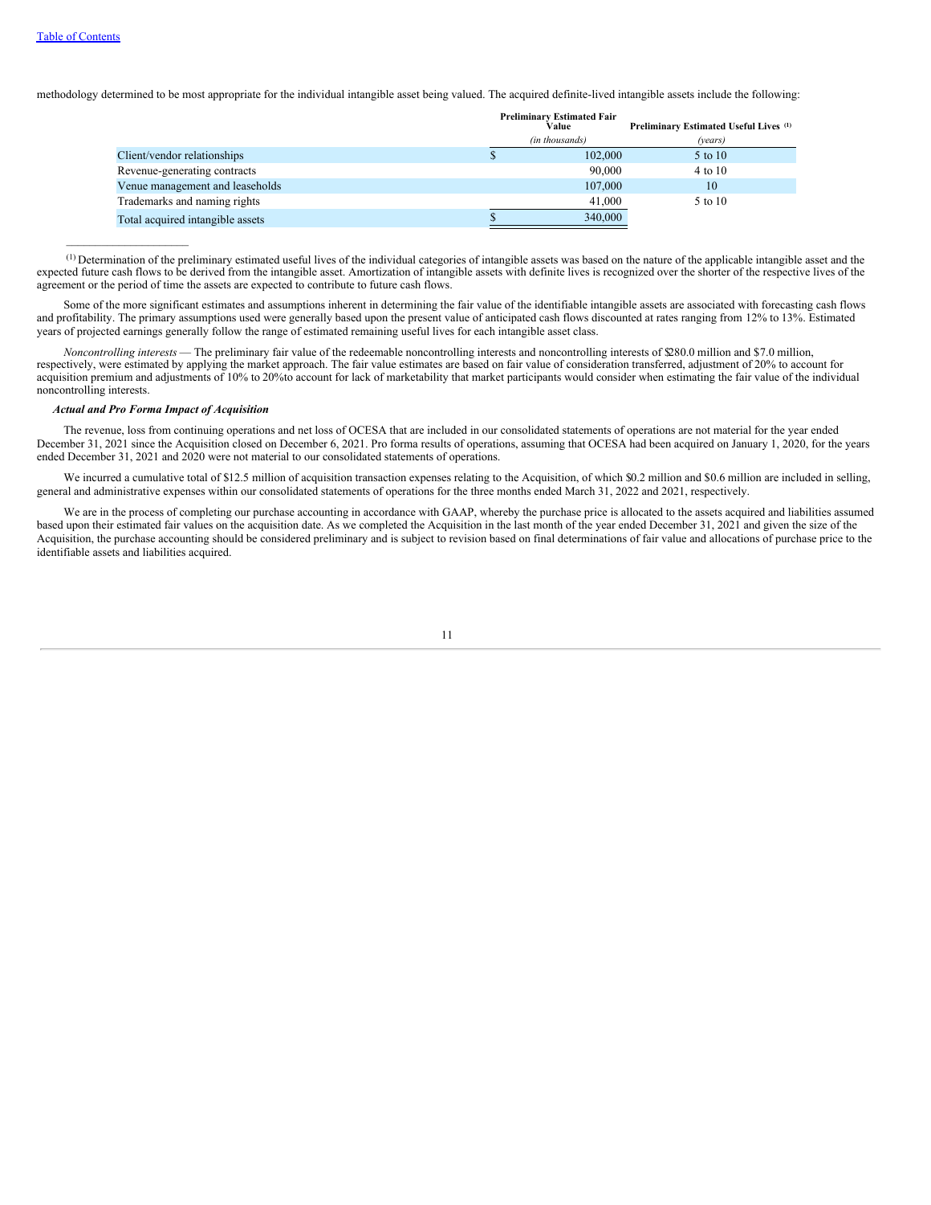methodology determined to be most appropriate for the individual intangible asset being valued. The acquired definite-lived intangible assets include the following:

| | Preliminary Estimated Fair Value | Preliminary Estimated Useful Lives [1] |
|---|---|---|
| | *(in thousands)* | *(years)* |
| Client/vendor relationships | $ 102,000 | 5 to 10 |
| Revenue-generating contracts | 90,000 | 4 to 10 |
| Venue management and leaseholds | 107,000 | 10 |
| Trademarks and naming rights | 41,000 | 5 to 10 |
| Total acquired intangible assets | $ 340,000 | |

[1] Determination of the preliminary estimated useful lives of the individual categories of intangible assets was based on the nature of the applicable intangible asset and the expected future cash flows to be derived from the intangible asset. Amortization of intangible assets with definite lives is recognized over the shorter of the respective lives of the agreement or the period of time the assets are expected to contribute to future cash flows.

Some of the more significant estimates and assumptions inherent in determining the fair value of the identifiable intangible assets are associated with forecasting cash flows and profitability. The primary assumptions used were generally based upon the present value of anticipated cash flows discounted at rates ranging from 12% to 13%. Estimated years of projected earnings generally follow the range of estimated remaining useful lives for each intangible asset class.

*Noncontrolling interests* — The preliminary fair value of the redeemable noncontrolling interests and noncontrolling interests of $280.0 million and $7.0 million, respectively, were estimated by applying the market approach. The fair value estimates are based on fair value of consideration transferred, adjustment of 20% to account for acquisition premium and adjustments of 10% to 20%to account for lack of marketability that market participants would consider when estimating the fair value of the individual noncontrolling interests.

***Actual and Pro Forma Impact of Acquisition***

The revenue, loss from continuing operations and net loss of OCESA that are included in our consolidated statements of operations are not material for the year ended December 31, 2021 since the Acquisition closed on December 6, 2021. Pro forma results of operations, assuming that OCESA had been acquired on January 1, 2020, for the years ended December 31, 2021 and 2020 were not material to our consolidated statements of operations.

We incurred a cumulative total of $12.5 million of acquisition transaction expenses relating to the Acquisition, of which $0.2 million and $0.6 million are included in selling, general and administrative expenses within our consolidated statements of operations for the three months ended March 31, 2022 and 2021, respectively.

We are in the process of completing our purchase accounting in accordance with GAAP, whereby the purchase price is allocated to the assets acquired and liabilities assumed based upon their estimated fair values on the acquisition date. As we completed the Acquisition in the last month of the year ended December 31, 2021 and given the size of the Acquisition, the purchase accounting should be considered preliminary and is subject to revision based on final determinations of fair value and allocations of purchase price to the identifiable assets and liabilities acquired.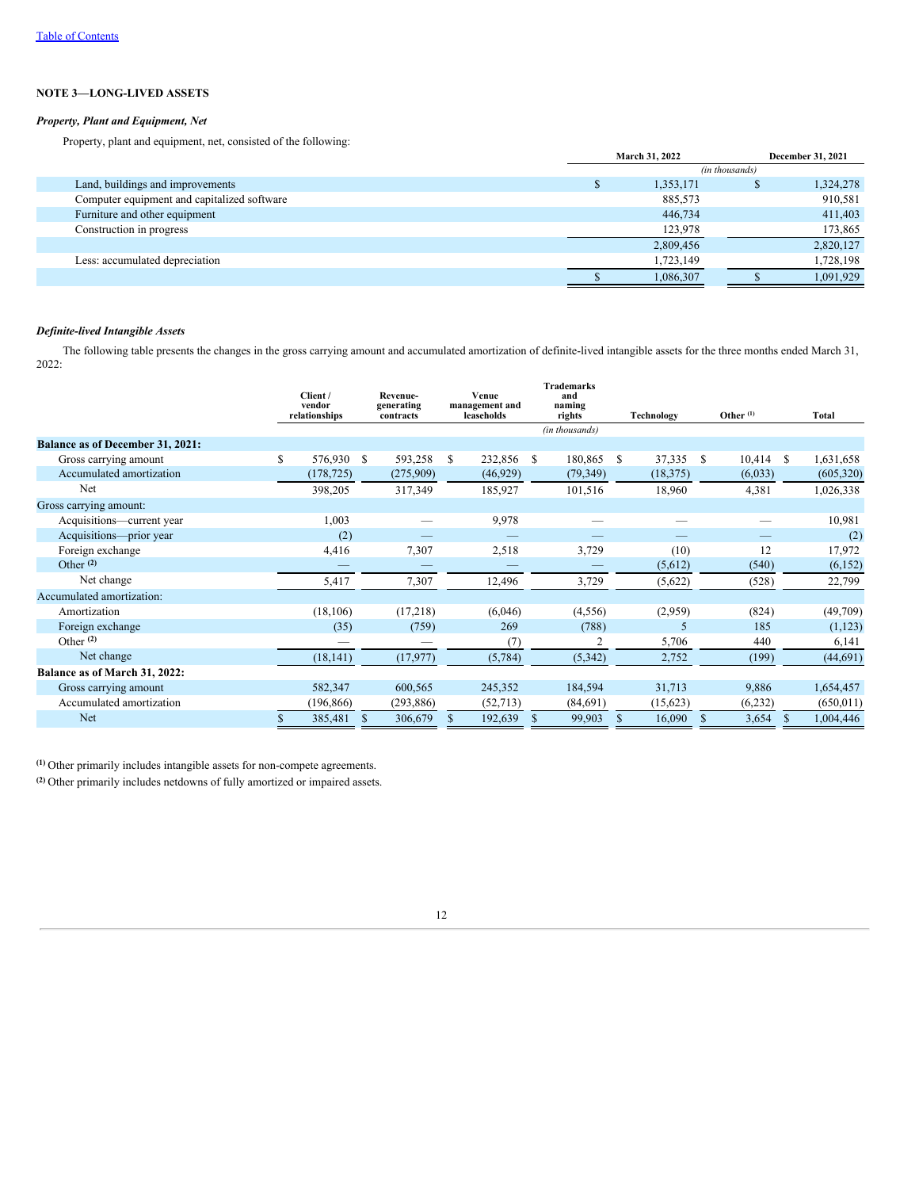[Table of Contents](#)

## NOTE 3—LONG-LIVED ASSETS

### *Property, Plant and Equipment, Net*

Property, plant and equipment, net, consisted of the following:

| | March 31, 2022 | December 31, 2021 |
|---|---|---|
| | *(in thousands)* | |
| Land, buildings and improvements | $ 1,353,171 | $ 1,324,278 |
| Computer equipment and capitalized software | 885,573 | 910,581 |
| Furniture and other equipment | 446,734 | 411,403 |
| Construction in progress | 123,978 | 173,865 |
| | 2,809,456 | 2,820,127 |
| Less: accumulated depreciation | 1,723,149 | 1,728,198 |
| | $ 1,086,307 | $ 1,091,929 |

### *Definite-lived Intangible Assets*

The following table presents the changes in the gross carrying amount and accumulated amortization of definite-lived intangible assets for the three months ended March 31, 2022:

| | Client / vendor relationships | Revenue-generating contracts | Venue management and leaseholds | Trademarks and naming rights | Technology | Other [1] | Total |
|---|---|---|---|---|---|---|---|
| | | | | *(in thousands)* | | | |
| **Balance as of December 31, 2021:** | | | | | | | |
| Gross carrying amount | $ 576,930 | $ 593,258 | $ 232,856 | $ 180,865 | $ 37,335 | $ 10,414 | $ 1,631,658 |
| Accumulated amortization | (178,725) | (275,909) | (46,929) | (79,349) | (18,375) | (6,033) | (605,320) |
| Net | 398,205 | 317,349 | 185,927 | 101,516 | 18,960 | 4,381 | 1,026,338 |
| Gross carrying amount: | | | | | | | |
| Acquisitions—current year | 1,003 | — | 9,978 | — | — | — | 10,981 |
| Acquisitions—prior year | (2) | — | — | — | — | — | (2) |
| Foreign exchange | 4,416 | 7,307 | 2,518 | 3,729 | (10) | 12 | 17,972 |
| Other [2] | — | — | — | — | (5,612) | (540) | (6,152) |
| Net change | 5,417 | 7,307 | 12,496 | 3,729 | (5,622) | (528) | 22,799 |
| Accumulated amortization: | | | | | | | |
| Amortization | (18,106) | (17,218) | (6,046) | (4,556) | (2,959) | (824) | (49,709) |
| Foreign exchange | (35) | (759) | 269 | (788) | 5 | 185 | (1,123) |
| Other [2] | — | — | (7) | 2 | 5,706 | 440 | 6,141 |
| Net change | (18,141) | (17,977) | (5,784) | (5,342) | 2,752 | (199) | (44,691) |
| **Balance as of March 31, 2022:** | | | | | | | |
| Gross carrying amount | 582,347 | 600,565 | 245,352 | 184,594 | 31,713 | 9,886 | 1,654,457 |
| Accumulated amortization | (196,866) | (293,886) | (52,713) | (84,691) | (15,623) | (6,232) | (650,011) |
| Net | $ 385,481 | $ 306,679 | $ 192,639 | $ 99,903 | $ 16,090 | $ 3,654 | $ 1,004,446 |

[1] Other primarily includes intangible assets for non-compete agreements.

[2] Other primarily includes netdowns of fully amortized or impaired assets.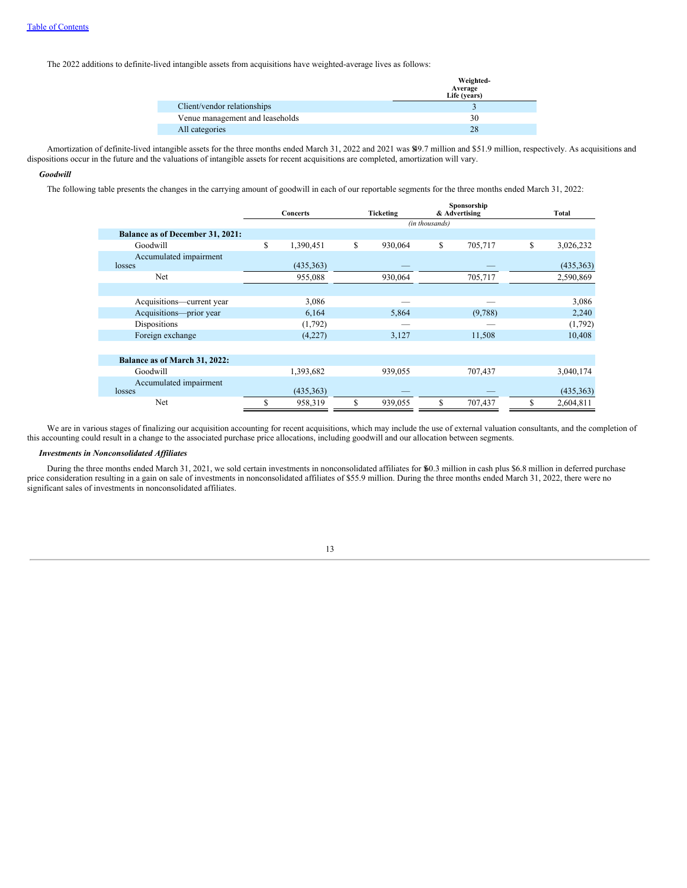The 2022 additions to definite-lived intangible assets from acquisitions have weighted-average lives as follows:

| | Weighted-Average Life (years) |
|---|---|
| Client/vendor relationships | 3 |
| Venue management and leaseholds | 30 |
| All categories | 28 |

Amortization of definite-lived intangible assets for the three months ended March 31, 2022 and 2021 was $49.7 million and $51.9 million, respectively. As acquisitions and dispositions occur in the future and the valuations of intangible assets for recent acquisitions are completed, amortization will vary.

***Goodwill***

The following table presents the changes in the carrying amount of goodwill in each of our reportable segments for the three months ended March 31, 2022:

| | Concerts | Ticketing | Sponsorship & Advertising | Total |
|---|---|---|---|---|
| | | *(in thousands)* | | |
| **Balance as of December 31, 2021:** | | | | |
| Goodwill | $ 1,390,451 | $ 930,064 | $ 705,717 | $ 3,026,232 |
| Accumulated impairment losses | (435,363) | — | — | (435,363) |
| Net | 955,088 | 930,064 | 705,717 | 2,590,869 |
| | | | | |
| Acquisitions—current year | 3,086 | — | — | 3,086 |
| Acquisitions—prior year | 6,164 | 5,864 | (9,788) | 2,240 |
| Dispositions | (1,792) | — | — | (1,792) |
| Foreign exchange | (4,227) | 3,127 | 11,508 | 10,408 |
| | | | | |
| **Balance as of March 31, 2022:** | | | | |
| Goodwill | 1,393,682 | 939,055 | 707,437 | 3,040,174 |
| Accumulated impairment losses | (435,363) | — | — | (435,363) |
| Net | $ 958,319 | $ 939,055 | $ 707,437 | $ 2,604,811 |

We are in various stages of finalizing our acquisition accounting for recent acquisitions, which may include the use of external valuation consultants, and the completion of this accounting could result in a change to the associated purchase price allocations, including goodwill and our allocation between segments.

***Investments in Nonconsolidated Affiliates***

During the three months ended March 31, 2021, we sold certain investments in nonconsolidated affiliates for $60.3 million in cash plus $6.8 million in deferred purchase price consideration resulting in a gain on sale of investments in nonconsolidated affiliates of $55.9 million. During the three months ended March 31, 2022, there were no significant sales of investments in nonconsolidated affiliates.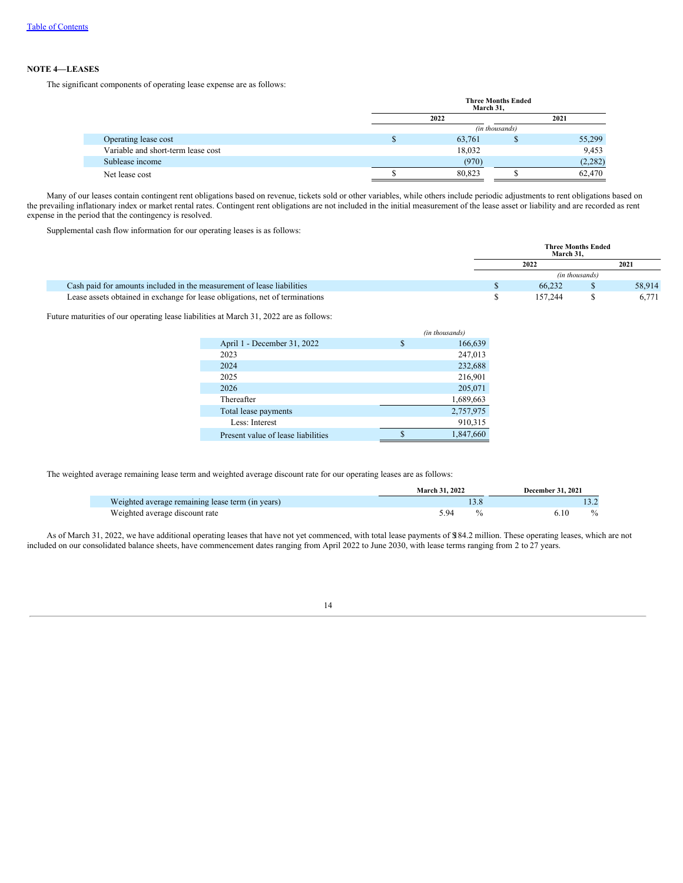## NOTE 4—LEASES

The significant components of operating lease expense are as follows:

| | Three Months Ended March 31, | |
|---|---|---|
| | 2022 | 2021 |
| | *(in thousands)* | |
| Operating lease cost | $ 63,761 | $ 55,299 |
| Variable and short-term lease cost | 18,032 | 9,453 |
| Sublease income | (970) | (2,282) |
| Net lease cost | $ 80,823 | $ 62,470 |

Many of our leases contain contingent rent obligations based on revenue, tickets sold or other variables, while others include periodic adjustments to rent obligations based on the prevailing inflationary index or market rental rates. Contingent rent obligations are not included in the initial measurement of the lease asset or liability and are recorded as rent expense in the period that the contingency is resolved.

Supplemental cash flow information for our operating leases is as follows:

| | Three Months Ended March 31, | |
|---|---|---|
| | 2022 | 2021 |
| | *(in thousands)* | |
| Cash paid for amounts included in the measurement of lease liabilities | $ 66,232 | $ 58,914 |
| Lease assets obtained in exchange for lease obligations, net of terminations | $ 157,244 | $ 6,771 |

Future maturities of our operating lease liabilities at March 31, 2022 are as follows:

| | *(in thousands)* |
|---|---|
| April 1 - December 31, 2022 | $ 166,639 |
| 2023 | 247,013 |
| 2024 | 232,688 |
| 2025 | 216,901 |
| 2026 | 205,071 |
| Thereafter | 1,689,663 |
| Total lease payments | 2,757,975 |
| Less: Interest | 910,315 |
| Present value of lease liabilities | $ 1,847,660 |

The weighted average remaining lease term and weighted average discount rate for our operating leases are as follows:

| | March 31, 2022 | December 31, 2021 |
|---|---|---|
| Weighted average remaining lease term (in years) | 13.8 | 13.2 |
| Weighted average discount rate | 5.94 % | 6.10 % |

As of March 31, 2022, we have additional operating leases that have not yet commenced, with total lease payments of $184.2 million. These operating leases, which are not included on our consolidated balance sheets, have commencement dates ranging from April 2022 to June 2030, with lease terms ranging from 2 to 27 years.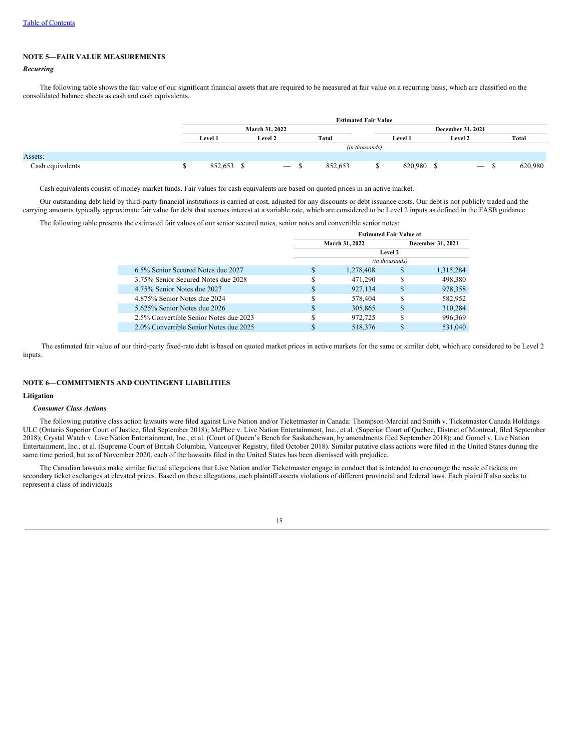[Table of Contents](#)

## NOTE 5—FAIR VALUE MEASUREMENTS

*Recurring*

The following table shows the fair value of our significant financial assets that are required to be measured at fair value on a recurring basis, which are classified on the consolidated balance sheets as cash and cash equivalents.

| | Estimated Fair Value | | | | | |
|---|---|---|---|---|---|---|
| | March 31, 2022 | | | December 31, 2021 | | |
| | Level 1 | Level 2 | Total | Level 1 | Level 2 | Total |
| | (in thousands) | | | | | |
| Assets: | | | | | | |
| Cash equivalents | $ 852,653 | $ — | $ 852,653 | $ 620,980 | $ — | $ 620,980 |

Cash equivalents consist of money market funds. Fair values for cash equivalents are based on quoted prices in an active market.

Our outstanding debt held by third-party financial institutions is carried at cost, adjusted for any discounts or debt issuance costs. Our debt is not publicly traded and the carrying amounts typically approximate fair value for debt that accrues interest at a variable rate, which are considered to be Level 2 inputs as defined in the FASB guidance.

The following table presents the estimated fair values of our senior secured notes, senior notes and convertible senior notes:

| | Estimated Fair Value at | |
|---|---|---|
| | March 31, 2022 | December 31, 2021 |
| | Level 2 | |
| | (in thousands) | |
| 6.5% Senior Secured Notes due 2027 | $ 1,278,408 | $ 1,315,284 |
| 3.75% Senior Secured Notes due 2028 | $ 471,290 | $ 498,380 |
| 4.75% Senior Notes due 2027 | $ 927,134 | $ 978,358 |
| 4.875% Senior Notes due 2024 | $ 578,404 | $ 582,952 |
| 5.625% Senior Notes due 2026 | $ 305,865 | $ 310,284 |
| 2.5% Convertible Senior Notes due 2023 | $ 972,725 | $ 996,369 |
| 2.0% Convertible Senior Notes due 2025 | $ 518,376 | $ 531,040 |

The estimated fair value of our third-party fixed-rate debt is based on quoted market prices in active markets for the same or similar debt, which are considered to be Level 2 inputs.

## NOTE 6—COMMITMENTS AND CONTINGENT LIABILITIES

### Litigation

***Consumer Class Actions***

The following putative class action lawsuits were filed against Live Nation and/or Ticketmaster in Canada: Thompson-Marcial and Smith v. Ticketmaster Canada Holdings ULC (Ontario Superior Court of Justice, filed September 2018); McPhee v. Live Nation Entertainment, Inc., et al. (Superior Court of Quebec, District of Montreal, filed September 2018); Crystal Watch v. Live Nation Entertainment, Inc., et al. (Court of Queen's Bench for Saskatchewan, by amendments filed September 2018); and Gomel v. Live Nation Entertainment, Inc., et al. (Supreme Court of British Columbia, Vancouver Registry, filed October 2018). Similar putative class actions were filed in the United States during the same time period, but as of November 2020, each of the lawsuits filed in the United States has been dismissed with prejudice.

The Canadian lawsuits make similar factual allegations that Live Nation and/or Ticketmaster engage in conduct that is intended to encourage the resale of tickets on secondary ticket exchanges at elevated prices. Based on these allegations, each plaintiff asserts violations of different provincial and federal laws. Each plaintiff also seeks to represent a class of individuals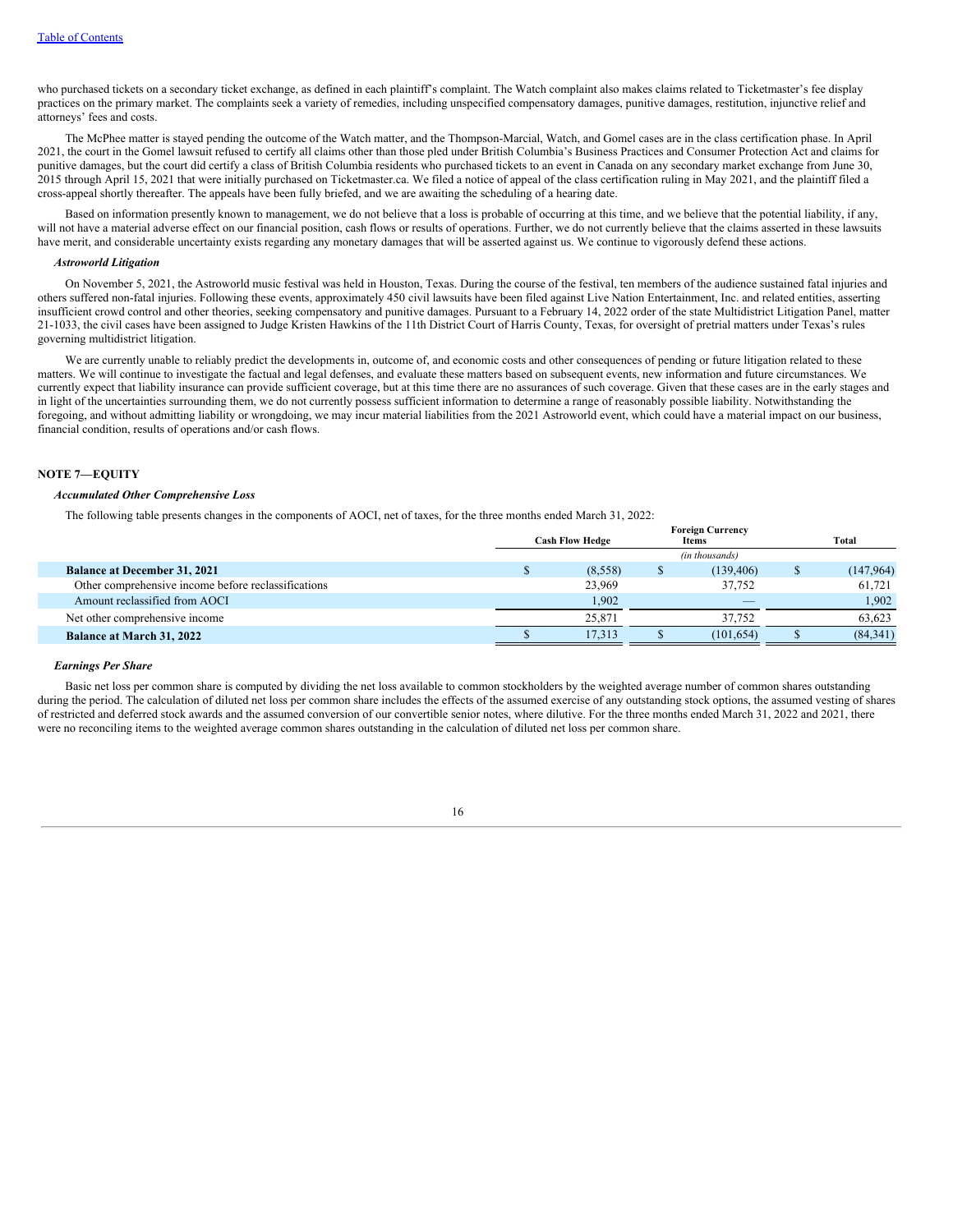who purchased tickets on a secondary ticket exchange, as defined in each plaintiff's complaint. The Watch complaint also makes claims related to Ticketmaster's fee display practices on the primary market. The complaints seek a variety of remedies, including unspecified compensatory damages, punitive damages, restitution, injunctive relief and attorneys' fees and costs.

The McPhee matter is stayed pending the outcome of the Watch matter, and the Thompson-Marcial, Watch, and Gomel cases are in the class certification phase. In April 2021, the court in the Gomel lawsuit refused to certify all claims other than those pled under British Columbia's Business Practices and Consumer Protection Act and claims for punitive damages, but the court did certify a class of British Columbia residents who purchased tickets to an event in Canada on any secondary market exchange from June 30, 2015 through April 15, 2021 that were initially purchased on Ticketmaster.ca. We filed a notice of appeal of the class certification ruling in May 2021, and the plaintiff filed a cross-appeal shortly thereafter. The appeals have been fully briefed, and we are awaiting the scheduling of a hearing date.

Based on information presently known to management, we do not believe that a loss is probable of occurring at this time, and we believe that the potential liability, if any, will not have a material adverse effect on our financial position, cash flows or results of operations. Further, we do not currently believe that the claims asserted in these lawsuits have merit, and considerable uncertainty exists regarding any monetary damages that will be asserted against us. We continue to vigorously defend these actions.

***Astroworld Litigation***

On November 5, 2021, the Astroworld music festival was held in Houston, Texas. During the course of the festival, ten members of the audience sustained fatal injuries and others suffered non-fatal injuries. Following these events, approximately 450 civil lawsuits have been filed against Live Nation Entertainment, Inc. and related entities, asserting insufficient crowd control and other theories, seeking compensatory and punitive damages. Pursuant to a February 14, 2022 order of the state Multidistrict Litigation Panel, matter 21-1033, the civil cases have been assigned to Judge Kristen Hawkins of the 11th District Court of Harris County, Texas, for oversight of pretrial matters under Texas's rules governing multidistrict litigation.

We are currently unable to reliably predict the developments in, outcome of, and economic costs and other consequences of pending or future litigation related to these matters. We will continue to investigate the factual and legal defenses, and evaluate these matters based on subsequent events, new information and future circumstances. We currently expect that liability insurance can provide sufficient coverage, but at this time there are no assurances of such coverage. Given that these cases are in the early stages and in light of the uncertainties surrounding them, we do not currently possess sufficient information to determine a range of reasonably possible liability. Notwithstanding the foregoing, and without admitting liability or wrongdoing, we may incur material liabilities from the 2021 Astroworld event, which could have a material impact on our business, financial condition, results of operations and/or cash flows.

## NOTE 7—EQUITY

***Accumulated Other Comprehensive Loss***

The following table presents changes in the components of AOCI, net of taxes, for the three months ended March 31, 2022:

| | Cash Flow Hedge | Foreign Currency Items | Total |
|---|---|---|---|
| | | *(in thousands)* | |
| **Balance at December 31, 2021** | $ (8,558) | $ (139,406) | $ (147,964) |
| Other comprehensive income before reclassifications | 23,969 | 37,752 | 61,721 |
| Amount reclassified from AOCI | 1,902 | — | 1,902 |
| Net other comprehensive income | 25,871 | 37,752 | 63,623 |
| **Balance at March 31, 2022** | $ 17,313 | $ (101,654) | $ (84,341) |

***Earnings Per Share***

Basic net loss per common share is computed by dividing the net loss available to common stockholders by the weighted average number of common shares outstanding during the period. The calculation of diluted net loss per common share includes the effects of the assumed exercise of any outstanding stock options, the assumed vesting of shares of restricted and deferred stock awards and the assumed conversion of our convertible senior notes, where dilutive. For the three months ended March 31, 2022 and 2021, there were no reconciling items to the weighted average common shares outstanding in the calculation of diluted net loss per common share.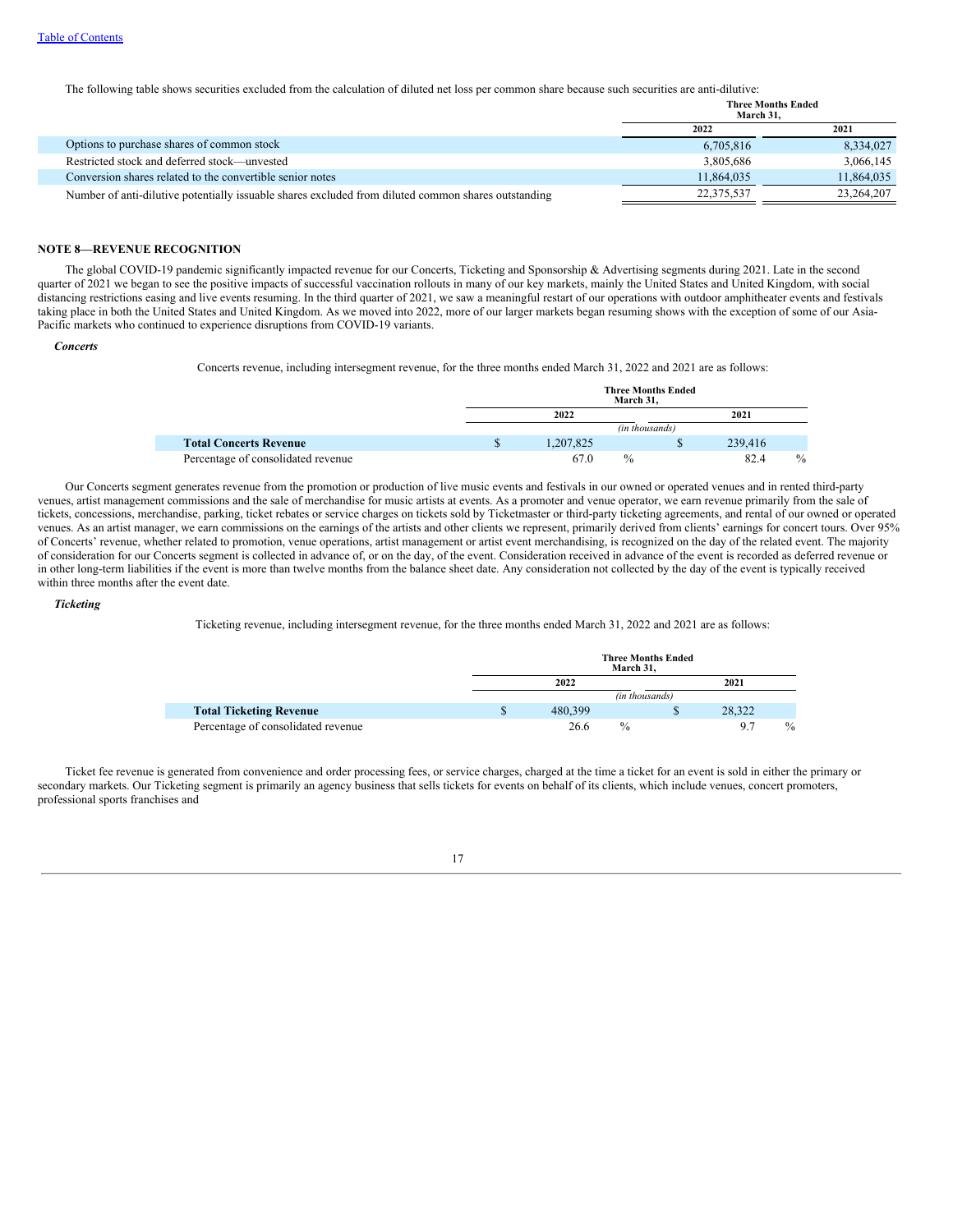The following table shows securities excluded from the calculation of diluted net loss per common share because such securities are anti-dilutive:

| | Three Months Ended March 31, | |
|---|---|---|
| | 2022 | 2021 |
| Options to purchase shares of common stock | 6,705,816 | 8,334,027 |
| Restricted stock and deferred stock—unvested | 3,805,686 | 3,066,145 |
| Conversion shares related to the convertible senior notes | 11,864,035 | 11,864,035 |
| Number of anti-dilutive potentially issuable shares excluded from diluted common shares outstanding | 22,375,537 | 23,264,207 |

## NOTE 8—REVENUE RECOGNITION

The global COVID-19 pandemic significantly impacted revenue for our Concerts, Ticketing and Sponsorship & Advertising segments during 2021. Late in the second quarter of 2021 we began to see the positive impacts of successful vaccination rollouts in many of our key markets, mainly the United States and United Kingdom, with social distancing restrictions easing and live events resuming. In the third quarter of 2021, we saw a meaningful restart of our operations with outdoor amphitheater events and festivals taking place in both the United States and United Kingdom. As we moved into 2022, more of our larger markets began resuming shows with the exception of some of our Asia-Pacific markets who continued to experience disruptions from COVID-19 variants.

***Concerts***

Concerts revenue, including intersegment revenue, for the three months ended March 31, 2022 and 2021 are as follows:

| | Three Months Ended March 31, | |
|---|---|---|
| | 2022 | 2021 |
| | (in thousands) | |
| **Total Concerts Revenue** | $ 1,207,825 | $ 239,416 |
| Percentage of consolidated revenue | 67.0 % | 82.4 % |

Our Concerts segment generates revenue from the promotion or production of live music events and festivals in our owned or operated venues and in rented third-party venues, artist management commissions and the sale of merchandise for music artists at events. As a promoter and venue operator, we earn revenue primarily from the sale of tickets, concessions, merchandise, parking, ticket rebates or service charges on tickets sold by Ticketmaster or third-party ticketing agreements, and rental of our owned or operated venues. As an artist manager, we earn commissions on the earnings of the artists and other clients we represent, primarily derived from clients' earnings for concert tours. Over 95% of Concerts' revenue, whether related to promotion, venue operations, artist management or artist event merchandising, is recognized on the day of the related event. The majority of consideration for our Concerts segment is collected in advance of, or on the day, of the event. Consideration received in advance of the event is recorded as deferred revenue or in other long-term liabilities if the event is more than twelve months from the balance sheet date. Any consideration not collected by the day of the event is typically received within three months after the event date.

***Ticketing***

Ticketing revenue, including intersegment revenue, for the three months ended March 31, 2022 and 2021 are as follows:

| | Three Months Ended March 31, | |
|---|---|---|
| | 2022 | 2021 |
| | (in thousands) | |
| **Total Ticketing Revenue** | $ 480,399 | $ 28,322 |
| Percentage of consolidated revenue | 26.6 % | 9.7 % |

Ticket fee revenue is generated from convenience and order processing fees, or service charges, charged at the time a ticket for an event is sold in either the primary or secondary markets. Our Ticketing segment is primarily an agency business that sells tickets for events on behalf of its clients, which include venues, concert promoters, professional sports franchises and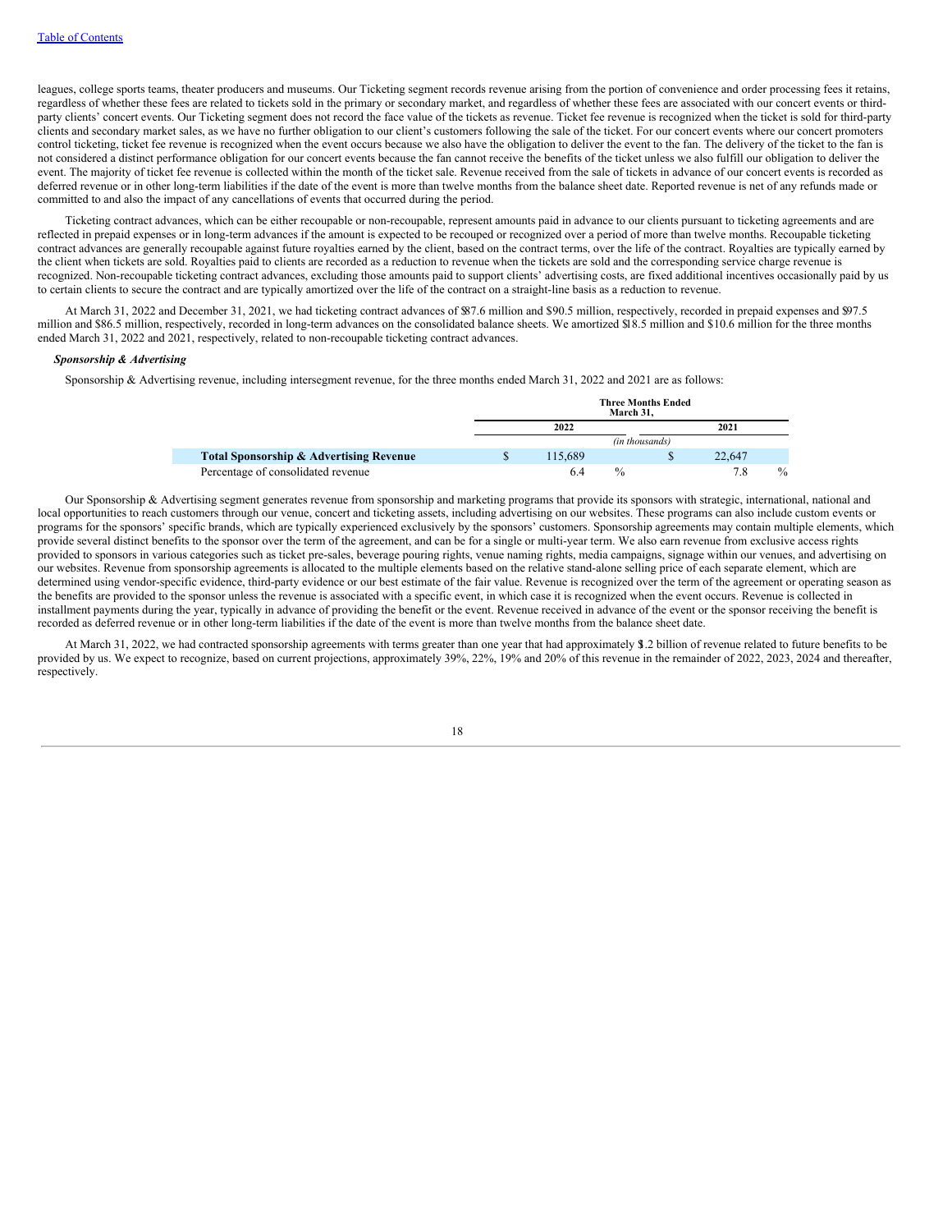leagues, college sports teams, theater producers and museums. Our Ticketing segment records revenue arising from the portion of convenience and order processing fees it retains, regardless of whether these fees are related to tickets sold in the primary or secondary market, and regardless of whether these fees are associated with our concert events or third-party clients' concert events. Our Ticketing segment does not record the face value of the tickets as revenue. Ticket fee revenue is recognized when the ticket is sold for third-party clients and secondary market sales, as we have no further obligation to our client's customers following the sale of the ticket. For our concert events where our concert promoters control ticketing, ticket fee revenue is recognized when the event occurs because we also have the obligation to deliver the event to the fan. The delivery of the ticket to the fan is not considered a distinct performance obligation for our concert events because the fan cannot receive the benefits of the ticket unless we also fulfill our obligation to deliver the event. The majority of ticket fee revenue is collected within the month of the ticket sale. Revenue received from the sale of tickets in advance of our concert events is recorded as deferred revenue or in other long-term liabilities if the date of the event is more than twelve months from the balance sheet date. Reported revenue is net of any refunds made or committed to and also the impact of any cancellations of events that occurred during the period.

Ticketing contract advances, which can be either recoupable or non-recoupable, represent amounts paid in advance to our clients pursuant to ticketing agreements and are reflected in prepaid expenses or in long-term advances if the amount is expected to be recouped or recognized over a period of more than twelve months. Recoupable ticketing contract advances are generally recoupable against future royalties earned by the client, based on the contract terms, over the life of the contract. Royalties are typically earned by the client when tickets are sold. Royalties paid to clients are recorded as a reduction to revenue when the tickets are sold and the corresponding service charge revenue is recognized. Non-recoupable ticketing contract advances, excluding those amounts paid to support clients' advertising costs, are fixed additional incentives occasionally paid by us to certain clients to secure the contract and are typically amortized over the life of the contract on a straight-line basis as a reduction to revenue.

At March 31, 2022 and December 31, 2021, we had ticketing contract advances of $87.6 million and $90.5 million, respectively, recorded in prepaid expenses and $97.5 million and $86.5 million, respectively, recorded in long-term advances on the consolidated balance sheets. We amortized $18.5 million and $10.6 million for the three months ended March 31, 2022 and 2021, respectively, related to non-recoupable ticketing contract advances.

***Sponsorship & Advertising***

Sponsorship & Advertising revenue, including intersegment revenue, for the three months ended March 31, 2022 and 2021 are as follows:

| | Three Months Ended March 31, | |
|---|---|---|
| | 2022 | 2021 |
| | (in thousands) | |
| **Total Sponsorship & Advertising Revenue** | $ 115,689 | $ 22,647 |
| Percentage of consolidated revenue | 6.4 % | 7.8 % |

Our Sponsorship & Advertising segment generates revenue from sponsorship and marketing programs that provide its sponsors with strategic, international, national and local opportunities to reach customers through our venue, concert and ticketing assets, including advertising on our websites. These programs can also include custom events or programs for the sponsors' specific brands, which are typically experienced exclusively by the sponsors' customers. Sponsorship agreements may contain multiple elements, which provide several distinct benefits to the sponsor over the term of the agreement, and can be for a single or multi-year term. We also earn revenue from exclusive access rights provided to sponsors in various categories such as ticket pre-sales, beverage pouring rights, venue naming rights, media campaigns, signage within our venues, and advertising on our websites. Revenue from sponsorship agreements is allocated to the multiple elements based on the relative stand-alone selling price of each separate element, which are determined using vendor-specific evidence, third-party evidence or our best estimate of the fair value. Revenue is recognized over the term of the agreement or operating season as the benefits are provided to the sponsor unless the revenue is associated with a specific event, in which case it is recognized when the event occurs. Revenue is collected in installment payments during the year, typically in advance of providing the benefit or the event. Revenue received in advance of the event or the sponsor receiving the benefit is recorded as deferred revenue or in other long-term liabilities if the date of the event is more than twelve months from the balance sheet date.

At March 31, 2022, we had contracted sponsorship agreements with terms greater than one year that had approximately $1.2 billion of revenue related to future benefits to be provided by us. We expect to recognize, based on current projections, approximately 39%, 22%, 19% and 20% of this revenue in the remainder of 2022, 2023, 2024 and thereafter, respectively.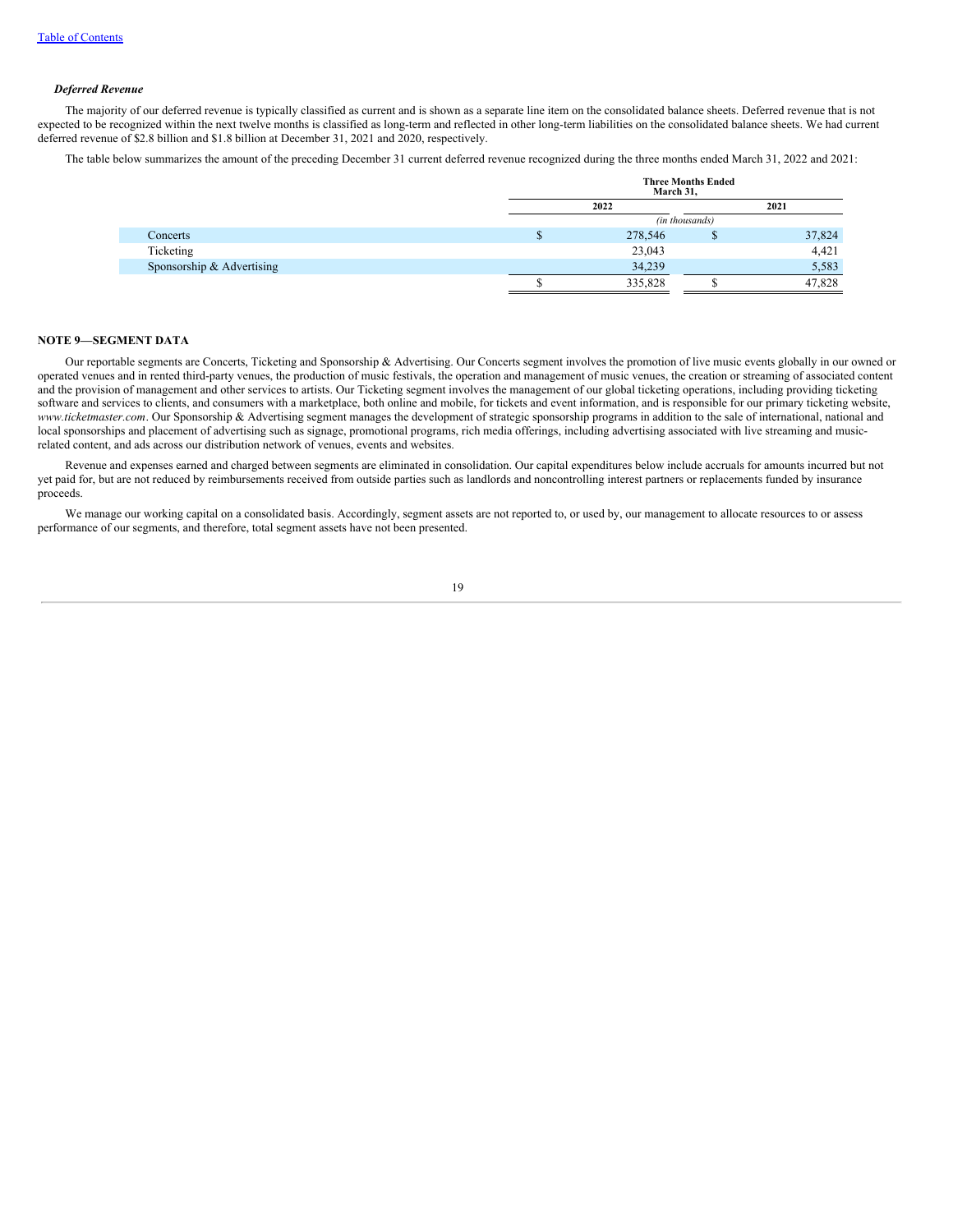### *Deferred Revenue*

The majority of our deferred revenue is typically classified as current and is shown as a separate line item on the consolidated balance sheets. Deferred revenue that is not expected to be recognized within the next twelve months is classified as long-term and reflected in other long-term liabilities on the consolidated balance sheets. We had current deferred revenue of $2.8 billion and $1.8 billion at December 31, 2021 and 2020, respectively.

The table below summarizes the amount of the preceding December 31 current deferred revenue recognized during the three months ended March 31, 2022 and 2021:

| | Three Months Ended March 31, | |
|---|---|---|
| | 2022 | 2021 |
| | *(in thousands)* | |
| Concerts | $ 278,546 | $ 37,824 |
| Ticketing | 23,043 | 4,421 |
| Sponsorship & Advertising | 34,239 | 5,583 |
| | $ 335,828 | $ 47,828 |

## NOTE 9—SEGMENT DATA

Our reportable segments are Concerts, Ticketing and Sponsorship & Advertising. Our Concerts segment involves the promotion of live music events globally in our owned or operated venues and in rented third-party venues, the production of music festivals, the operation and management of music venues, the creation or streaming of associated content and the provision of management and other services to artists. Our Ticketing segment involves the management of our global ticketing operations, including providing ticketing software and services to clients, and consumers with a marketplace, both online and mobile, for tickets and event information, and is responsible for our primary ticketing website, *www.ticketmaster.com*. Our Sponsorship & Advertising segment manages the development of strategic sponsorship programs in addition to the sale of international, national and local sponsorships and placement of advertising such as signage, promotional programs, rich media offerings, including advertising associated with live streaming and music-related content, and ads across our distribution network of venues, events and websites.

Revenue and expenses earned and charged between segments are eliminated in consolidation. Our capital expenditures below include accruals for amounts incurred but not yet paid for, but are not reduced by reimbursements received from outside parties such as landlords and noncontrolling interest partners or replacements funded by insurance proceeds.

We manage our working capital on a consolidated basis. Accordingly, segment assets are not reported to, or used by, our management to allocate resources to or assess performance of our segments, and therefore, total segment assets have not been presented.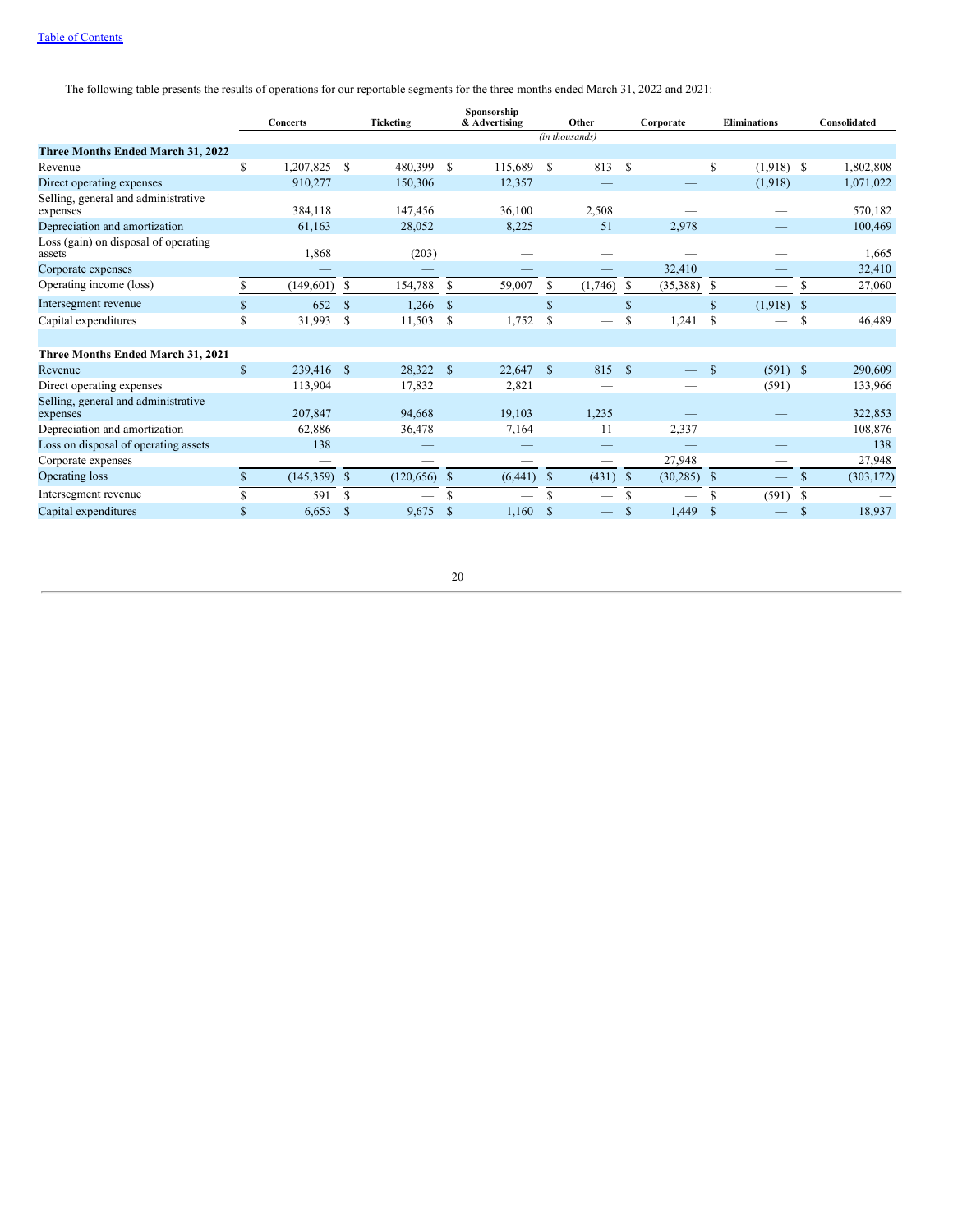The following table presents the results of operations for our reportable segments for the three months ended March 31, 2022 and 2021:

| | Concerts | Ticketing | Sponsorship & Advertising | Other | Corporate | Eliminations | Consolidated |
|---|---|---|---|---|---|---|---|
| | | | | *(in thousands)* | | | |
| **Three Months Ended March 31, 2022** | | | | | | | |
| Revenue | $ 1,207,825 | $ 480,399 | $ 115,689 | $ 813 | $ — | $ (1,918) | $ 1,802,808 |
| Direct operating expenses | 910,277 | 150,306 | 12,357 | — | — | (1,918) | 1,071,022 |
| Selling, general and administrative expenses | 384,118 | 147,456 | 36,100 | 2,508 | — | — | 570,182 |
| Depreciation and amortization | 61,163 | 28,052 | 8,225 | 51 | 2,978 | — | 100,469 |
| Loss (gain) on disposal of operating assets | 1,868 | (203) | — | — | — | — | 1,665 |
| Corporate expenses | — | — | — | — | 32,410 | — | 32,410 |
| Operating income (loss) | $ (149,601) | $ 154,788 | $ 59,007 | $ (1,746) | $ (35,388) | $ — | $ 27,060 |
| Intersegment revenue | $ 652 | $ 1,266 | $ — | $ — | $ — | $ (1,918) | $ — |
| Capital expenditures | $ 31,993 | $ 11,503 | $ 1,752 | $ — | $ 1,241 | $ — | $ 46,489 |
| | | | | | | | |
| **Three Months Ended March 31, 2021** | | | | | | | |
| Revenue | $ 239,416 | $ 28,322 | $ 22,647 | $ 815 | $ — | $ (591) | $ 290,609 |
| Direct operating expenses | 113,904 | 17,832 | 2,821 | — | — | (591) | 133,966 |
| Selling, general and administrative expenses | 207,847 | 94,668 | 19,103 | 1,235 | — | — | 322,853 |
| Depreciation and amortization | 62,886 | 36,478 | 7,164 | 11 | 2,337 | — | 108,876 |
| Loss on disposal of operating assets | 138 | — | — | — | — | — | 138 |
| Corporate expenses | — | — | — | — | 27,948 | — | 27,948 |
| Operating loss | $ (145,359) | $ (120,656) | $ (6,441) | $ (431) | $ (30,285) | $ — | $ (303,172) |
| Intersegment revenue | $ 591 | $ — | $ — | $ — | $ — | $ (591) | $ — |
| Capital expenditures | $ 6,653 | $ 9,675 | $ 1,160 | $ — | $ 1,449 | $ — | $ 18,937 |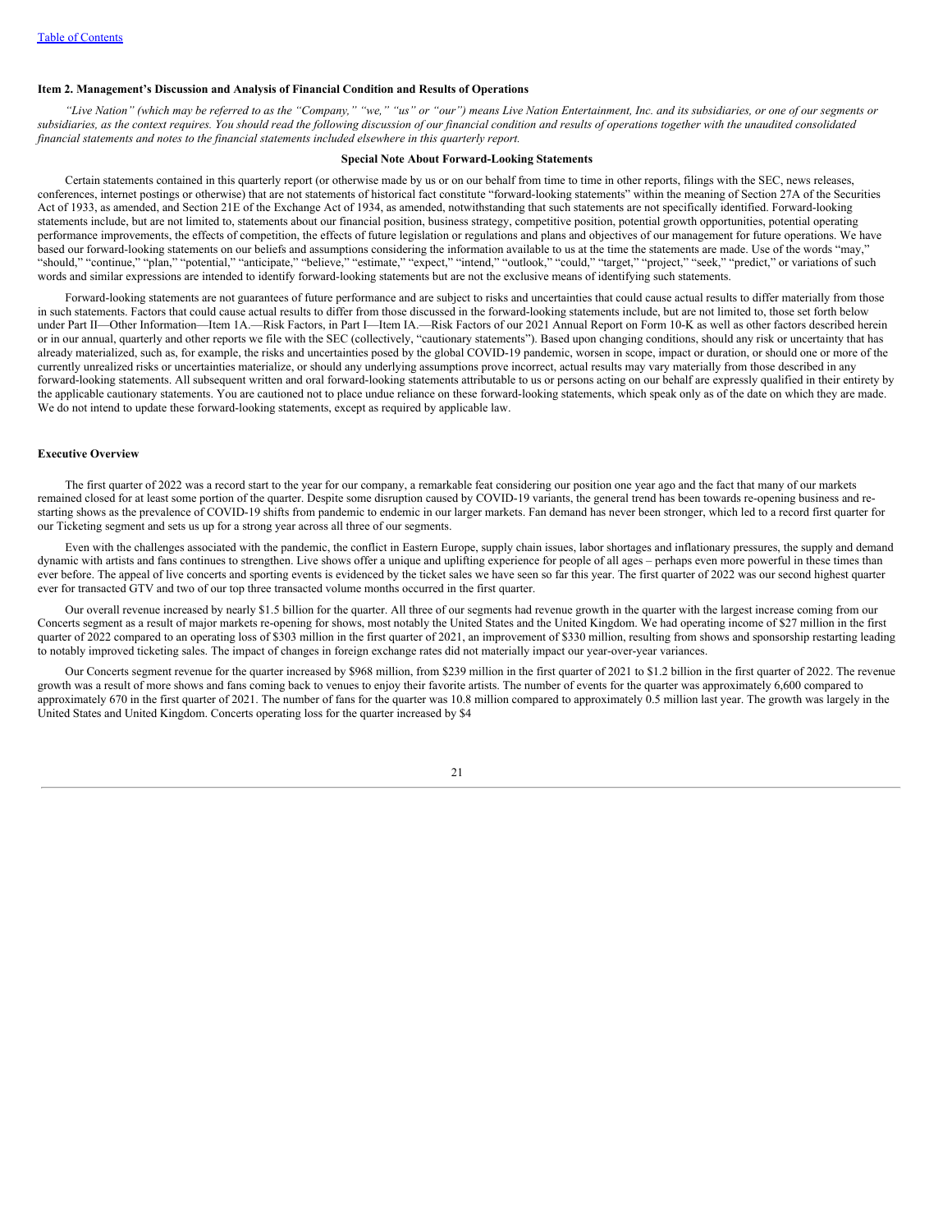### Item 2. Management's Discussion and Analysis of Financial Condition and Results of Operations

*"Live Nation" (which may be referred to as the "Company," "we," "us" or "our") means Live Nation Entertainment, Inc. and its subsidiaries, or one of our segments or subsidiaries, as the context requires. You should read the following discussion of our financial condition and results of operations together with the unaudited consolidated financial statements and notes to the financial statements included elsewhere in this quarterly report.*

#### Special Note About Forward-Looking Statements

Certain statements contained in this quarterly report (or otherwise made by us or on our behalf from time to time in other reports, filings with the SEC, news releases, conferences, internet postings or otherwise) that are not statements of historical fact constitute "forward-looking statements" within the meaning of Section 27A of the Securities Act of 1933, as amended, and Section 21E of the Exchange Act of 1934, as amended, notwithstanding that such statements are not specifically identified. Forward-looking statements include, but are not limited to, statements about our financial position, business strategy, competitive position, potential growth opportunities, potential operating performance improvements, the effects of competition, the effects of future legislation or regulations and plans and objectives of our management for future operations. We have based our forward-looking statements on our beliefs and assumptions considering the information available to us at the time the statements are made. Use of the words "may," "should," "continue," "plan," "potential," "anticipate," "believe," "estimate," "expect," "intend," "outlook," "could," "target," "project," "seek," "predict," or variations of such words and similar expressions are intended to identify forward-looking statements but are not the exclusive means of identifying such statements.

Forward-looking statements are not guarantees of future performance and are subject to risks and uncertainties that could cause actual results to differ materially from those in such statements. Factors that could cause actual results to differ from those discussed in the forward-looking statements include, but are not limited to, those set forth below under Part II—Other Information—Item 1A.—Risk Factors, in Part I—Item IA.—Risk Factors of our 2021 Annual Report on Form 10-K as well as other factors described herein or in our annual, quarterly and other reports we file with the SEC (collectively, "cautionary statements"). Based upon changing conditions, should any risk or uncertainty that has already materialized, such as, for example, the risks and uncertainties posed by the global COVID-19 pandemic, worsen in scope, impact or duration, or should one or more of the currently unrealized risks or uncertainties materialize, or should any underlying assumptions prove incorrect, actual results may vary materially from those described in any forward-looking statements. All subsequent written and oral forward-looking statements attributable to us or persons acting on our behalf are expressly qualified in their entirety by the applicable cautionary statements. You are cautioned not to place undue reliance on these forward-looking statements, which speak only as of the date on which they are made. We do not intend to update these forward-looking statements, except as required by applicable law.

### Executive Overview

The first quarter of 2022 was a record start to the year for our company, a remarkable feat considering our position one year ago and the fact that many of our markets remained closed for at least some portion of the quarter. Despite some disruption caused by COVID-19 variants, the general trend has been towards re-opening business and re-starting shows as the prevalence of COVID-19 shifts from pandemic to endemic in our larger markets. Fan demand has never been stronger, which led to a record first quarter for our Ticketing segment and sets us up for a strong year across all three of our segments.

Even with the challenges associated with the pandemic, the conflict in Eastern Europe, supply chain issues, labor shortages and inflationary pressures, the supply and demand dynamic with artists and fans continues to strengthen. Live shows offer a unique and uplifting experience for people of all ages – perhaps even more powerful in these times than ever before. The appeal of live concerts and sporting events is evidenced by the ticket sales we have seen so far this year. The first quarter of 2022 was our second highest quarter ever for transacted GTV and two of our top three transacted volume months occurred in the first quarter.

Our overall revenue increased by nearly $1.5 billion for the quarter. All three of our segments had revenue growth in the quarter with the largest increase coming from our Concerts segment as a result of major markets re-opening for shows, most notably the United States and the United Kingdom. We had operating income of $27 million in the first quarter of 2022 compared to an operating loss of $303 million in the first quarter of 2021, an improvement of $330 million, resulting from shows and sponsorship restarting leading to notably improved ticketing sales. The impact of changes in foreign exchange rates did not materially impact our year-over-year variances.

Our Concerts segment revenue for the quarter increased by $968 million, from $239 million in the first quarter of 2021 to $1.2 billion in the first quarter of 2022. The revenue growth was a result of more shows and fans coming back to venues to enjoy their favorite artists. The number of events for the quarter was approximately 6,600 compared to approximately 670 in the first quarter of 2021. The number of fans for the quarter was 10.8 million compared to approximately 0.5 million last year. The growth was largely in the United States and United Kingdom. Concerts operating loss for the quarter increased by $4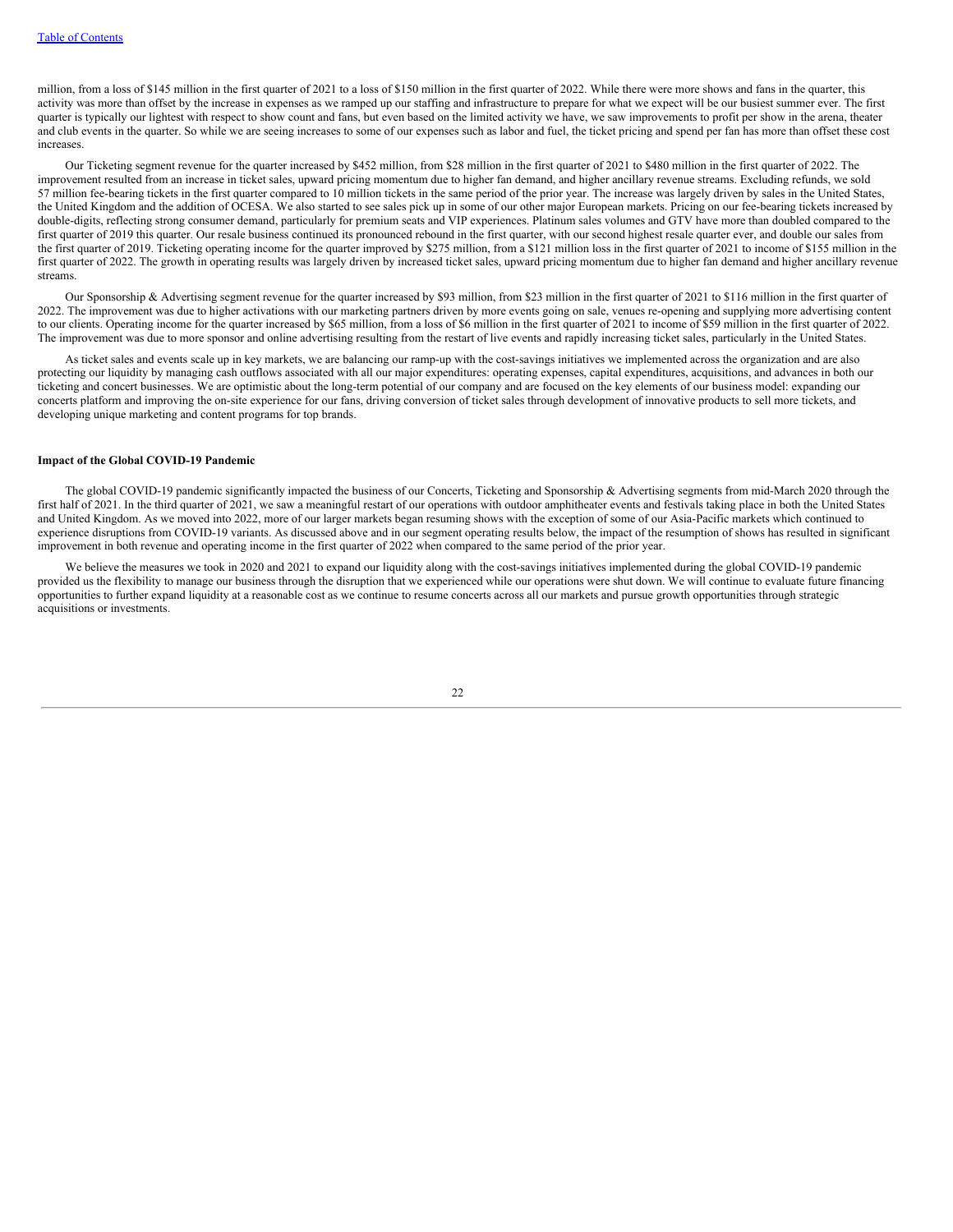million, from a loss of $145 million in the first quarter of 2021 to a loss of $150 million in the first quarter of 2022. While there were more shows and fans in the quarter, this activity was more than offset by the increase in expenses as we ramped up our staffing and infrastructure to prepare for what we expect will be our busiest summer ever. The first quarter is typically our lightest with respect to show count and fans, but even based on the limited activity we have, we saw improvements to profit per show in the arena, theater and club events in the quarter. So while we are seeing increases to some of our expenses such as labor and fuel, the ticket pricing and spend per fan has more than offset these cost increases.

Our Ticketing segment revenue for the quarter increased by $452 million, from $28 million in the first quarter of 2021 to $480 million in the first quarter of 2022. The improvement resulted from an increase in ticket sales, upward pricing momentum due to higher fan demand, and higher ancillary revenue streams. Excluding refunds, we sold 57 million fee-bearing tickets in the first quarter compared to 10 million tickets in the same period of the prior year. The increase was largely driven by sales in the United States, the United Kingdom and the addition of OCESA. We also started to see sales pick up in some of our other major European markets. Pricing on our fee-bearing tickets increased by double-digits, reflecting strong consumer demand, particularly for premium seats and VIP experiences. Platinum sales volumes and GTV have more than doubled compared to the first quarter of 2019 this quarter. Our resale business continued its pronounced rebound in the first quarter, with our second highest resale quarter ever, and double our sales from the first quarter of 2019. Ticketing operating income for the quarter improved by $275 million, from a $121 million loss in the first quarter of 2021 to income of $155 million in the first quarter of 2022. The growth in operating results was largely driven by increased ticket sales, upward pricing momentum due to higher fan demand and higher ancillary revenue streams.

Our Sponsorship & Advertising segment revenue for the quarter increased by $93 million, from $23 million in the first quarter of 2021 to $116 million in the first quarter of 2022. The improvement was due to higher activations with our marketing partners driven by more events going on sale, venues re-opening and supplying more advertising content to our clients. Operating income for the quarter increased by $65 million, from a loss of $6 million in the first quarter of 2021 to income of $59 million in the first quarter of 2022. The improvement was due to more sponsor and online advertising resulting from the restart of live events and rapidly increasing ticket sales, particularly in the United States.

As ticket sales and events scale up in key markets, we are balancing our ramp-up with the cost-savings initiatives we implemented across the organization and are also protecting our liquidity by managing cash outflows associated with all our major expenditures: operating expenses, capital expenditures, acquisitions, and advances in both our ticketing and concert businesses. We are optimistic about the long-term potential of our company and are focused on the key elements of our business model: expanding our concerts platform and improving the on-site experience for our fans, driving conversion of ticket sales through development of innovative products to sell more tickets, and developing unique marketing and content programs for top brands.

**Impact of the Global COVID-19 Pandemic**

The global COVID-19 pandemic significantly impacted the business of our Concerts, Ticketing and Sponsorship & Advertising segments from mid-March 2020 through the first half of 2021. In the third quarter of 2021, we saw a meaningful restart of our operations with outdoor amphitheater events and festivals taking place in both the United States and United Kingdom. As we moved into 2022, more of our larger markets began resuming shows with the exception of some of our Asia-Pacific markets which continued to experience disruptions from COVID-19 variants. As discussed above and in our segment operating results below, the impact of the resumption of shows has resulted in significant improvement in both revenue and operating income in the first quarter of 2022 when compared to the same period of the prior year.

We believe the measures we took in 2020 and 2021 to expand our liquidity along with the cost-savings initiatives implemented during the global COVID-19 pandemic provided us the flexibility to manage our business through the disruption that we experienced while our operations were shut down. We will continue to evaluate future financing opportunities to further expand liquidity at a reasonable cost as we continue to resume concerts across all our markets and pursue growth opportunities through strategic acquisitions or investments.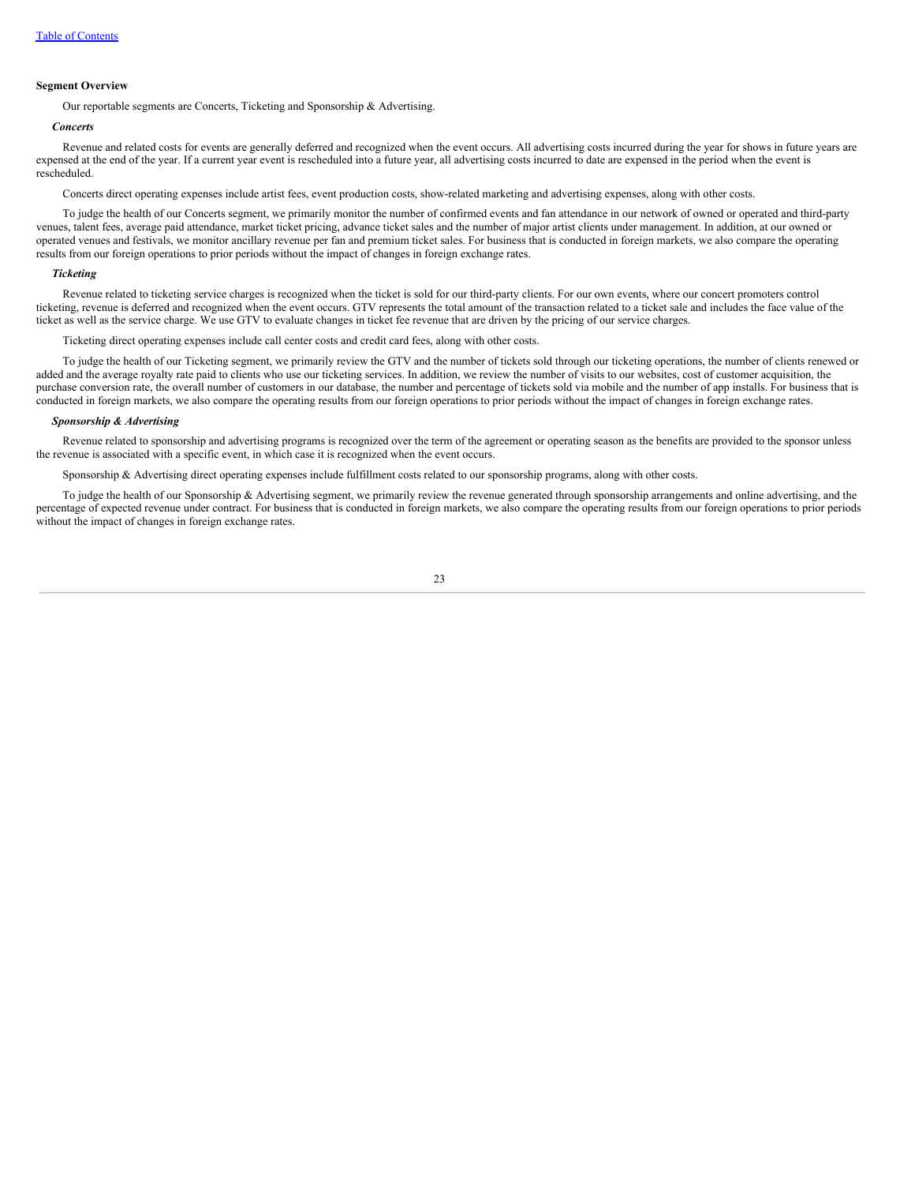### Segment Overview

Our reportable segments are Concerts, Ticketing and Sponsorship & Advertising.

#### *Concerts*

Revenue and related costs for events are generally deferred and recognized when the event occurs. All advertising costs incurred during the year for shows in future years are expensed at the end of the year. If a current year event is rescheduled into a future year, all advertising costs incurred to date are expensed in the period when the event is rescheduled.

Concerts direct operating expenses include artist fees, event production costs, show-related marketing and advertising expenses, along with other costs.

To judge the health of our Concerts segment, we primarily monitor the number of confirmed events and fan attendance in our network of owned or operated and third-party venues, talent fees, average paid attendance, market ticket pricing, advance ticket sales and the number of major artist clients under management. In addition, at our owned or operated venues and festivals, we monitor ancillary revenue per fan and premium ticket sales. For business that is conducted in foreign markets, we also compare the operating results from our foreign operations to prior periods without the impact of changes in foreign exchange rates.

#### *Ticketing*

Revenue related to ticketing service charges is recognized when the ticket is sold for our third-party clients. For our own events, where our concert promoters control ticketing, revenue is deferred and recognized when the event occurs. GTV represents the total amount of the transaction related to a ticket sale and includes the face value of the ticket as well as the service charge. We use GTV to evaluate changes in ticket fee revenue that are driven by the pricing of our service charges.

Ticketing direct operating expenses include call center costs and credit card fees, along with other costs.

To judge the health of our Ticketing segment, we primarily review the GTV and the number of tickets sold through our ticketing operations, the number of clients renewed or added and the average royalty rate paid to clients who use our ticketing services. In addition, we review the number of visits to our websites, cost of customer acquisition, the purchase conversion rate, the overall number of customers in our database, the number and percentage of tickets sold via mobile and the number of app installs. For business that is conducted in foreign markets, we also compare the operating results from our foreign operations to prior periods without the impact of changes in foreign exchange rates.

#### *Sponsorship & Advertising*

Revenue related to sponsorship and advertising programs is recognized over the term of the agreement or operating season as the benefits are provided to the sponsor unless the revenue is associated with a specific event, in which case it is recognized when the event occurs.

Sponsorship & Advertising direct operating expenses include fulfillment costs related to our sponsorship programs, along with other costs.

To judge the health of our Sponsorship & Advertising segment, we primarily review the revenue generated through sponsorship arrangements and online advertising, and the percentage of expected revenue under contract. For business that is conducted in foreign markets, we also compare the operating results from our foreign operations to prior periods without the impact of changes in foreign exchange rates.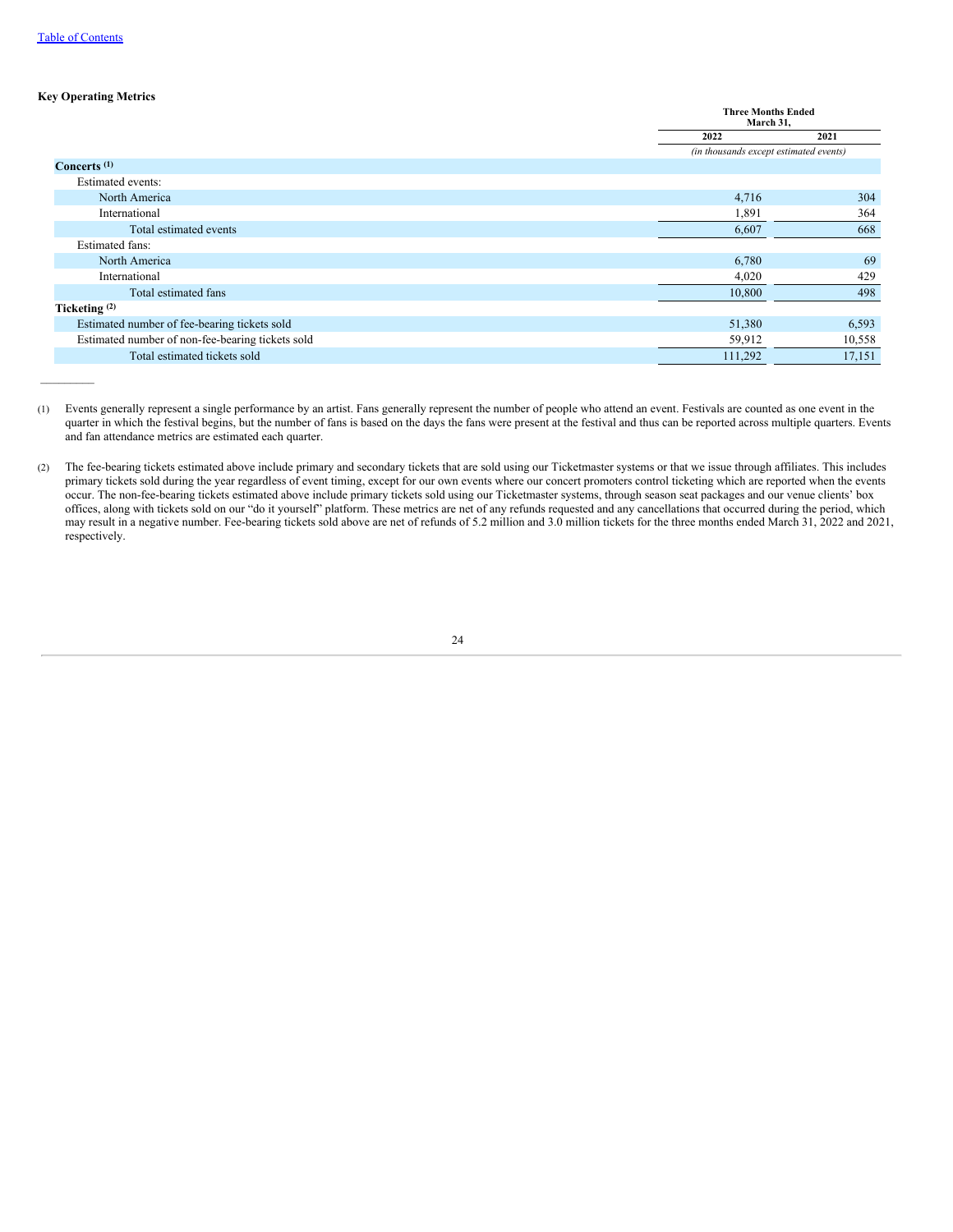**Key Operating Metrics**

| | Three Months Ended March 31, | |
|---|---|---|
| | 2022 | 2021 |
| | *(in thousands except estimated events)* | |
| **Concerts** [(1)] | | |
| Estimated events: | | |
| North America | 4,716 | 304 |
| International | 1,891 | 364 |
| Total estimated events | 6,607 | 668 |
| Estimated fans: | | |
| North America | 6,780 | 69 |
| International | 4,020 | 429 |
| Total estimated fans | 10,800 | 498 |
| **Ticketing** [(2)] | | |
| Estimated number of fee-bearing tickets sold | 51,380 | 6,593 |
| Estimated number of non-fee-bearing tickets sold | 59,912 | 10,558 |
| Total estimated tickets sold | 111,292 | 17,151 |

(1) Events generally represent a single performance by an artist. Fans generally represent the number of people who attend an event. Festivals are counted as one event in the quarter in which the festival begins, but the number of fans is based on the days the fans were present at the festival and thus can be reported across multiple quarters. Events and fan attendance metrics are estimated each quarter.

(2) The fee-bearing tickets estimated above include primary and secondary tickets that are sold using our Ticketmaster systems or that we issue through affiliates. This includes primary tickets sold during the year regardless of event timing, except for our own events where our concert promoters control ticketing which are reported when the events occur. The non-fee-bearing tickets estimated above include primary tickets sold using our Ticketmaster systems, through season seat packages and our venue clients' box offices, along with tickets sold on our "do it yourself" platform. These metrics are net of any refunds requested and any cancellations that occurred during the period, which may result in a negative number. Fee-bearing tickets sold above are net of refunds of 5.2 million and 3.0 million tickets for the three months ended March 31, 2022 and 2021, respectively.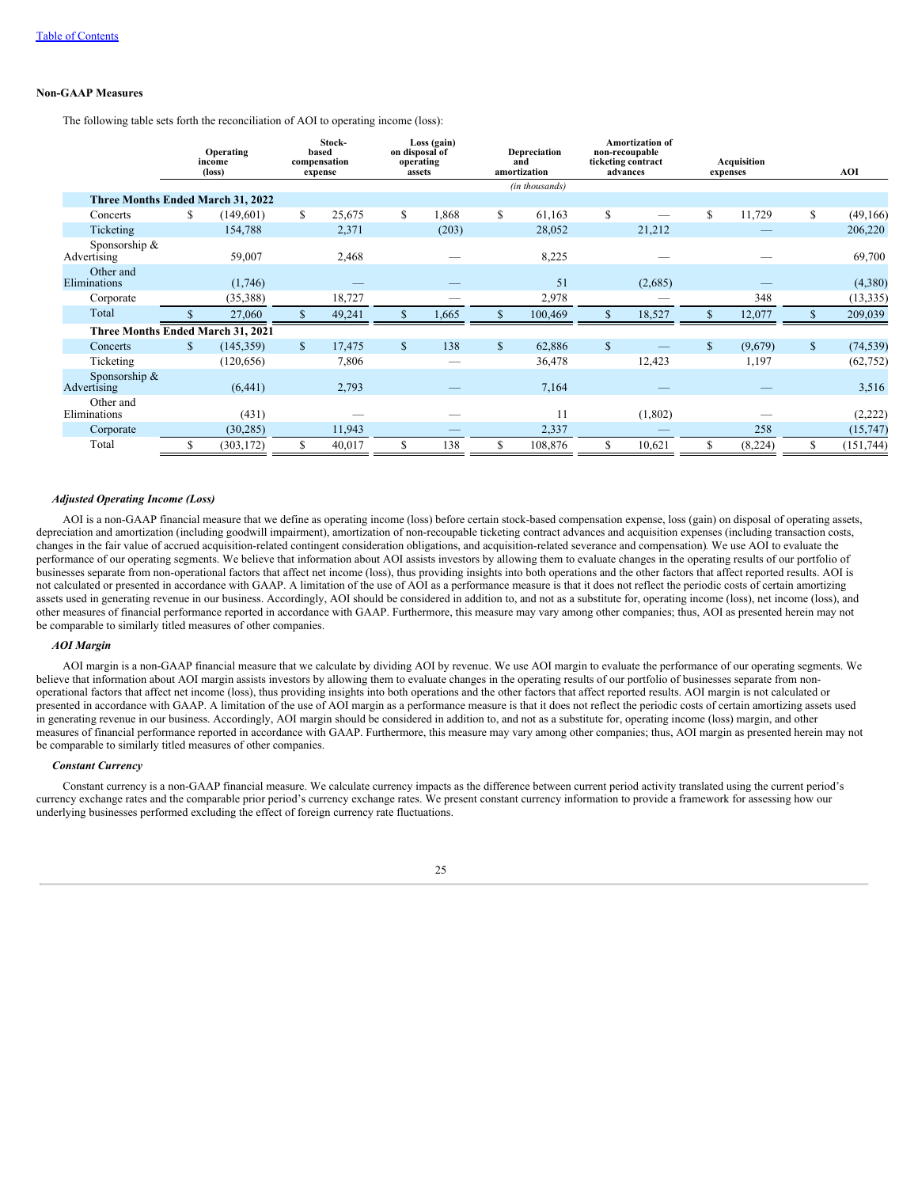**Non-GAAP Measures**

The following table sets forth the reconciliation of AOI to operating income (loss):

| | Operating income (loss) | Stock-based compensation expense | Loss (gain) on disposal of operating assets | Depreciation and amortization | Amortization of non-recoupable ticketing contract advances | Acquisition expenses | AOI |
|---|---|---|---|---|---|---|---|
| | | | | (in thousands) | | | |
| **Three Months Ended March 31, 2022** | | | | | | | |
| Concerts | $ (149,601) | $ 25,675 | $ 1,868 | $ 61,163 | $ — | $ 11,729 | $ (49,166) |
| Ticketing | 154,788 | 2,371 | (203) | 28,052 | 21,212 | — | 206,220 |
| Sponsorship & Advertising | 59,007 | 2,468 | — | 8,225 | — | — | 69,700 |
| Other and Eliminations | (1,746) | — | — | 51 | (2,685) | — | (4,380) |
| Corporate | (35,388) | 18,727 | — | 2,978 | — | 348 | (13,335) |
| Total | $ 27,060 | $ 49,241 | $ 1,665 | $ 100,469 | $ 18,527 | $ 12,077 | $ 209,039 |
| **Three Months Ended March 31, 2021** | | | | | | | |
| Concerts | $ (145,359) | $ 17,475 | $ 138 | $ 62,886 | $ — | $ (9,679) | $ (74,539) |
| Ticketing | (120,656) | 7,806 | — | 36,478 | 12,423 | 1,197 | (62,752) |
| Sponsorship & Advertising | (6,441) | 2,793 | — | 7,164 | — | — | 3,516 |
| Other and Eliminations | (431) | — | — | 11 | (1,802) | — | (2,222) |
| Corporate | (30,285) | 11,943 | — | 2,337 | — | 258 | (15,747) |
| Total | $ (303,172) | $ 40,017 | $ 138 | $ 108,876 | $ 10,621 | $ (8,224) | $ (151,744) |

***Adjusted Operating Income (Loss)***

AOI is a non-GAAP financial measure that we define as operating income (loss) before certain stock-based compensation expense, loss (gain) on disposal of operating assets, depreciation and amortization (including goodwill impairment), amortization of non-recoupable ticketing contract advances and acquisition expenses (including transaction costs, changes in the fair value of accrued acquisition-related contingent consideration obligations, and acquisition-related severance and compensation). We use AOI to evaluate the performance of our operating segments. We believe that information about AOI assists investors by allowing them to evaluate changes in the operating results of our portfolio of businesses separate from non-operational factors that affect net income (loss), thus providing insights into both operations and the other factors that affect reported results. AOI is not calculated or presented in accordance with GAAP. A limitation of the use of AOI as a performance measure is that it does not reflect the periodic costs of certain amortizing assets used in generating revenue in our business. Accordingly, AOI should be considered in addition to, and not as a substitute for, operating income (loss), net income (loss), and other measures of financial performance reported in accordance with GAAP. Furthermore, this measure may vary among other companies; thus, AOI as presented herein may not be comparable to similarly titled measures of other companies.

***AOI Margin***

AOI margin is a non-GAAP financial measure that we calculate by dividing AOI by revenue. We use AOI margin to evaluate the performance of our operating segments. We believe that information about AOI margin assists investors by allowing them to evaluate changes in the operating results of our portfolio of businesses separate from non-operational factors that affect net income (loss), thus providing insights into both operations and the other factors that affect reported results. AOI margin is not calculated or presented in accordance with GAAP. A limitation of the use of AOI margin as a performance measure is that it does not reflect the periodic costs of certain amortizing assets used in generating revenue in our business. Accordingly, AOI margin should be considered in addition to, and not as a substitute for, operating income (loss) margin, and other measures of financial performance reported in accordance with GAAP. Furthermore, this measure may vary among other companies; thus, AOI margin as presented herein may not be comparable to similarly titled measures of other companies.

***Constant Currency***

Constant currency is a non-GAAP financial measure. We calculate currency impacts as the difference between current period activity translated using the current period's currency exchange rates and the comparable prior period's currency exchange rates. We present constant currency information to provide a framework for assessing how our underlying businesses performed excluding the effect of foreign currency rate fluctuations.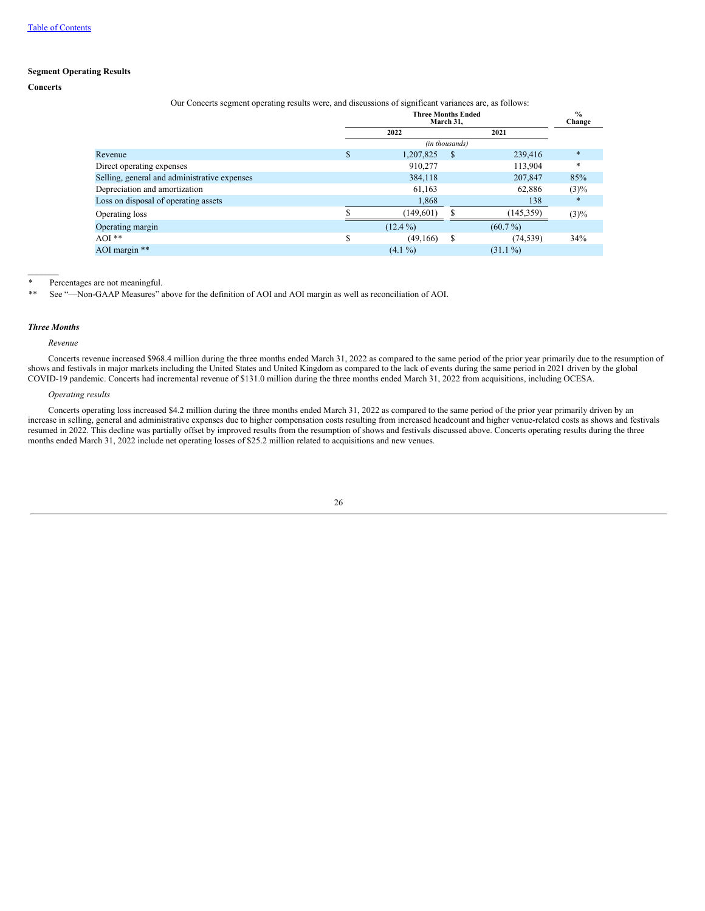[Table of Contents](#)

**Segment Operating Results**

**Concerts**

Our Concerts segment operating results were, and discussions of significant variances are, as follows:

| | Three Months Ended March 31, | | % Change |
|---|---|---|---|
| | 2022 | 2021 | |
| | (in thousands) | | |
| Revenue | $ 1,207,825 | $ 239,416 | * |
| Direct operating expenses | 910,277 | 113,904 | * |
| Selling, general and administrative expenses | 384,118 | 207,847 | 85% |
| Depreciation and amortization | 61,163 | 62,886 | (3)% |
| Loss on disposal of operating assets | 1,868 | 138 | * |
| Operating loss | $ (149,601) | $ (145,359) | (3)% |
| Operating margin | (12.4 %) | (60.7 %) | |
| AOI ** | $ (49,166) | $ (74,539) | 34% |
| AOI margin ** | (4.1 %) | (31.1 %) | |

\* Percentages are not meaningful.

\** See "—Non-GAAP Measures" above for the definition of AOI and AOI margin as well as reconciliation of AOI.

***Three Months***

*Revenue*

Concerts revenue increased $968.4 million during the three months ended March 31, 2022 as compared to the same period of the prior year primarily due to the resumption of shows and festivals in major markets including the United States and United Kingdom as compared to the lack of events during the same period in 2021 driven by the global COVID-19 pandemic. Concerts had incremental revenue of $131.0 million during the three months ended March 31, 2022 from acquisitions, including OCESA.

*Operating results*

Concerts operating loss increased $4.2 million during the three months ended March 31, 2022 as compared to the same period of the prior year primarily driven by an increase in selling, general and administrative expenses due to higher compensation costs resulting from increased headcount and higher venue-related costs as shows and festivals resumed in 2022. This decline was partially offset by improved results from the resumption of shows and festivals discussed above. Concerts operating results during the three months ended March 31, 2022 include net operating losses of $25.2 million related to acquisitions and new venues.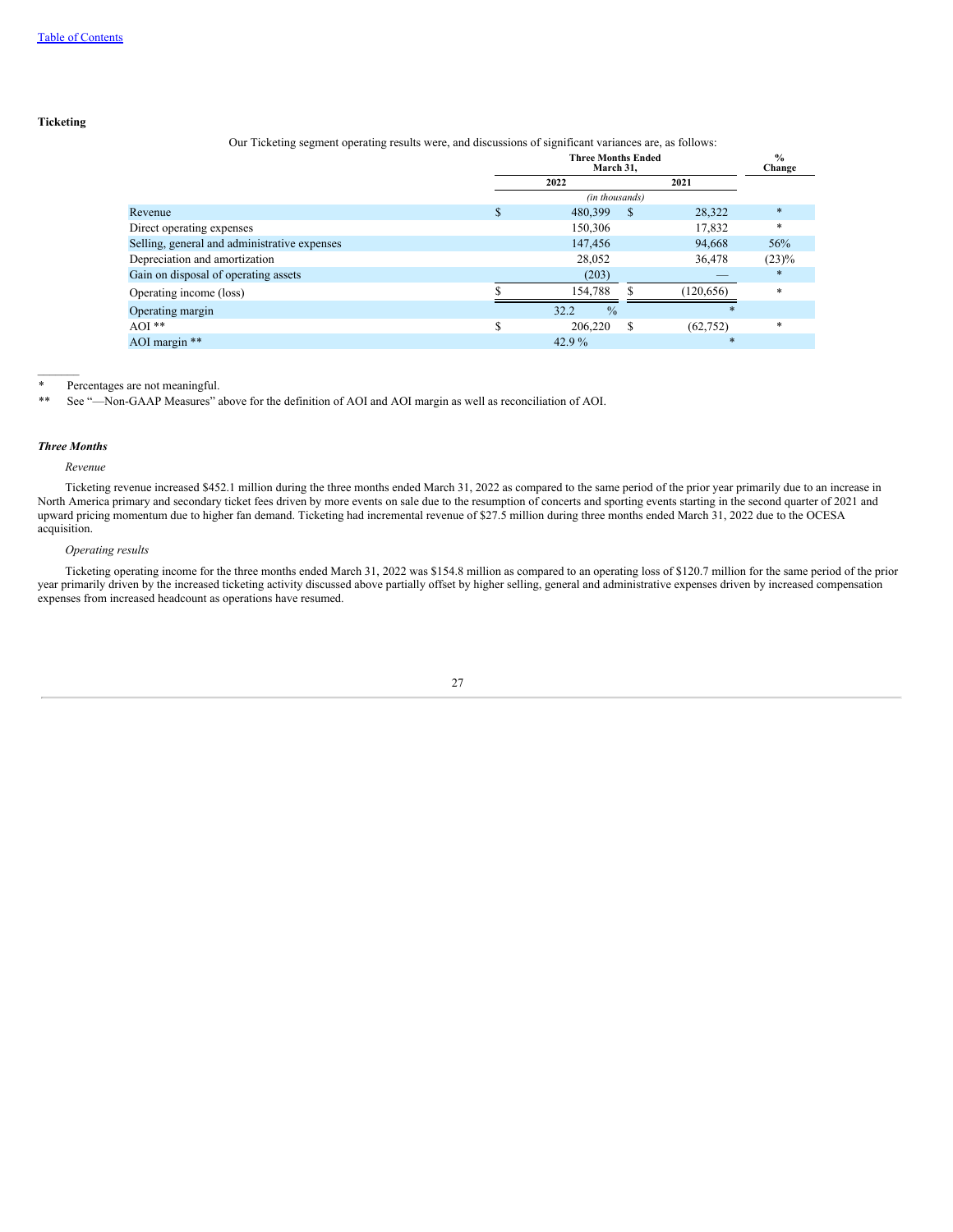[Table of Contents](#)

**Ticketing**

Our Ticketing segment operating results were, and discussions of significant variances are, as follows:

| | Three Months Ended March 31, | | % Change |
|---|---|---|---|
| | 2022 | 2021 | |
| | *(in thousands)* | | |
| Revenue | $ 480,399 | $ 28,322 | * |
| Direct operating expenses | 150,306 | 17,832 | * |
| Selling, general and administrative expenses | 147,456 | 94,668 | 56% |
| Depreciation and amortization | 28,052 | 36,478 | (23)% |
| Gain on disposal of operating assets | (203) | — | * |
| Operating income (loss) | $ 154,788 | $ (120,656) | * |
| Operating margin | 32.2 % | * | |
| AOI ** | $ 206,220 | $ (62,752) | * |
| AOI margin ** | 42.9 % | * | |

\* Percentages are not meaningful.

\*\* See "—Non-GAAP Measures" above for the definition of AOI and AOI margin as well as reconciliation of AOI.

***Three Months***

*Revenue*

Ticketing revenue increased $452.1 million during the three months ended March 31, 2022 as compared to the same period of the prior year primarily due to an increase in North America primary and secondary ticket fees driven by more events on sale due to the resumption of concerts and sporting events starting in the second quarter of 2021 and upward pricing momentum due to higher fan demand. Ticketing had incremental revenue of $27.5 million during three months ended March 31, 2022 due to the OCESA acquisition.

*Operating results*

Ticketing operating income for the three months ended March 31, 2022 was $154.8 million as compared to an operating loss of $120.7 million for the same period of the prior year primarily driven by the increased ticketing activity discussed above partially offset by higher selling, general and administrative expenses driven by increased compensation expenses from increased headcount as operations have resumed.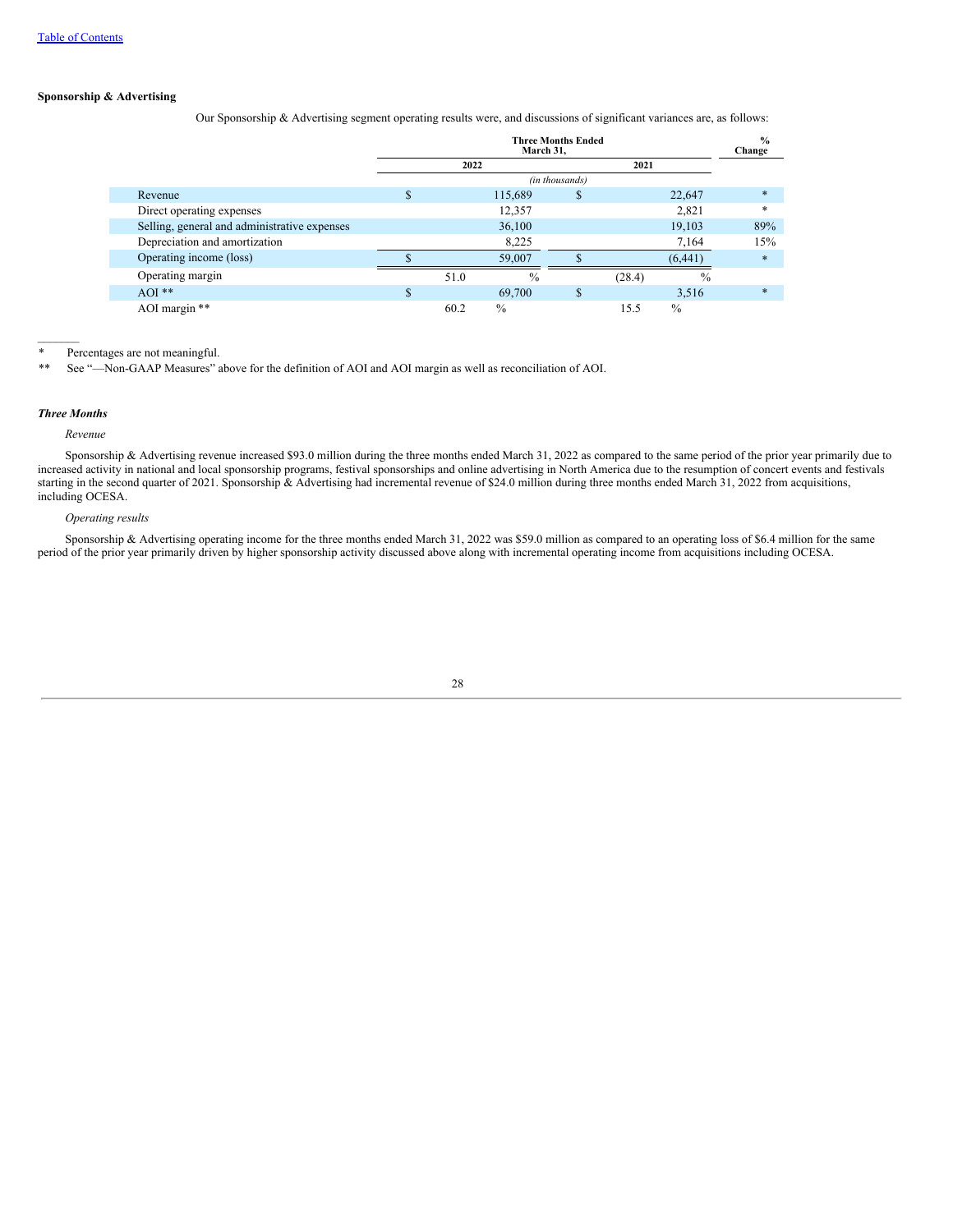**Sponsorship & Advertising**

Our Sponsorship & Advertising segment operating results were, and discussions of significant variances are, as follows:

| | Three Months Ended March 31, | | % Change |
|---|---|---|---|
| | 2022 | 2021 | |
| | *(in thousands)* | | |
| Revenue | $ 115,689 | $ 22,647 | * |
| Direct operating expenses | 12,357 | 2,821 | * |
| Selling, general and administrative expenses | 36,100 | 19,103 | 89% |
| Depreciation and amortization | 8,225 | 7,164 | 15% |
| Operating income (loss) | $ 59,007 | $ (6,441) | * |
| Operating margin | 51.0 % | (28.4) % | |
| AOI ** | $ 69,700 | $ 3,516 | * |
| AOI margin ** | 60.2 % | 15.5 % | |

\_\_\_\_\_\_\_

\* Percentages are not meaningful.

\*\* See "—Non-GAAP Measures" above for the definition of AOI and AOI margin as well as reconciliation of AOI.

***Three Months***

*Revenue*

Sponsorship & Advertising revenue increased $93.0 million during the three months ended March 31, 2022 as compared to the same period of the prior year primarily due to increased activity in national and local sponsorship programs, festival sponsorships and online advertising in North America due to the resumption of concert events and festivals starting in the second quarter of 2021. Sponsorship & Advertising had incremental revenue of $24.0 million during three months ended March 31, 2022 from acquisitions, including OCESA.

*Operating results*

Sponsorship & Advertising operating income for the three months ended March 31, 2022 was $59.0 million as compared to an operating loss of $6.4 million for the same period of the prior year primarily driven by higher sponsorship activity discussed above along with incremental operating income from acquisitions including OCESA.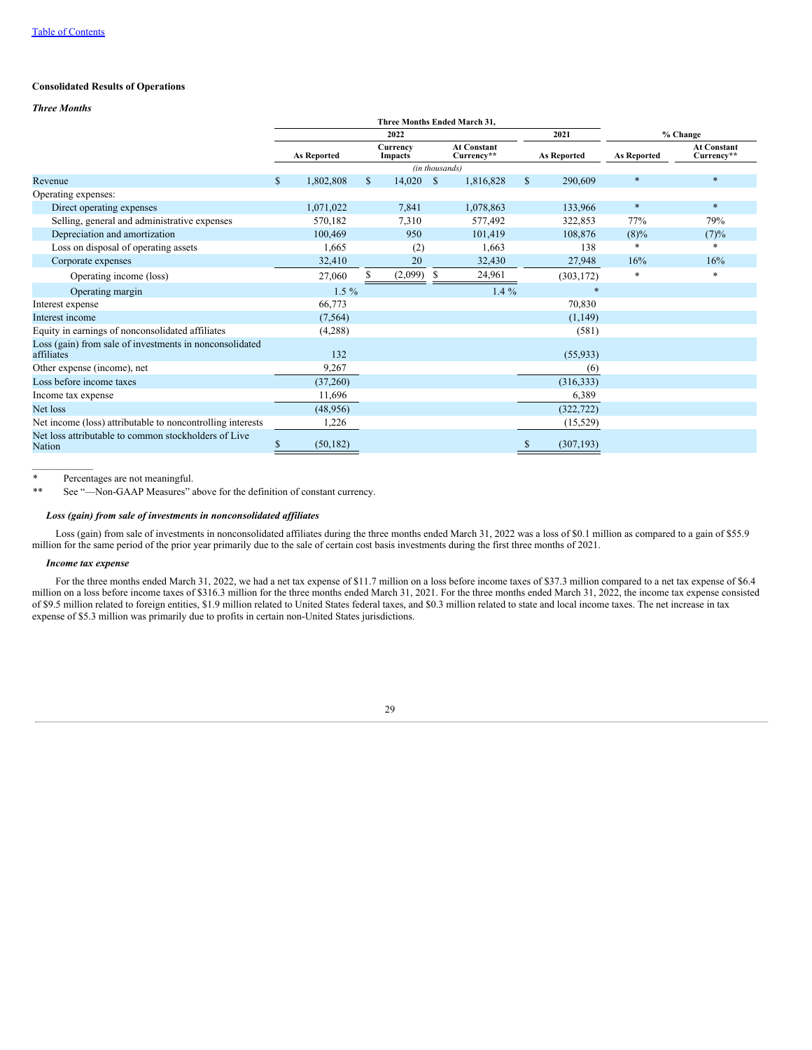**Consolidated Results of Operations**

***Three Months***

| | Three Months Ended March 31, | | | | | |
|---|---|---|---|---|---|---|
| | 2022 | | | 2021 | % Change | |
| | As Reported | Currency Impacts | At Constant Currency** | As Reported | As Reported | At Constant Currency** |
| | (in thousands) | | | | | |
| Revenue | $ 1,802,808 | $ 14,020 | $ 1,816,828 | $ 290,609 | * | * |
| Operating expenses: | | | | | | |
| Direct operating expenses | 1,071,022 | 7,841 | 1,078,863 | 133,966 | * | * |
| Selling, general and administrative expenses | 570,182 | 7,310 | 577,492 | 322,853 | 77% | 79% |
| Depreciation and amortization | 100,469 | 950 | 101,419 | 108,876 | (8)% | (7)% |
| Loss on disposal of operating assets | 1,665 | (2) | 1,663 | 138 | * | * |
| Corporate expenses | 32,410 | 20 | 32,430 | 27,948 | 16% | 16% |
| Operating income (loss) | 27,060 | $ (2,099) | $ 24,961 | (303,172) | * | * |
| Operating margin | 1.5 % | | 1.4 % | * | | |
| Interest expense | 66,773 | | | 70,830 | | |
| Interest income | (7,564) | | | (1,149) | | |
| Equity in earnings of nonconsolidated affiliates | (4,288) | | | (581) | | |
| Loss (gain) from sale of investments in nonconsolidated affiliates | 132 | | | (55,933) | | |
| Other expense (income), net | 9,267 | | | (6) | | |
| Loss before income taxes | (37,260) | | | (316,333) | | |
| Income tax expense | 11,696 | | | 6,389 | | |
| Net loss | (48,956) | | | (322,722) | | |
| Net income (loss) attributable to noncontrolling interests | 1,226 | | | (15,529) | | |
| Net loss attributable to common stockholders of Live Nation | $ (50,182) | | | $ (307,193) | | |

\* Percentages are not meaningful.

\** See "—Non-GAAP Measures" above for the definition of constant currency.

***Loss (gain) from sale of investments in nonconsolidated affiliates***

Loss (gain) from sale of investments in nonconsolidated affiliates during the three months ended March 31, 2022 was a loss of $0.1 million as compared to a gain of $55.9 million for the same period of the prior year primarily due to the sale of certain cost basis investments during the first three months of 2021.

***Income tax expense***

For the three months ended March 31, 2022, we had a net tax expense of $11.7 million on a loss before income taxes of $37.3 million compared to a net tax expense of $6.4 million on a loss before income taxes of $316.3 million for the three months ended March 31, 2021. For the three months ended March 31, 2022, the income tax expense consisted of $9.5 million related to foreign entities, $1.9 million related to United States federal taxes, and $0.3 million related to state and local income taxes. The net increase in tax expense of $5.3 million was primarily due to profits in certain non-United States jurisdictions.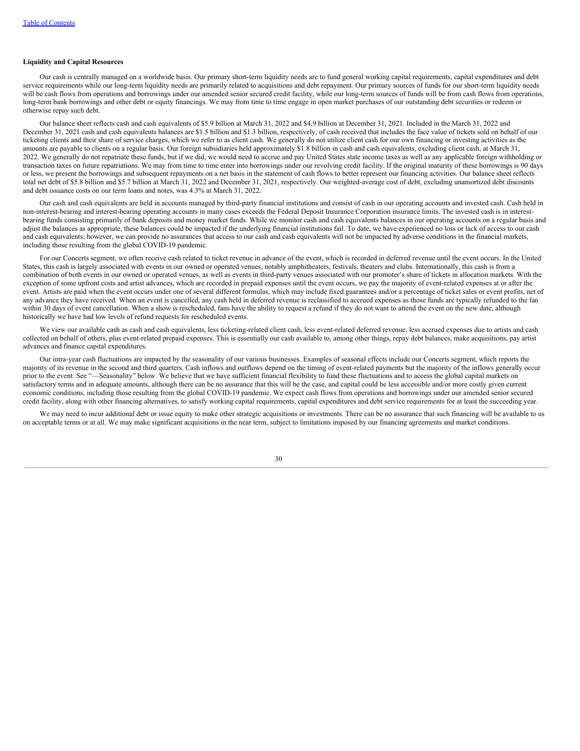**Liquidity and Capital Resources**

Our cash is centrally managed on a worldwide basis. Our primary short-term liquidity needs are to fund general working capital requirements, capital expenditures and debt service requirements while our long-term liquidity needs are primarily related to acquisitions and debt repayment. Our primary sources of funds for our short-term liquidity needs will be cash flows from operations and borrowings under our amended senior secured credit facility, while our long-term sources of funds will be from cash flows from operations, long-term bank borrowings and other debt or equity financings. We may from time to time engage in open market purchases of our outstanding debt securities or redeem or otherwise repay such debt.

Our balance sheet reflects cash and cash equivalents of $5.9 billion at March 31, 2022 and $4.9 billion at December 31, 2021. Included in the March 31, 2022 and December 31, 2021 cash and cash equivalents balances are $1.5 billion and $1.3 billion, respectively, of cash received that includes the face value of tickets sold on behalf of our ticketing clients and their share of service charges, which we refer to as client cash. We generally do not utilize client cash for our own financing or investing activities as the amounts are payable to clients on a regular basis. Our foreign subsidiaries held approximately $1.8 billion in cash and cash equivalents, excluding client cash, at March 31, 2022. We generally do not repatriate these funds, but if we did, we would need to accrue and pay United States state income taxes as well as any applicable foreign withholding or transaction taxes on future repatriations. We may from time to time enter into borrowings under our revolving credit facility. If the original maturity of these borrowings is 90 days or less, we present the borrowings and subsequent repayments on a net basis in the statement of cash flows to better represent our financing activities. Our balance sheet reflects total net debt of $5.8 billion and $5.7 billion at March 31, 2022 and December 31, 2021, respectively. Our weighted-average cost of debt, excluding unamortized debt discounts and debt issuance costs on our term loans and notes, was 4.3% at March 31, 2022.

Our cash and cash equivalents are held in accounts managed by third-party financial institutions and consist of cash in our operating accounts and invested cash. Cash held in non-interest-bearing and interest-bearing operating accounts in many cases exceeds the Federal Deposit Insurance Corporation insurance limits. The invested cash is in interest-bearing funds consisting primarily of bank deposits and money market funds. While we monitor cash and cash equivalents balances in our operating accounts on a regular basis and adjust the balances as appropriate, these balances could be impacted if the underlying financial institutions fail. To date, we have experienced no loss or lack of access to our cash and cash equivalents; however, we can provide no assurances that access to our cash and cash equivalents will not be impacted by adverse conditions in the financial markets, including those resulting from the global COVID-19 pandemic.

For our Concerts segment, we often receive cash related to ticket revenue in advance of the event, which is recorded in deferred revenue until the event occurs. In the United States, this cash is largely associated with events in our owned or operated venues, notably amphitheaters, festivals, theaters and clubs. Internationally, this cash is from a combination of both events in our owned or operated venues, as well as events in third-party venues associated with our promoter's share of tickets in allocation markets. With the exception of some upfront costs and artist advances, which are recorded in prepaid expenses until the event occurs, we pay the majority of event-related expenses at or after the event. Artists are paid when the event occurs under one of several different formulas, which may include fixed guarantees and/or a percentage of ticket sales or event profits, net of any advance they have received. When an event is cancelled, any cash held in deferred revenue is reclassified to accrued expenses as those funds are typically refunded to the fan within 30 days of event cancellation. When a show is rescheduled, fans have the ability to request a refund if they do not want to attend the event on the new date, although historically we have had low levels of refund requests for rescheduled events.

We view our available cash as cash and cash equivalents, less ticketing-related client cash, less event-related deferred revenue, less accrued expenses due to artists and cash collected on behalf of others, plus event-related prepaid expenses. This is essentially our cash available to, among other things, repay debt balances, make acquisitions, pay artist advances and finance capital expenditures.

Our intra-year cash fluctuations are impacted by the seasonality of our various businesses. Examples of seasonal effects include our Concerts segment, which reports the majority of its revenue in the second and third quarters. Cash inflows and outflows depend on the timing of event-related payments but the majority of the inflows generally occur prior to the event. See "—Seasonality" below. We believe that we have sufficient financial flexibility to fund these fluctuations and to access the global capital markets on satisfactory terms and in adequate amounts, although there can be no assurance that this will be the case, and capital could be less accessible and/or more costly given current economic conditions, including those resulting from the global COVID-19 pandemic. We expect cash flows from operations and borrowings under our amended senior secured credit facility, along with other financing alternatives, to satisfy working capital requirements, capital expenditures and debt service requirements for at least the succeeding year.

We may need to incur additional debt or issue equity to make other strategic acquisitions or investments. There can be no assurance that such financing will be available to us on acceptable terms or at all. We may make significant acquisitions in the near term, subject to limitations imposed by our financing agreements and market conditions.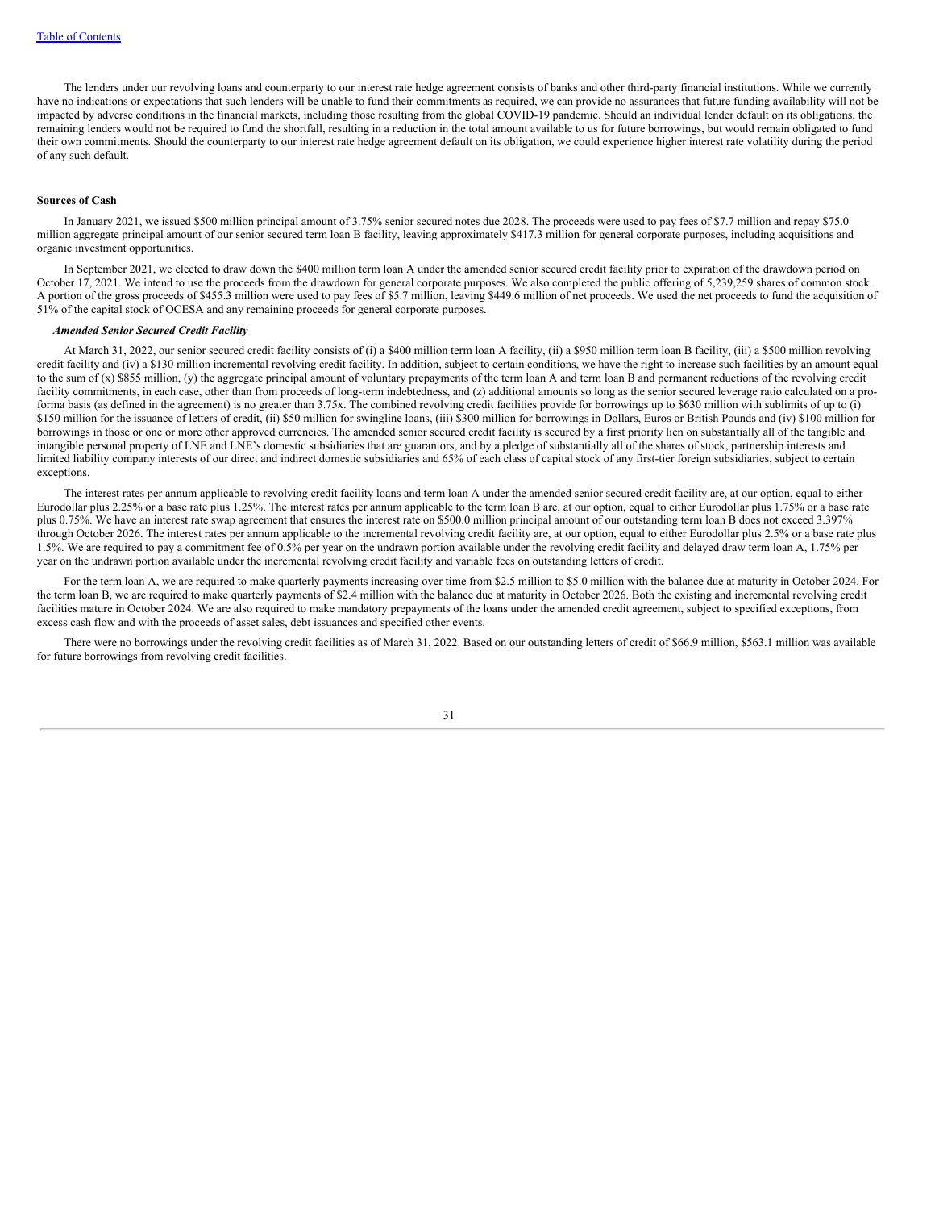The lenders under our revolving loans and counterparty to our interest rate hedge agreement consists of banks and other third-party financial institutions. While we currently have no indications or expectations that such lenders will be unable to fund their commitments as required, we can provide no assurances that future funding availability will not be impacted by adverse conditions in the financial markets, including those resulting from the global COVID-19 pandemic. Should an individual lender default on its obligations, the remaining lenders would not be required to fund the shortfall, resulting in a reduction in the total amount available to us for future borrowings, but would remain obligated to fund their own commitments. Should the counterparty to our interest rate hedge agreement default on its obligation, we could experience higher interest rate volatility during the period of any such default.

**Sources of Cash**

In January 2021, we issued $500 million principal amount of 3.75% senior secured notes due 2028. The proceeds were used to pay fees of $7.7 million and repay $75.0 million aggregate principal amount of our senior secured term loan B facility, leaving approximately $417.3 million for general corporate purposes, including acquisitions and organic investment opportunities.

In September 2021, we elected to draw down the $400 million term loan A under the amended senior secured credit facility prior to expiration of the drawdown period on October 17, 2021. We intend to use the proceeds from the drawdown for general corporate purposes. We also completed the public offering of 5,239,259 shares of common stock. A portion of the gross proceeds of $455.3 million were used to pay fees of $5.7 million, leaving $449.6 million of net proceeds. We used the net proceeds to fund the acquisition of 51% of the capital stock of OCESA and any remaining proceeds for general corporate purposes.

***Amended Senior Secured Credit Facility***

At March 31, 2022, our senior secured credit facility consists of (i) a $400 million term loan A facility, (ii) a $950 million term loan B facility, (iii) a $500 million revolving credit facility and (iv) a $130 million incremental revolving credit facility. In addition, subject to certain conditions, we have the right to increase such facilities by an amount equal to the sum of (x) $855 million, (y) the aggregate principal amount of voluntary prepayments of the term loan A and term loan B and permanent reductions of the revolving credit facility commitments, in each case, other than from proceeds of long-term indebtedness, and (z) additional amounts so long as the senior secured leverage ratio calculated on a pro-forma basis (as defined in the agreement) is no greater than 3.75x. The combined revolving credit facilities provide for borrowings up to $630 million with sublimits of up to (i) $150 million for the issuance of letters of credit, (ii) $50 million for swingline loans, (iii) $300 million for borrowings in Dollars, Euros or British Pounds and (iv) $100 million for borrowings in those or one or more other approved currencies. The amended senior secured credit facility is secured by a first priority lien on substantially all of the tangible and intangible personal property of LNE and LNE's domestic subsidiaries that are guarantors, and by a pledge of substantially all of the shares of stock, partnership interests and limited liability company interests of our direct and indirect domestic subsidiaries and 65% of each class of capital stock of any first-tier foreign subsidiaries, subject to certain exceptions.

The interest rates per annum applicable to revolving credit facility loans and term loan A under the amended senior secured credit facility are, at our option, equal to either Eurodollar plus 2.25% or a base rate plus 1.25%. The interest rates per annum applicable to the term loan B are, at our option, equal to either Eurodollar plus 1.75% or a base rate plus 0.75%. We have an interest rate swap agreement that ensures the interest rate on $500.0 million principal amount of our outstanding term loan B does not exceed 3.397% through October 2026. The interest rates per annum applicable to the incremental revolving credit facility are, at our option, equal to either Eurodollar plus 2.5% or a base rate plus 1.5%. We are required to pay a commitment fee of 0.5% per year on the undrawn portion available under the revolving credit facility and delayed draw term loan A, 1.75% per year on the undrawn portion available under the incremental revolving credit facility and variable fees on outstanding letters of credit.

For the term loan A, we are required to make quarterly payments increasing over time from $2.5 million to $5.0 million with the balance due at maturity in October 2024. For the term loan B, we are required to make quarterly payments of $2.4 million with the balance due at maturity in October 2026. Both the existing and incremental revolving credit facilities mature in October 2024. We are also required to make mandatory prepayments of the loans under the amended credit agreement, subject to specified exceptions, from excess cash flow and with the proceeds of asset sales, debt issuances and specified other events.

There were no borrowings under the revolving credit facilities as of March 31, 2022. Based on our outstanding letters of credit of $66.9 million, $563.1 million was available for future borrowings from revolving credit facilities.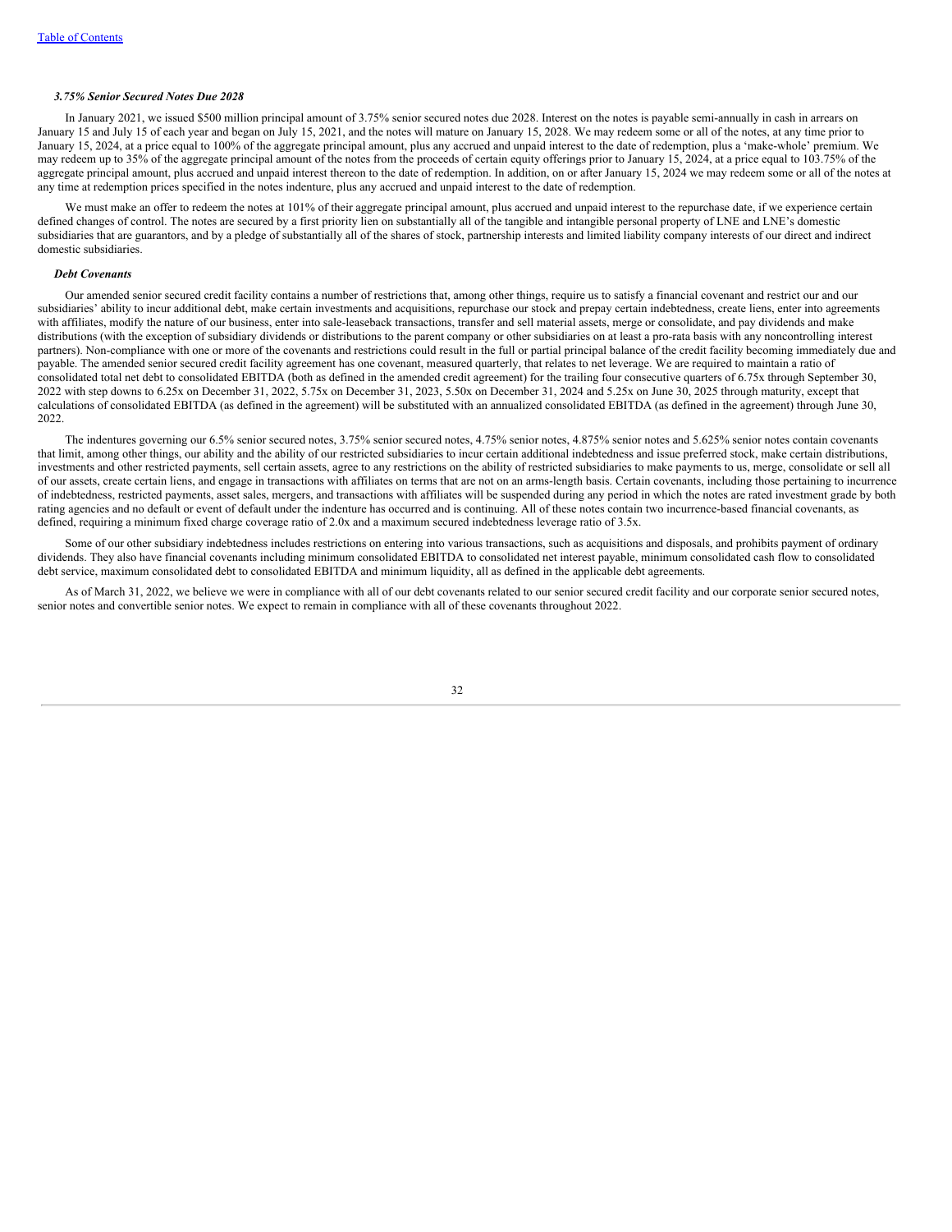***3.75% Senior Secured Notes Due 2028***

In January 2021, we issued $500 million principal amount of 3.75% senior secured notes due 2028. Interest on the notes is payable semi-annually in cash in arrears on January 15 and July 15 of each year and began on July 15, 2021, and the notes will mature on January 15, 2028. We may redeem some or all of the notes, at any time prior to January 15, 2024, at a price equal to 100% of the aggregate principal amount, plus any accrued and unpaid interest to the date of redemption, plus a 'make-whole' premium. We may redeem up to 35% of the aggregate principal amount of the notes from the proceeds of certain equity offerings prior to January 15, 2024, at a price equal to 103.75% of the aggregate principal amount, plus accrued and unpaid interest thereon to the date of redemption. In addition, on or after January 15, 2024 we may redeem some or all of the notes at any time at redemption prices specified in the notes indenture, plus any accrued and unpaid interest to the date of redemption.

We must make an offer to redeem the notes at 101% of their aggregate principal amount, plus accrued and unpaid interest to the repurchase date, if we experience certain defined changes of control. The notes are secured by a first priority lien on substantially all of the tangible and intangible personal property of LNE and LNE's domestic subsidiaries that are guarantors, and by a pledge of substantially all of the shares of stock, partnership interests and limited liability company interests of our direct and indirect domestic subsidiaries.

***Debt Covenants***

Our amended senior secured credit facility contains a number of restrictions that, among other things, require us to satisfy a financial covenant and restrict our and our subsidiaries' ability to incur additional debt, make certain investments and acquisitions, repurchase our stock and prepay certain indebtedness, create liens, enter into agreements with affiliates, modify the nature of our business, enter into sale-leaseback transactions, transfer and sell material assets, merge or consolidate, and pay dividends and make distributions (with the exception of subsidiary dividends or distributions to the parent company or other subsidiaries on at least a pro-rata basis with any noncontrolling interest partners). Non-compliance with one or more of the covenants and restrictions could result in the full or partial principal balance of the credit facility becoming immediately due and payable. The amended senior secured credit facility agreement has one covenant, measured quarterly, that relates to net leverage. We are required to maintain a ratio of consolidated total net debt to consolidated EBITDA (both as defined in the amended credit agreement) for the trailing four consecutive quarters of 6.75x through September 30, 2022 with step downs to 6.25x on December 31, 2022, 5.75x on December 31, 2023, 5.50x on December 31, 2024 and 5.25x on June 30, 2025 through maturity, except that calculations of consolidated EBITDA (as defined in the agreement) will be substituted with an annualized consolidated EBITDA (as defined in the agreement) through June 30, 2022.

The indentures governing our 6.5% senior secured notes, 3.75% senior secured notes, 4.75% senior notes, 4.875% senior notes and 5.625% senior notes contain covenants that limit, among other things, our ability and the ability of our restricted subsidiaries to incur certain additional indebtedness and issue preferred stock, make certain distributions, investments and other restricted payments, sell certain assets, agree to any restrictions on the ability of restricted subsidiaries to make payments to us, merge, consolidate or sell all of our assets, create certain liens, and engage in transactions with affiliates on terms that are not on an arms-length basis. Certain covenants, including those pertaining to incurrence of indebtedness, restricted payments, asset sales, mergers, and transactions with affiliates will be suspended during any period in which the notes are rated investment grade by both rating agencies and no default or event of default under the indenture has occurred and is continuing. All of these notes contain two incurrence-based financial covenants, as defined, requiring a minimum fixed charge coverage ratio of 2.0x and a maximum secured indebtedness leverage ratio of 3.5x.

Some of our other subsidiary indebtedness includes restrictions on entering into various transactions, such as acquisitions and disposals, and prohibits payment of ordinary dividends. They also have financial covenants including minimum consolidated EBITDA to consolidated net interest payable, minimum consolidated cash flow to consolidated debt service, maximum consolidated debt to consolidated EBITDA and minimum liquidity, all as defined in the applicable debt agreements.

As of March 31, 2022, we believe we were in compliance with all of our debt covenants related to our senior secured credit facility and our corporate senior secured notes, senior notes and convertible senior notes. We expect to remain in compliance with all of these covenants throughout 2022.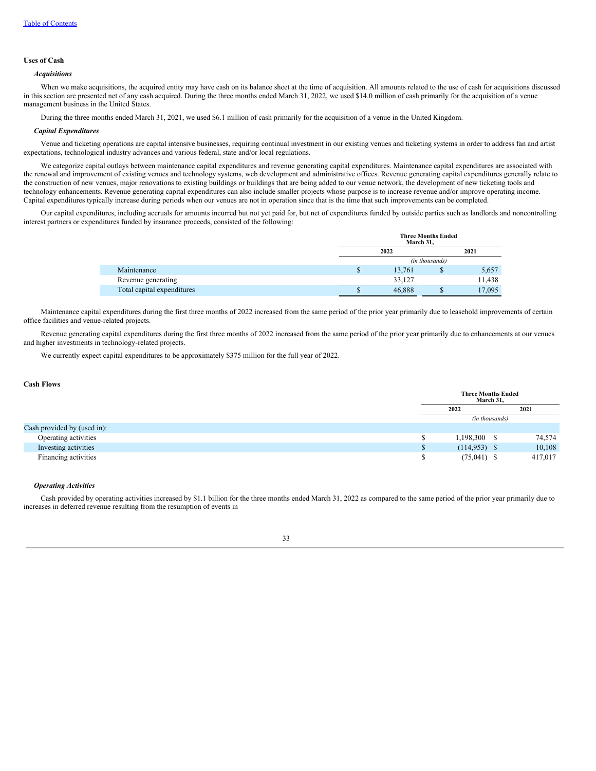## Uses of Cash

### *Acquisitions*

When we make acquisitions, the acquired entity may have cash on its balance sheet at the time of acquisition. All amounts related to the use of cash for acquisitions discussed in this section are presented net of any cash acquired. During the three months ended March 31, 2022, we used $14.0 million of cash primarily for the acquisition of a venue management business in the United States.

During the three months ended March 31, 2021, we used $6.1 million of cash primarily for the acquisition of a venue in the United Kingdom.

### *Capital Expenditures*

Venue and ticketing operations are capital intensive businesses, requiring continual investment in our existing venues and ticketing systems in order to address fan and artist expectations, technological industry advances and various federal, state and/or local regulations.

We categorize capital outlays between maintenance capital expenditures and revenue generating capital expenditures. Maintenance capital expenditures are associated with the renewal and improvement of existing venues and technology systems, web development and administrative offices. Revenue generating capital expenditures generally relate to the construction of new venues, major renovations to existing buildings or buildings that are being added to our venue network, the development of new ticketing tools and technology enhancements. Revenue generating capital expenditures can also include smaller projects whose purpose is to increase revenue and/or improve operating income. Capital expenditures typically increase during periods when our venues are not in operation since that is the time that such improvements can be completed.

Our capital expenditures, including accruals for amounts incurred but not yet paid for, but net of expenditures funded by outside parties such as landlords and noncontrolling interest partners or expenditures funded by insurance proceeds, consisted of the following:

| | Three Months Ended March 31, | |
|---|---|---|
| | 2022 | 2021 |
| | *(in thousands)* | |
| Maintenance | $ 13,761 | $ 5,657 |
| Revenue generating | 33,127 | 11,438 |
| Total capital expenditures | $ 46,888 | $ 17,095 |

Maintenance capital expenditures during the first three months of 2022 increased from the same period of the prior year primarily due to leasehold improvements of certain office facilities and venue-related projects.

Revenue generating capital expenditures during the first three months of 2022 increased from the same period of the prior year primarily due to enhancements at our venues and higher investments in technology-related projects.

We currently expect capital expenditures to be approximately $375 million for the full year of 2022.

## Cash Flows

| | Three Months Ended March 31, | |
|---|---|---|
| | 2022 | 2021 |
| | *(in thousands)* | |
| Cash provided by (used in): | | |
| Operating activities | $ 1,198,300 | $ 74,574 |
| Investing activities | $ (114,953) | $ 10,108 |
| Financing activities | $ (75,041) | $ 417,017 |

### *Operating Activities*

Cash provided by operating activities increased by $1.1 billion for the three months ended March 31, 2022 as compared to the same period of the prior year primarily due to increases in deferred revenue resulting from the resumption of events in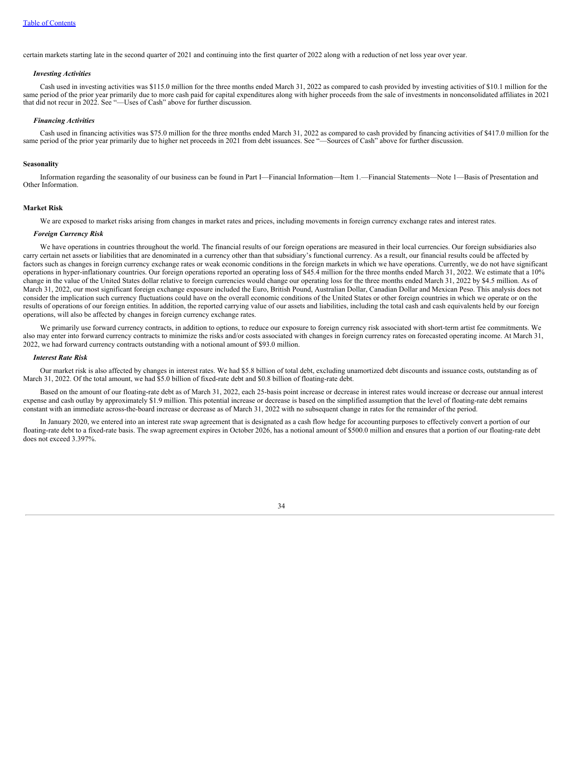certain markets starting late in the second quarter of 2021 and continuing into the first quarter of 2022 along with a reduction of net loss year over year.

***Investing Activities***

Cash used in investing activities was $115.0 million for the three months ended March 31, 2022 as compared to cash provided by investing activities of $10.1 million for the same period of the prior year primarily due to more cash paid for capital expenditures along with higher proceeds from the sale of investments in nonconsolidated affiliates in 2021 that did not recur in 2022. See "—Uses of Cash" above for further discussion.

***Financing Activities***

Cash used in financing activities was $75.0 million for the three months ended March 31, 2022 as compared to cash provided by financing activities of $417.0 million for the same period of the prior year primarily due to higher net proceeds in 2021 from debt issuances. See "—Sources of Cash" above for further discussion.

**Seasonality**

Information regarding the seasonality of our business can be found in Part I—Financial Information—Item 1.—Financial Statements—Note 1—Basis of Presentation and Other Information.

**Market Risk**

We are exposed to market risks arising from changes in market rates and prices, including movements in foreign currency exchange rates and interest rates.

***Foreign Currency Risk***

We have operations in countries throughout the world. The financial results of our foreign operations are measured in their local currencies. Our foreign subsidiaries also carry certain net assets or liabilities that are denominated in a currency other than that subsidiary's functional currency. As a result, our financial results could be affected by factors such as changes in foreign currency exchange rates or weak economic conditions in the foreign markets in which we have operations. Currently, we do not have significant operations in hyper-inflationary countries. Our foreign operations reported an operating loss of $45.4 million for the three months ended March 31, 2022. We estimate that a 10% change in the value of the United States dollar relative to foreign currencies would change our operating loss for the three months ended March 31, 2022 by $4.5 million. As of March 31, 2022, our most significant foreign exchange exposure included the Euro, British Pound, Australian Dollar, Canadian Dollar and Mexican Peso. This analysis does not consider the implication such currency fluctuations could have on the overall economic conditions of the United States or other foreign countries in which we operate or on the results of operations of our foreign entities. In addition, the reported carrying value of our assets and liabilities, including the total cash and cash equivalents held by our foreign operations, will also be affected by changes in foreign currency exchange rates.

We primarily use forward currency contracts, in addition to options, to reduce our exposure to foreign currency risk associated with short-term artist fee commitments. We also may enter into forward currency contracts to minimize the risks and/or costs associated with changes in foreign currency rates on forecasted operating income. At March 31, 2022, we had forward currency contracts outstanding with a notional amount of $93.0 million.

***Interest Rate Risk***

Our market risk is also affected by changes in interest rates. We had $5.8 billion of total debt, excluding unamortized debt discounts and issuance costs, outstanding as of March 31, 2022. Of the total amount, we had $5.0 billion of fixed-rate debt and $0.8 billion of floating-rate debt.

Based on the amount of our floating-rate debt as of March 31, 2022, each 25-basis point increase or decrease in interest rates would increase or decrease our annual interest expense and cash outlay by approximately $1.9 million. This potential increase or decrease is based on the simplified assumption that the level of floating-rate debt remains constant with an immediate across-the-board increase or decrease as of March 31, 2022 with no subsequent change in rates for the remainder of the period.

In January 2020, we entered into an interest rate swap agreement that is designated as a cash flow hedge for accounting purposes to effectively convert a portion of our floating-rate debt to a fixed-rate basis. The swap agreement expires in October 2026, has a notional amount of $500.0 million and ensures that a portion of our floating-rate debt does not exceed 3.397%.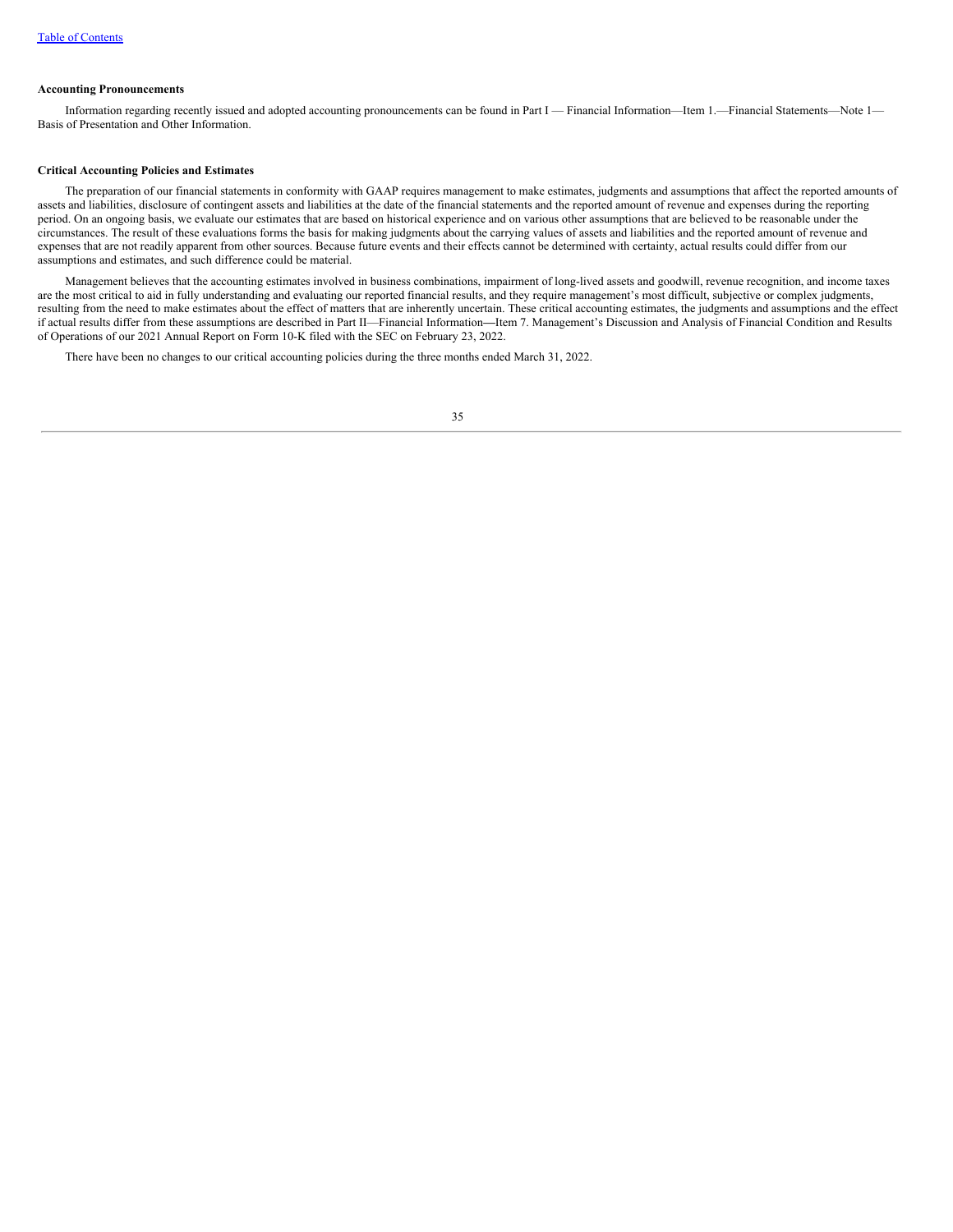**Accounting Pronouncements**

Information regarding recently issued and adopted accounting pronouncements can be found in Part I — Financial Information—Item 1.—Financial Statements—Note 1—Basis of Presentation and Other Information.

**Critical Accounting Policies and Estimates**

The preparation of our financial statements in conformity with GAAP requires management to make estimates, judgments and assumptions that affect the reported amounts of assets and liabilities, disclosure of contingent assets and liabilities at the date of the financial statements and the reported amount of revenue and expenses during the reporting period. On an ongoing basis, we evaluate our estimates that are based on historical experience and on various other assumptions that are believed to be reasonable under the circumstances. The result of these evaluations forms the basis for making judgments about the carrying values of assets and liabilities and the reported amount of revenue and expenses that are not readily apparent from other sources. Because future events and their effects cannot be determined with certainty, actual results could differ from our assumptions and estimates, and such difference could be material.

Management believes that the accounting estimates involved in business combinations, impairment of long-lived assets and goodwill, revenue recognition, and income taxes are the most critical to aid in fully understanding and evaluating our reported financial results, and they require management's most difficult, subjective or complex judgments, resulting from the need to make estimates about the effect of matters that are inherently uncertain. These critical accounting estimates, the judgments and assumptions and the effect if actual results differ from these assumptions are described in Part II—Financial Information—Item 7. Management's Discussion and Analysis of Financial Condition and Results of Operations of our 2021 Annual Report on Form 10-K filed with the SEC on February 23, 2022.

There have been no changes to our critical accounting policies during the three months ended March 31, 2022.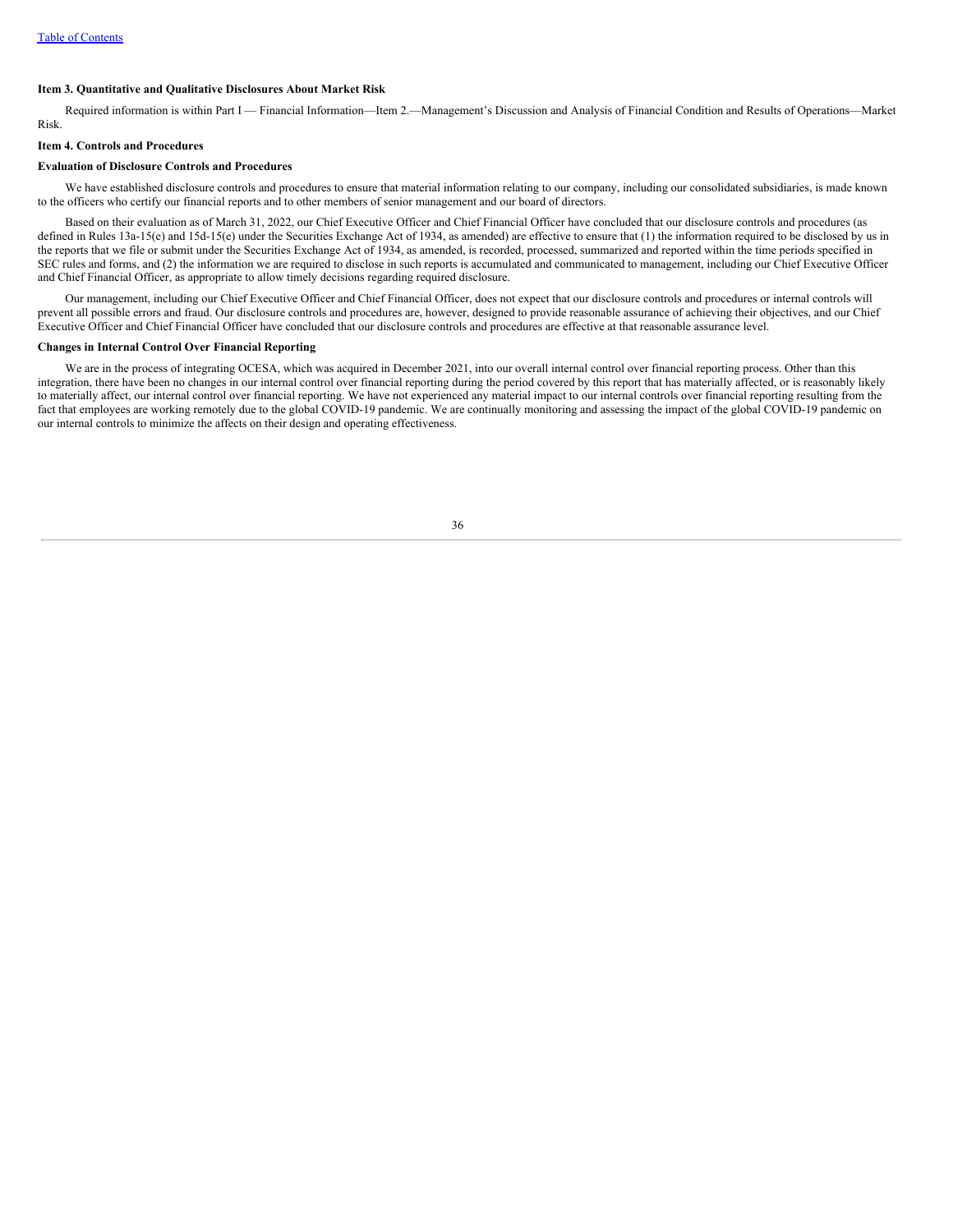**Item 3. Quantitative and Qualitative Disclosures About Market Risk**

Required information is within Part I — Financial Information—Item 2.—Management's Discussion and Analysis of Financial Condition and Results of Operations—Market Risk.

**Item 4. Controls and Procedures**

**Evaluation of Disclosure Controls and Procedures**

We have established disclosure controls and procedures to ensure that material information relating to our company, including our consolidated subsidiaries, is made known to the officers who certify our financial reports and to other members of senior management and our board of directors.

Based on their evaluation as of March 31, 2022, our Chief Executive Officer and Chief Financial Officer have concluded that our disclosure controls and procedures (as defined in Rules 13a-15(e) and 15d-15(e) under the Securities Exchange Act of 1934, as amended) are effective to ensure that (1) the information required to be disclosed by us in the reports that we file or submit under the Securities Exchange Act of 1934, as amended, is recorded, processed, summarized and reported within the time periods specified in SEC rules and forms, and (2) the information we are required to disclose in such reports is accumulated and communicated to management, including our Chief Executive Officer and Chief Financial Officer, as appropriate to allow timely decisions regarding required disclosure.

Our management, including our Chief Executive Officer and Chief Financial Officer, does not expect that our disclosure controls and procedures or internal controls will prevent all possible errors and fraud. Our disclosure controls and procedures are, however, designed to provide reasonable assurance of achieving their objectives, and our Chief Executive Officer and Chief Financial Officer have concluded that our disclosure controls and procedures are effective at that reasonable assurance level.

**Changes in Internal Control Over Financial Reporting**

We are in the process of integrating OCESA, which was acquired in December 2021, into our overall internal control over financial reporting process. Other than this integration, there have been no changes in our internal control over financial reporting during the period covered by this report that has materially affected, or is reasonably likely to materially affect, our internal control over financial reporting. We have not experienced any material impact to our internal controls over financial reporting resulting from the fact that employees are working remotely due to the global COVID-19 pandemic. We are continually monitoring and assessing the impact of the global COVID-19 pandemic on our internal controls to minimize the affects on their design and operating effectiveness.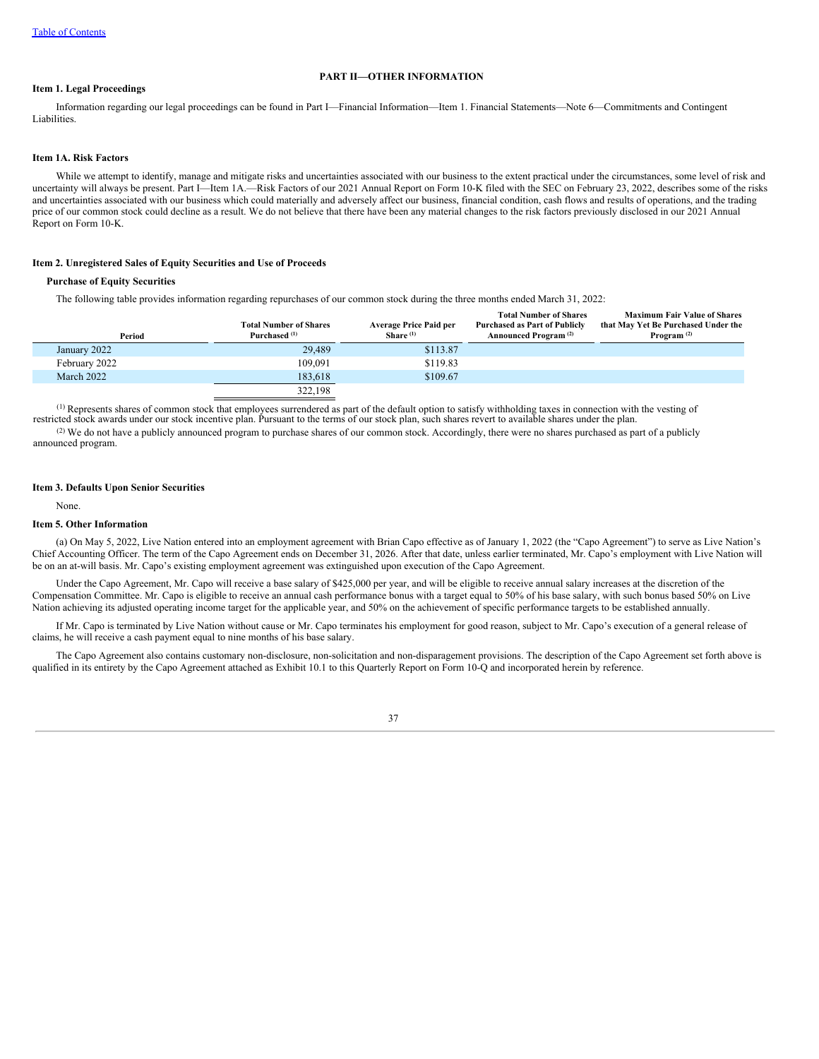## PART II—OTHER INFORMATION

### Item 1. Legal Proceedings

Information regarding our legal proceedings can be found in Part I—Financial Information—Item 1. Financial Statements—Note 6—Commitments and Contingent Liabilities.

### Item 1A. Risk Factors

While we attempt to identify, manage and mitigate risks and uncertainties associated with our business to the extent practical under the circumstances, some level of risk and uncertainty will always be present. Part I—Item 1A.—Risk Factors of our 2021 Annual Report on Form 10-K filed with the SEC on February 23, 2022, describes some of the risks and uncertainties associated with our business which could materially and adversely affect our business, financial condition, cash flows and results of operations, and the trading price of our common stock could decline as a result. We do not believe that there have been any material changes to the risk factors previously disclosed in our 2021 Annual Report on Form 10-K.

### Item 2. Unregistered Sales of Equity Securities and Use of Proceeds

**Purchase of Equity Securities**

The following table provides information regarding repurchases of our common stock during the three months ended March 31, 2022:

| Period | Total Number of Shares Purchased [1] | Average Price Paid per Share [1] | Total Number of Shares Purchased as Part of Publicly Announced Program [2] | Maximum Fair Value of Shares that May Yet Be Purchased Under the Program [2] |
|---|---|---|---|---|
| January 2022 | 29,489 | $113.87 | | |
| February 2022 | 109,091 | $119.83 | | |
| March 2022 | 183,618 | $109.67 | | |
| | 322,198 | | | |

[1] Represents shares of common stock that employees surrendered as part of the default option to satisfy withholding taxes in connection with the vesting of restricted stock awards under our stock incentive plan. Pursuant to the terms of our stock plan, such shares revert to available shares under the plan.

[2] We do not have a publicly announced program to purchase shares of our common stock. Accordingly, there were no shares purchased as part of a publicly announced program.

### Item 3. Defaults Upon Senior Securities

None.

### Item 5. Other Information

(a) On May 5, 2022, Live Nation entered into an employment agreement with Brian Capo effective as of January 1, 2022 (the "Capo Agreement") to serve as Live Nation's Chief Accounting Officer. The term of the Capo Agreement ends on December 31, 2026. After that date, unless earlier terminated, Mr. Capo's employment with Live Nation will be on an at-will basis. Mr. Capo's existing employment agreement was extinguished upon execution of the Capo Agreement.

Under the Capo Agreement, Mr. Capo will receive a base salary of $425,000 per year, and will be eligible to receive annual salary increases at the discretion of the Compensation Committee. Mr. Capo is eligible to receive an annual cash performance bonus with a target equal to 50% of his base salary, with such bonus based 50% on Live Nation achieving its adjusted operating income target for the applicable year, and 50% on the achievement of specific performance targets to be established annually.

If Mr. Capo is terminated by Live Nation without cause or Mr. Capo terminates his employment for good reason, subject to Mr. Capo's execution of a general release of claims, he will receive a cash payment equal to nine months of his base salary.

The Capo Agreement also contains customary non-disclosure, non-solicitation and non-disparagement provisions. The description of the Capo Agreement set forth above is qualified in its entirety by the Capo Agreement attached as Exhibit 10.1 to this Quarterly Report on Form 10-Q and incorporated herein by reference.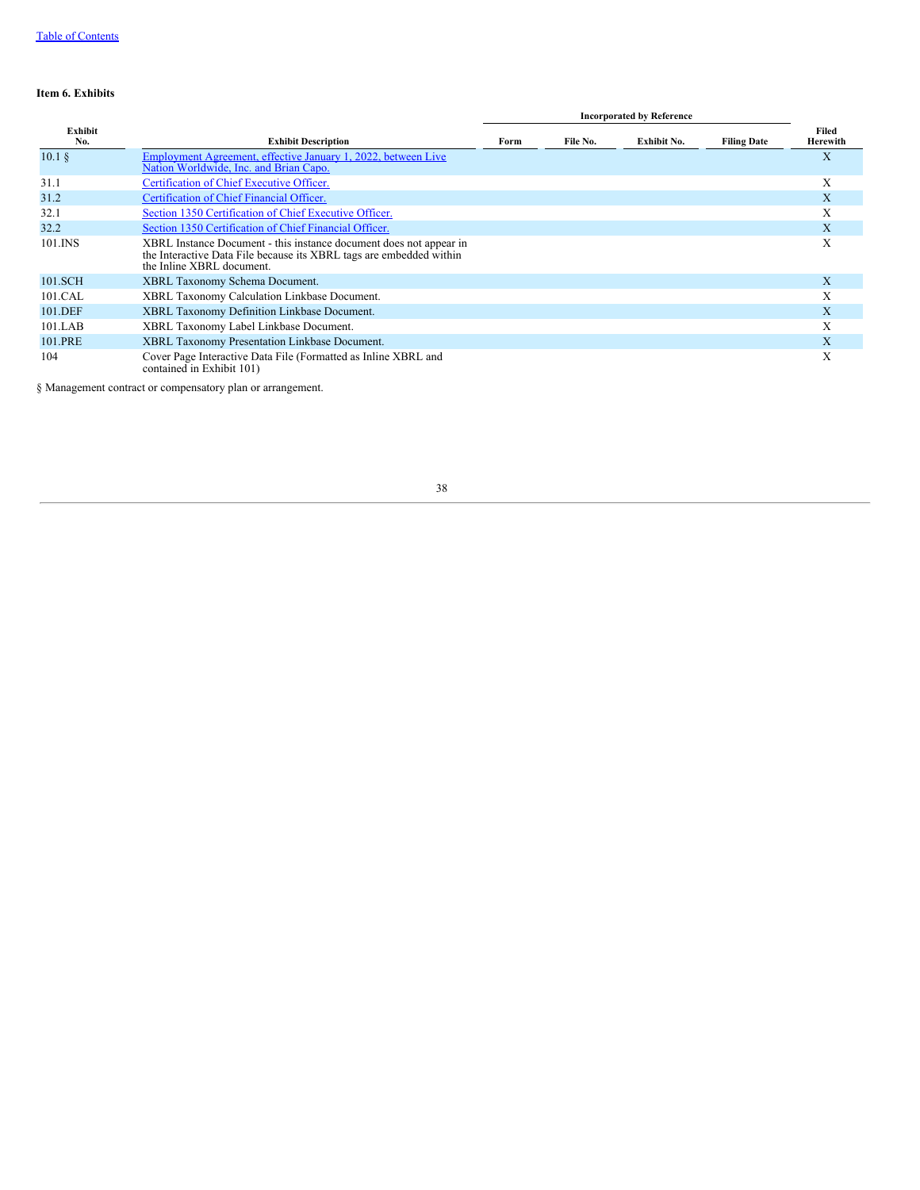### Item 6. Exhibits

| Exhibit No. | Exhibit Description | Incorporated by Reference | | | | Filed Herewith |
|---|---|---|---|---|---|---|
| | | Form | File No. | Exhibit No. | Filing Date | |
| 10.1 § | Employment Agreement, effective January 1, 2022, between Live Nation Worldwide, Inc. and Brian Capo. | | | | | X |
| 31.1 | Certification of Chief Executive Officer. | | | | | X |
| 31.2 | Certification of Chief Financial Officer. | | | | | X |
| 32.1 | Section 1350 Certification of Chief Executive Officer. | | | | | X |
| 32.2 | Section 1350 Certification of Chief Financial Officer. | | | | | X |
| 101.INS | XBRL Instance Document - this instance document does not appear in the Interactive Data File because its XBRL tags are embedded within the Inline XBRL document. | | | | | X |
| 101.SCH | XBRL Taxonomy Schema Document. | | | | | X |
| 101.CAL | XBRL Taxonomy Calculation Linkbase Document. | | | | | X |
| 101.DEF | XBRL Taxonomy Definition Linkbase Document. | | | | | X |
| 101.LAB | XBRL Taxonomy Label Linkbase Document. | | | | | X |
| 101.PRE | XBRL Taxonomy Presentation Linkbase Document. | | | | | X |
| 104 | Cover Page Interactive Data File (Formatted as Inline XBRL and contained in Exhibit 101) | | | | | X |

§ Management contract or compensatory plan or arrangement.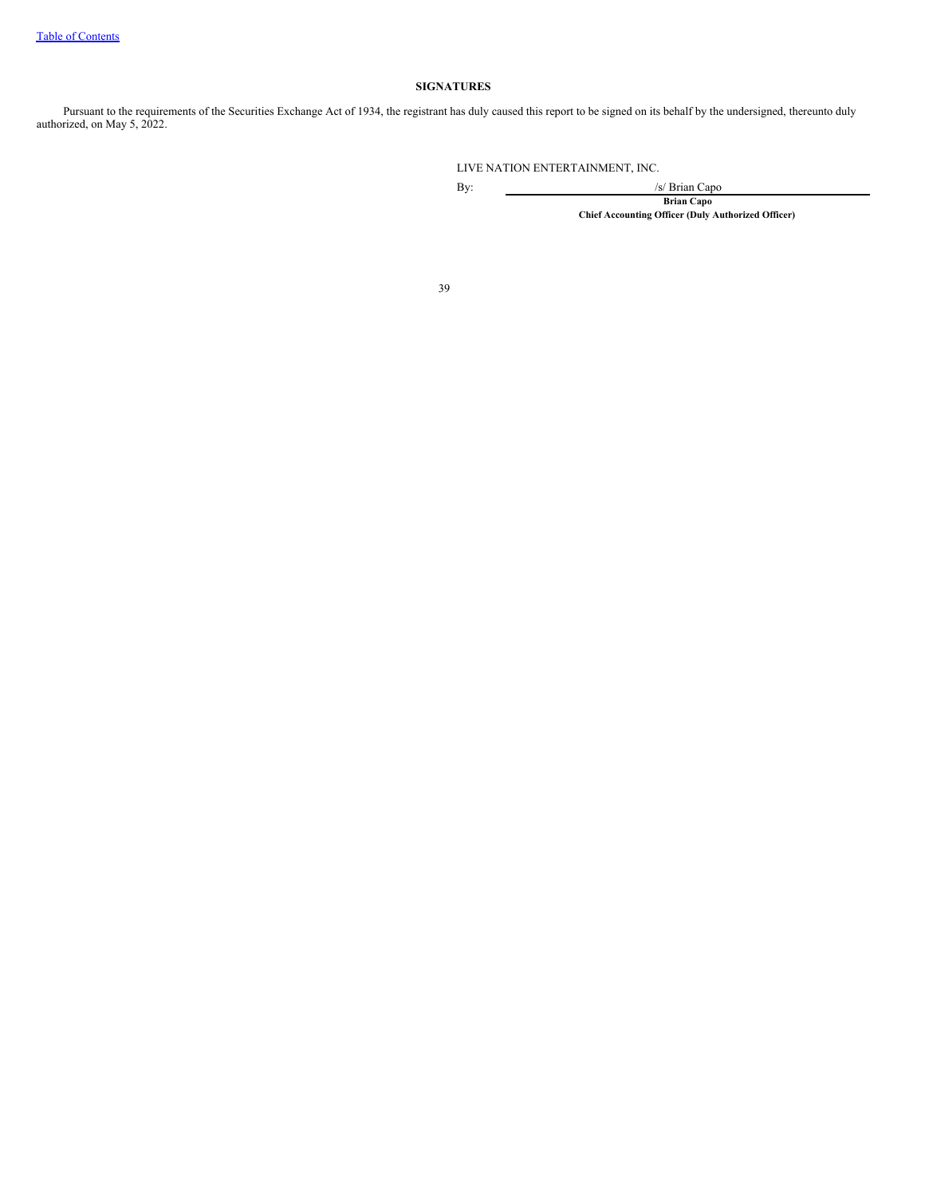## SIGNATURES

Pursuant to the requirements of the Securities Exchange Act of 1934, the registrant has duly caused this report to be signed on its behalf by the undersigned, thereunto duly authorized, on May 5, 2022.

LIVE NATION ENTERTAINMENT, INC.

By: /s/ Brian Capo

**Brian Capo**

**Chief Accounting Officer (Duly Authorized Officer)**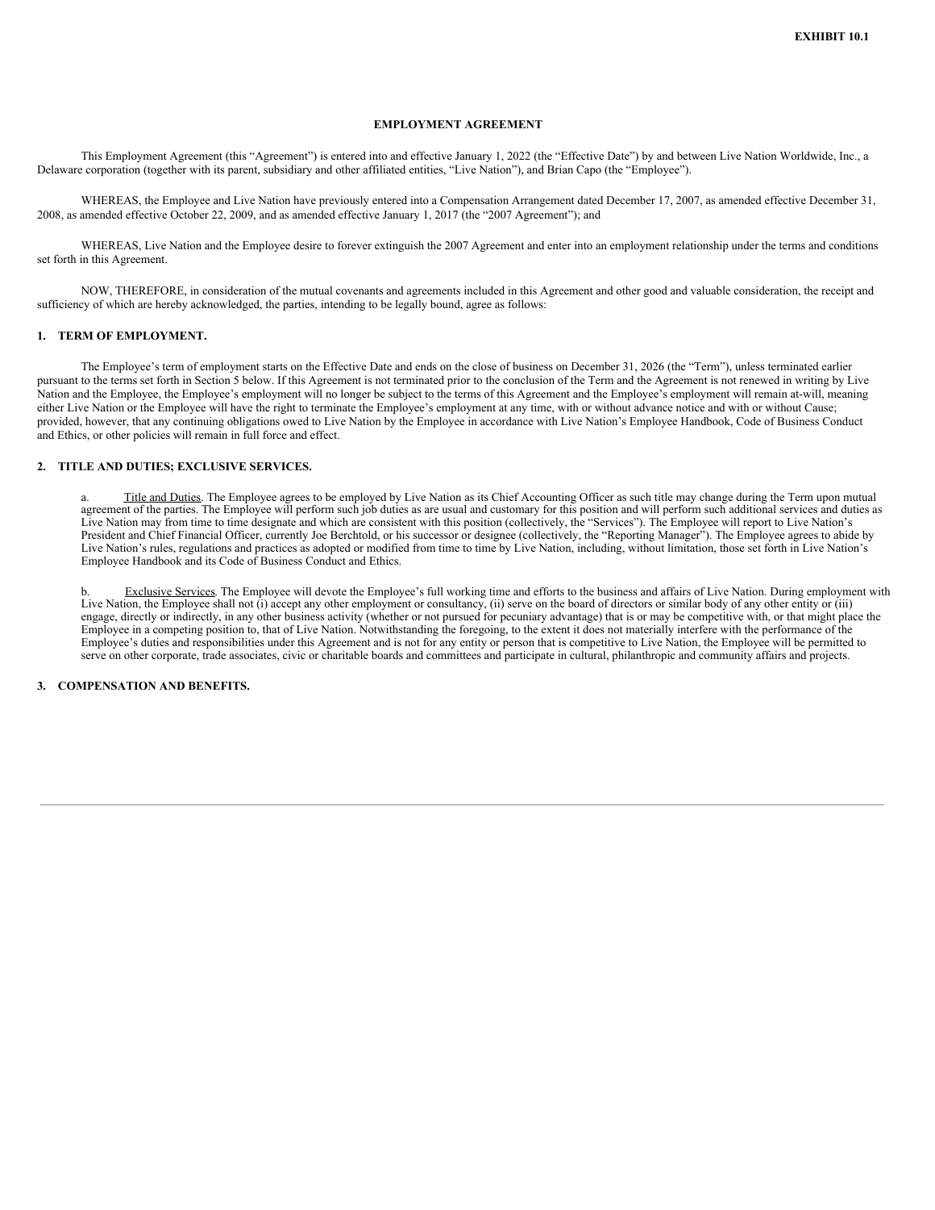**EXHIBIT 10.1**

# EMPLOYMENT AGREEMENT

This Employment Agreement (this "Agreement") is entered into and effective January 1, 2022 (the "Effective Date") by and between Live Nation Worldwide, Inc., a Delaware corporation (together with its parent, subsidiary and other affiliated entities, "Live Nation"), and Brian Capo (the "Employee").

WHEREAS, the Employee and Live Nation have previously entered into a Compensation Arrangement dated December 17, 2007, as amended effective December 31, 2008, as amended effective October 22, 2009, and as amended effective January 1, 2017 (the "2007 Agreement"); and

WHEREAS, Live Nation and the Employee desire to forever extinguish the 2007 Agreement and enter into an employment relationship under the terms and conditions set forth in this Agreement.

NOW, THEREFORE, in consideration of the mutual covenants and agreements included in this Agreement and other good and valuable consideration, the receipt and sufficiency of which are hereby acknowledged, the parties, intending to be legally bound, agree as follows:

## 1. TERM OF EMPLOYMENT.

The Employee's term of employment starts on the Effective Date and ends on the close of business on December 31, 2026 (the "Term"), unless terminated earlier pursuant to the terms set forth in Section 5 below. If this Agreement is not terminated prior to the conclusion of the Term and the Agreement is not renewed in writing by Live Nation and the Employee, the Employee's employment will no longer be subject to the terms of this Agreement and the Employee's employment will remain at-will, meaning either Live Nation or the Employee will have the right to terminate the Employee's employment at any time, with or without advance notice and with or without Cause; provided, however, that any continuing obligations owed to Live Nation by the Employee in accordance with Live Nation's Employee Handbook, Code of Business Conduct and Ethics, or other policies will remain in full force and effect.

## 2. TITLE AND DUTIES; EXCLUSIVE SERVICES.

a. Title and Duties. The Employee agrees to be employed by Live Nation as its Chief Accounting Officer as such title may change during the Term upon mutual agreement of the parties. The Employee will perform such job duties as are usual and customary for this position and will perform such additional services and duties as Live Nation may from time to time designate and which are consistent with this position (collectively, the "Services"). The Employee will report to Live Nation's President and Chief Financial Officer, currently Joe Berchtold, or his successor or designee (collectively, the "Reporting Manager"). The Employee agrees to abide by Live Nation's rules, regulations and practices as adopted or modified from time to time by Live Nation, including, without limitation, those set forth in Live Nation's Employee Handbook and its Code of Business Conduct and Ethics.

b. Exclusive Services. The Employee will devote the Employee's full working time and efforts to the business and affairs of Live Nation. During employment with Live Nation, the Employee shall not (i) accept any other employment or consultancy, (ii) serve on the board of directors or similar body of any other entity or (iii) engage, directly or indirectly, in any other business activity (whether or not pursued for pecuniary advantage) that is or may be competitive with, or that might place the Employee in a competing position to, that of Live Nation. Notwithstanding the foregoing, to the extent it does not materially interfere with the performance of the Employee's duties and responsibilities under this Agreement and is not for any entity or person that is competitive to Live Nation, the Employee will be permitted to serve on other corporate, trade associates, civic or charitable boards and committees and participate in cultural, philanthropic and community affairs and projects.

## 3. COMPENSATION AND BENEFITS.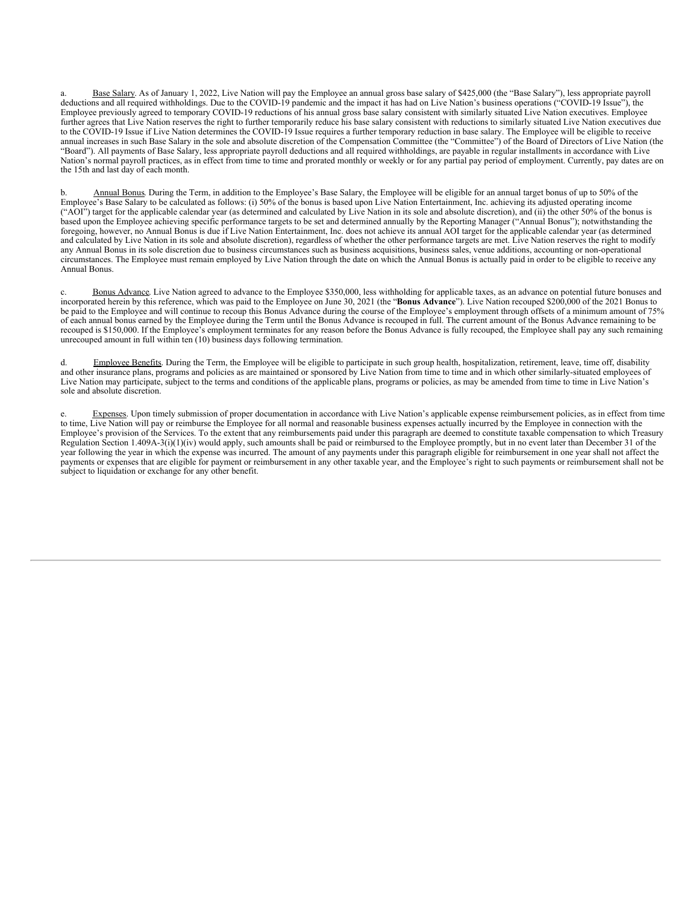a. Base Salary. As of January 1, 2022, Live Nation will pay the Employee an annual gross base salary of $425,000 (the "Base Salary"), less appropriate payroll deductions and all required withholdings. Due to the COVID-19 pandemic and the impact it has had on Live Nation's business operations ("COVID-19 Issue"), the Employee previously agreed to temporary COVID-19 reductions of his annual gross base salary consistent with similarly situated Live Nation executives. Employee further agrees that Live Nation reserves the right to further temporarily reduce his base salary consistent with reductions to similarly situated Live Nation executives due to the COVID-19 Issue if Live Nation determines the COVID-19 Issue requires a further temporary reduction in base salary. The Employee will be eligible to receive annual increases in such Base Salary in the sole and absolute discretion of the Compensation Committee (the "Committee") of the Board of Directors of Live Nation (the "Board"). All payments of Base Salary, less appropriate payroll deductions and all required withholdings, are payable in regular installments in accordance with Live Nation's normal payroll practices, as in effect from time to time and prorated monthly or weekly or for any partial pay period of employment. Currently, pay dates are on the 15th and last day of each month.

b. Annual Bonus. During the Term, in addition to the Employee's Base Salary, the Employee will be eligible for an annual target bonus of up to 50% of the Employee's Base Salary to be calculated as follows: (i) 50% of the bonus is based upon Live Nation Entertainment, Inc. achieving its adjusted operating income ("AOI") target for the applicable calendar year (as determined and calculated by Live Nation in its sole and absolute discretion), and (ii) the other 50% of the bonus is based upon the Employee achieving specific performance targets to be set and determined annually by the Reporting Manager ("Annual Bonus"); notwithstanding the foregoing, however, no Annual Bonus is due if Live Nation Entertainment, Inc. does not achieve its annual AOI target for the applicable calendar year (as determined and calculated by Live Nation in its sole and absolute discretion), regardless of whether the other performance targets are met. Live Nation reserves the right to modify any Annual Bonus in its sole discretion due to business circumstances such as business acquisitions, business sales, venue additions, accounting or non-operational circumstances. The Employee must remain employed by Live Nation through the date on which the Annual Bonus is actually paid in order to be eligible to receive any Annual Bonus.

c. Bonus Advance. Live Nation agreed to advance to the Employee $350,000, less withholding for applicable taxes, as an advance on potential future bonuses and incorporated herein by this reference, which was paid to the Employee on June 30, 2021 (the "**Bonus Advance**"). Live Nation recouped $200,000 of the 2021 Bonus to be paid to the Employee and will continue to recoup this Bonus Advance during the course of the Employee's employment through offsets of a minimum amount of 75% of each annual bonus earned by the Employee during the Term until the Bonus Advance is recouped in full. The current amount of the Bonus Advance remaining to be recouped is $150,000. If the Employee's employment terminates for any reason before the Bonus Advance is fully recouped, the Employee shall pay any such remaining unrecouped amount in full within ten (10) business days following termination.

d. Employee Benefits. During the Term, the Employee will be eligible to participate in such group health, hospitalization, retirement, leave, time off, disability and other insurance plans, programs and policies as are maintained or sponsored by Live Nation from time to time and in which other similarly-situated employees of Live Nation may participate, subject to the terms and conditions of the applicable plans, programs or policies, as may be amended from time to time in Live Nation's sole and absolute discretion.

e. Expenses. Upon timely submission of proper documentation in accordance with Live Nation's applicable expense reimbursement policies, as in effect from time to time, Live Nation will pay or reimburse the Employee for all normal and reasonable business expenses actually incurred by the Employee in connection with the Employee's provision of the Services. To the extent that any reimbursements paid under this paragraph are deemed to constitute taxable compensation to which Treasury Regulation Section 1.409A-3(i)(1)(iv) would apply, such amounts shall be paid or reimbursed to the Employee promptly, but in no event later than December 31 of the year following the year in which the expense was incurred. The amount of any payments under this paragraph eligible for reimbursement in one year shall not affect the payments or expenses that are eligible for payment or reimbursement in any other taxable year, and the Employee's right to such payments or reimbursement shall not be subject to liquidation or exchange for any other benefit.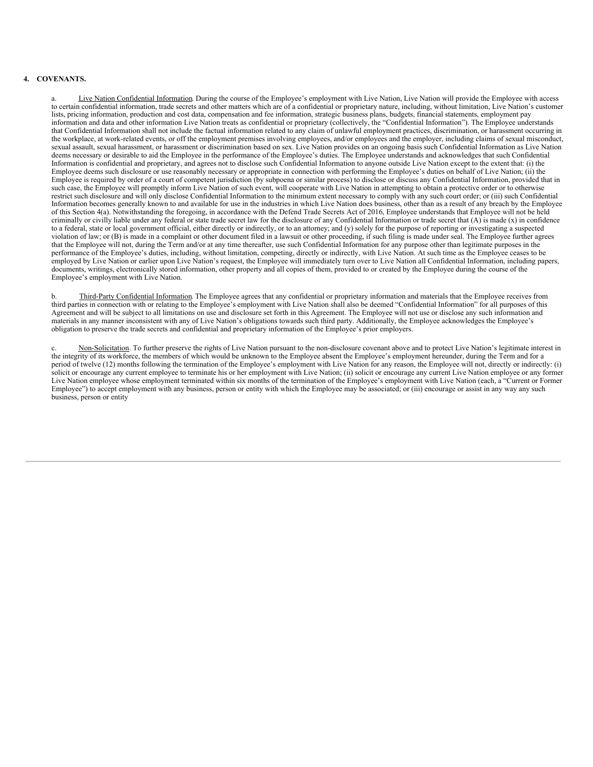**4. COVENANTS.**

a. Live Nation Confidential Information. During the course of the Employee's employment with Live Nation, Live Nation will provide the Employee with access to certain confidential information, trade secrets and other matters which are of a confidential or proprietary nature, including, without limitation, Live Nation's customer lists, pricing information, production and cost data, compensation and fee information, strategic business plans, budgets, financial statements, employment pay information and data and other information Live Nation treats as confidential or proprietary (collectively, the "Confidential Information"). The Employee understands that Confidential Information shall not include the factual information related to any claim of unlawful employment practices, discrimination, or harassment occurring in the workplace, at work-related events, or off the employment premises involving employees, and/or employees and the employer, including claims of sexual misconduct, sexual assault, sexual harassment, or harassment or discrimination based on sex. Live Nation provides on an ongoing basis such Confidential Information as Live Nation deems necessary or desirable to aid the Employee in the performance of the Employee's duties. The Employee understands and acknowledges that such Confidential Information is confidential and proprietary, and agrees not to disclose such Confidential Information to anyone outside Live Nation except to the extent that: (i) the Employee deems such disclosure or use reasonably necessary or appropriate in connection with performing the Employee's duties on behalf of Live Nation; (ii) the Employee is required by order of a court of competent jurisdiction (by subpoena or similar process) to disclose or discuss any Confidential Information, provided that in such case, the Employee will promptly inform Live Nation of such event, will cooperate with Live Nation in attempting to obtain a protective order or to otherwise restrict such disclosure and will only disclose Confidential Information to the minimum extent necessary to comply with any such court order; or (iii) such Confidential Information becomes generally known to and available for use in the industries in which Live Nation does business, other than as a result of any breach by the Employee of this Section 4(a). Notwithstanding the foregoing, in accordance with the Defend Trade Secrets Act of 2016, Employee understands that Employee will not be held criminally or civilly liable under any federal or state trade secret law for the disclosure of any Confidential Information or trade secret that (A) is made (x) in confidence to a federal, state or local government official, either directly or indirectly, or to an attorney; and (y) solely for the purpose of reporting or investigating a suspected violation of law; or (B) is made in a complaint or other document filed in a lawsuit or other proceeding, if such filing is made under seal. The Employee further agrees that the Employee will not, during the Term and/or at any time thereafter, use such Confidential Information for any purpose other than legitimate purposes in the performance of the Employee's duties, including, without limitation, competing, directly or indirectly, with Live Nation. At such time as the Employee ceases to be employed by Live Nation or earlier upon Live Nation's request, the Employee will immediately turn over to Live Nation all Confidential Information, including papers, documents, writings, electronically stored information, other property and all copies of them, provided to or created by the Employee during the course of the Employee's employment with Live Nation.

b. Third-Party Confidential Information. The Employee agrees that any confidential or proprietary information and materials that the Employee receives from third parties in connection with or relating to the Employee's employment with Live Nation shall also be deemed "Confidential Information" for all purposes of this Agreement and will be subject to all limitations on use and disclosure set forth in this Agreement. The Employee will not use or disclose any such information and materials in any manner inconsistent with any of Live Nation's obligations towards such third party. Additionally, the Employee acknowledges the Employee's obligation to preserve the trade secrets and confidential and proprietary information of the Employee's prior employers.

c. Non-Solicitation. To further preserve the rights of Live Nation pursuant to the non-disclosure covenant above and to protect Live Nation's legitimate interest in the integrity of its workforce, the members of which would be unknown to the Employee absent the Employee's employment hereunder, during the Term and for a period of twelve (12) months following the termination of the Employee's employment with Live Nation for any reason, the Employee will not, directly or indirectly: (i) solicit or encourage any current employee to terminate his or her employment with Live Nation; (ii) solicit or encourage any current Live Nation employee or any former Live Nation employee whose employment terminated within six months of the termination of the Employee's employment with Live Nation (each, a "Current or Former Employee") to accept employment with any business, person or entity with which the Employee may be associated; or (iii) encourage or assist in any way any such business, person or entity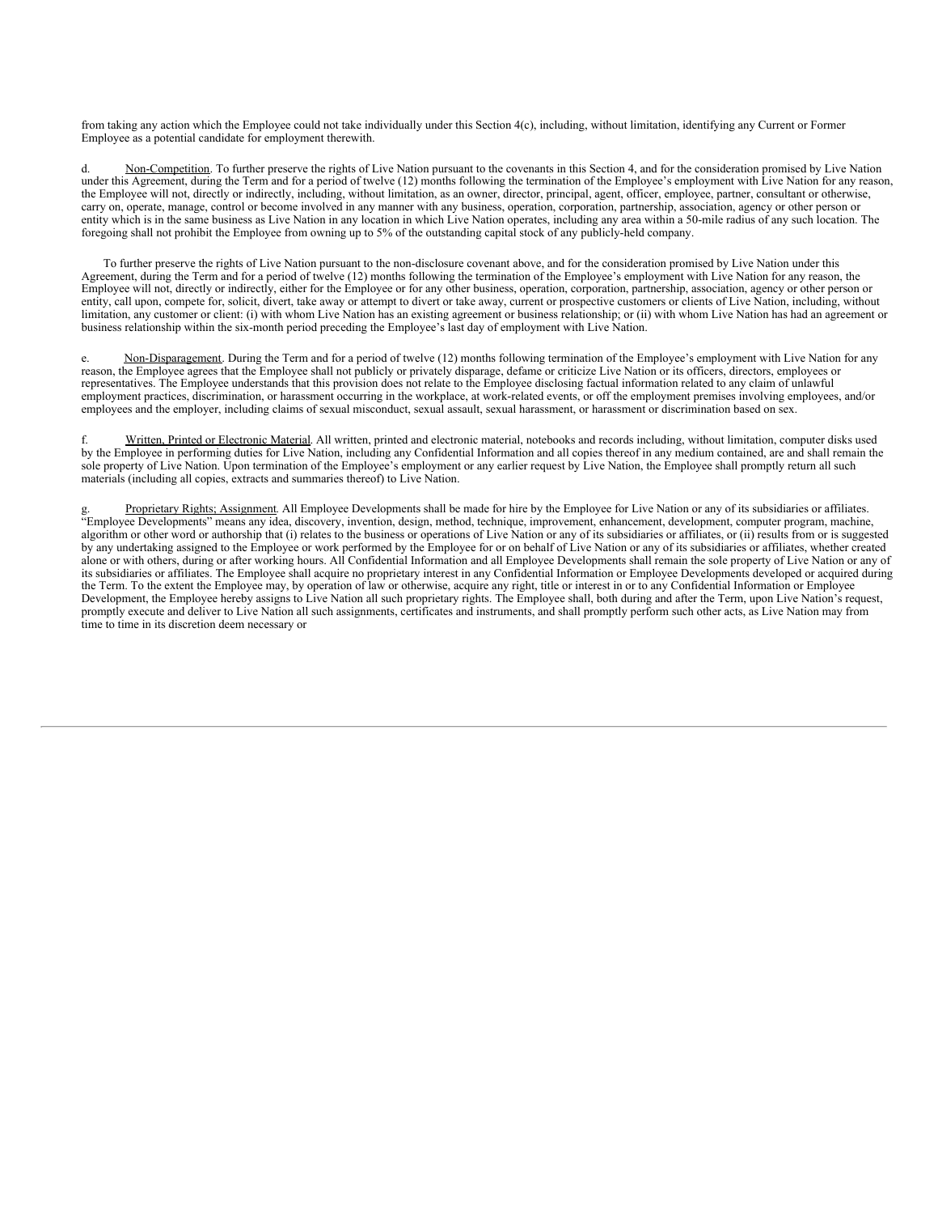from taking any action which the Employee could not take individually under this Section 4(c), including, without limitation, identifying any Current or Former Employee as a potential candidate for employment therewith.

d. Non-Competition. To further preserve the rights of Live Nation pursuant to the covenants in this Section 4, and for the consideration promised by Live Nation under this Agreement, during the Term and for a period of twelve (12) months following the termination of the Employee's employment with Live Nation for any reason, the Employee will not, directly or indirectly, including, without limitation, as an owner, director, principal, agent, officer, employee, partner, consultant or otherwise, carry on, operate, manage, control or become involved in any manner with any business, operation, corporation, partnership, association, agency or other person or entity which is in the same business as Live Nation in any location in which Live Nation operates, including any area within a 50-mile radius of any such location. The foregoing shall not prohibit the Employee from owning up to 5% of the outstanding capital stock of any publicly-held company.

To further preserve the rights of Live Nation pursuant to the non-disclosure covenant above, and for the consideration promised by Live Nation under this Agreement, during the Term and for a period of twelve (12) months following the termination of the Employee's employment with Live Nation for any reason, the Employee will not, directly or indirectly, either for the Employee or for any other business, operation, corporation, partnership, association, agency or other person or entity, call upon, compete for, solicit, divert, take away or attempt to divert or take away, current or prospective customers or clients of Live Nation, including, without limitation, any customer or client: (i) with whom Live Nation has an existing agreement or business relationship; or (ii) with whom Live Nation has had an agreement or business relationship within the six-month period preceding the Employee's last day of employment with Live Nation.

e. Non-Disparagement. During the Term and for a period of twelve (12) months following termination of the Employee's employment with Live Nation for any reason, the Employee agrees that the Employee shall not publicly or privately disparage, defame or criticize Live Nation or its officers, directors, employees or representatives. The Employee understands that this provision does not relate to the Employee disclosing factual information related to any claim of unlawful employment practices, discrimination, or harassment occurring in the workplace, at work-related events, or off the employment premises involving employees, and/or employees and the employer, including claims of sexual misconduct, sexual assault, sexual harassment, or harassment or discrimination based on sex.

f. Written, Printed or Electronic Material. All written, printed and electronic material, notebooks and records including, without limitation, computer disks used by the Employee in performing duties for Live Nation, including any Confidential Information and all copies thereof in any medium contained, are and shall remain the sole property of Live Nation. Upon termination of the Employee's employment or any earlier request by Live Nation, the Employee shall promptly return all such materials (including all copies, extracts and summaries thereof) to Live Nation.

g. Proprietary Rights; Assignment. All Employee Developments shall be made for hire by the Employee for Live Nation or any of its subsidiaries or affiliates. "Employee Developments" means any idea, discovery, invention, design, method, technique, improvement, enhancement, development, computer program, machine, algorithm or other word or authorship that (i) relates to the business or operations of Live Nation or any of its subsidiaries or affiliates, or (ii) results from or is suggested by any undertaking assigned to the Employee or work performed by the Employee for or on behalf of Live Nation or any of its subsidiaries or affiliates, whether created alone or with others, during or after working hours. All Confidential Information and all Employee Developments shall remain the sole property of Live Nation or any of its subsidiaries or affiliates. The Employee shall acquire no proprietary interest in any Confidential Information or Employee Developments developed or acquired during the Term. To the extent the Employee may, by operation of law or otherwise, acquire any right, title or interest in or to any Confidential Information or Employee Development, the Employee hereby assigns to Live Nation all such proprietary rights. The Employee shall, both during and after the Term, upon Live Nation's request, promptly execute and deliver to Live Nation all such assignments, certificates and instruments, and shall promptly perform such other acts, as Live Nation may from time to time in its discretion deem necessary or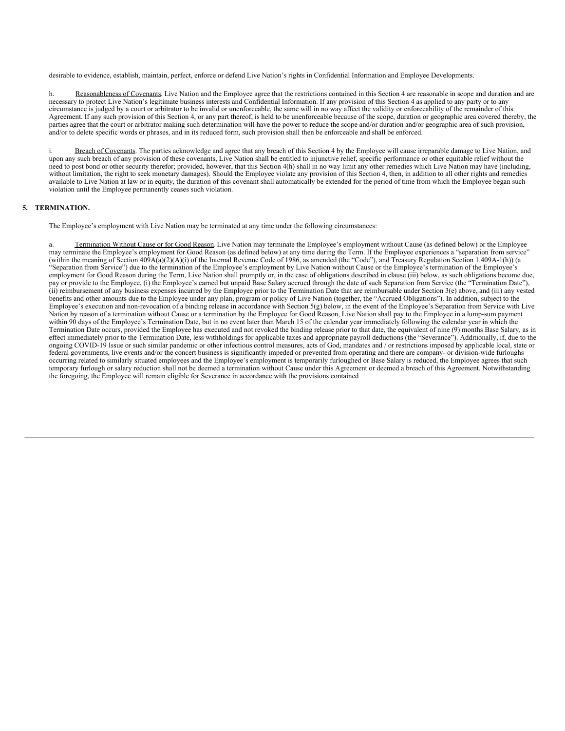desirable to evidence, establish, maintain, perfect, enforce or defend Live Nation's rights in Confidential Information and Employee Developments.

h. Reasonableness of Covenants. Live Nation and the Employee agree that the restrictions contained in this Section 4 are reasonable in scope and duration and are necessary to protect Live Nation's legitimate business interests and Confidential Information. If any provision of this Section 4 as applied to any party or to any circumstance is judged by a court or arbitrator to be invalid or unenforceable, the same will in no way affect the validity or enforceability of the remainder of this Agreement. If any such provision of this Section 4, or any part thereof, is held to be unenforceable because of the scope, duration or geographic area covered thereby, the parties agree that the court or arbitrator making such determination will have the power to reduce the scope and/or duration and/or geographic area of such provision, and/or to delete specific words or phrases, and in its reduced form, such provision shall then be enforceable and shall be enforced.

i. Breach of Covenants. The parties acknowledge and agree that any breach of this Section 4 by the Employee will cause irreparable damage to Live Nation, and upon any such breach of any provision of these covenants, Live Nation shall be entitled to injunctive relief, specific performance or other equitable relief without the need to post bond or other security therefor; provided, however, that this Section 4(h) shall in no way limit any other remedies which Live Nation may have (including, without limitation, the right to seek monetary damages). Should the Employee violate any provision of this Section 4, then, in addition to all other rights and remedies available to Live Nation at law or in equity, the duration of this covenant shall automatically be extended for the period of time from which the Employee began such violation until the Employee permanently ceases such violation.

## 5. TERMINATION.

The Employee's employment with Live Nation may be terminated at any time under the following circumstances:

a. Termination Without Cause or for Good Reason. Live Nation may terminate the Employee's employment without Cause (as defined below) or the Employee may terminate the Employee's employment for Good Reason (as defined below) at any time during the Term. If the Employee experiences a "separation from service" (within the meaning of Section 409A(a)(2)(A)(i) of the Internal Revenue Code of 1986, as amended (the "Code"), and Treasury Regulation Section 1.409A-1(h)) (a "Separation from Service") due to the termination of the Employee's employment by Live Nation without Cause or the Employee's termination of the Employee's employment for Good Reason during the Term, Live Nation shall promptly or, in the case of obligations described in clause (iii) below, as such obligations become due, pay or provide to the Employee, (i) the Employee's earned but unpaid Base Salary accrued through the date of such Separation from Service (the "Termination Date"), (ii) reimbursement of any business expenses incurred by the Employee prior to the Termination Date that are reimbursable under Section 3(e) above, and (iii) any vested benefits and other amounts due to the Employee under any plan, program or policy of Live Nation (together, the "Accrued Obligations"). In addition, subject to the Employee's execution and non-revocation of a binding release in accordance with Section 5(g) below, in the event of the Employee's Separation from Service with Live Nation by reason of a termination without Cause or a termination by the Employee for Good Reason, Live Nation shall pay to the Employee in a lump-sum payment within 90 days of the Employee's Termination Date, but in no event later than March 15 of the calendar year immediately following the calendar year in which the Termination Date occurs, provided the Employee has executed and not revoked the binding release prior to that date, the equivalent of nine (9) months Base Salary, as in effect immediately prior to the Termination Date, less withholdings for applicable taxes and appropriate payroll deductions (the "Severance"). Additionally, if, due to the ongoing COVID-19 Issue or such similar pandemic or other infectious control measures, acts of God, mandates and / or restrictions imposed by applicable local, state or federal governments, live events and/or the concert business is significantly impeded or prevented from operating and there are company- or division-wide furloughs occurring related to similarly situated employees and the Employee's employment is temporarily furloughed or Base Salary is reduced, the Employee agrees that such temporary furlough or salary reduction shall not be deemed a termination without Cause under this Agreement or deemed a breach of this Agreement. Notwithstanding the foregoing, the Employee will remain eligible for Severance in accordance with the provisions contained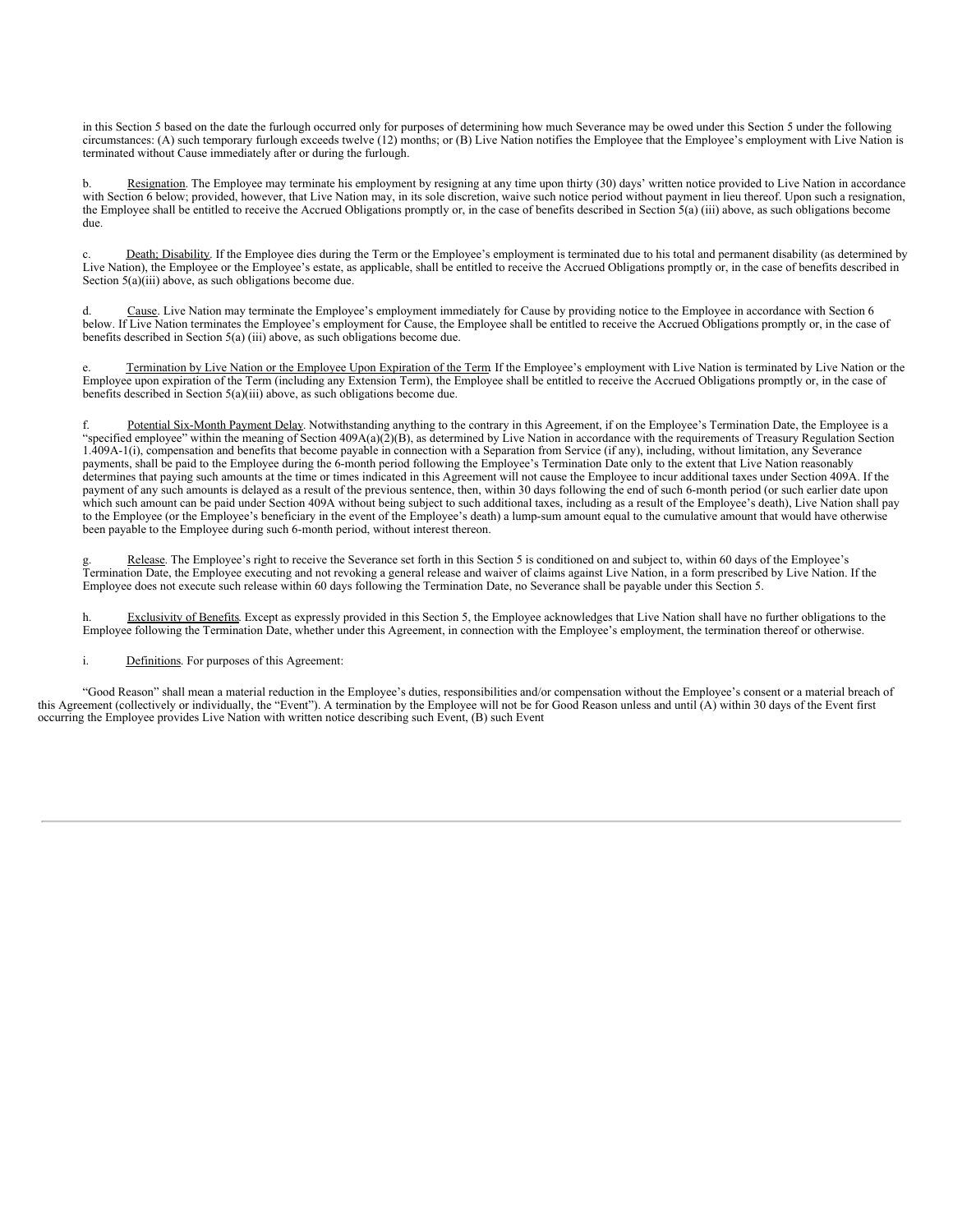in this Section 5 based on the date the furlough occurred only for purposes of determining how much Severance may be owed under this Section 5 under the following circumstances: (A) such temporary furlough exceeds twelve (12) months; or (B) Live Nation notifies the Employee that the Employee's employment with Live Nation is terminated without Cause immediately after or during the furlough.

b. Resignation. The Employee may terminate his employment by resigning at any time upon thirty (30) days' written notice provided to Live Nation in accordance with Section 6 below; provided, however, that Live Nation may, in its sole discretion, waive such notice period without payment in lieu thereof. Upon such a resignation, the Employee shall be entitled to receive the Accrued Obligations promptly or, in the case of benefits described in Section 5(a) (iii) above, as such obligations become due.

c. Death; Disability. If the Employee dies during the Term or the Employee's employment is terminated due to his total and permanent disability (as determined by Live Nation), the Employee or the Employee's estate, as applicable, shall be entitled to receive the Accrued Obligations promptly or, in the case of benefits described in Section 5(a)(iii) above, as such obligations become due.

d. Cause. Live Nation may terminate the Employee's employment immediately for Cause by providing notice to the Employee in accordance with Section 6 below. If Live Nation terminates the Employee's employment for Cause, the Employee shall be entitled to receive the Accrued Obligations promptly or, in the case of benefits described in Section 5(a) (iii) above, as such obligations become due.

e. Termination by Live Nation or the Employee Upon Expiration of the Term. If the Employee's employment with Live Nation is terminated by Live Nation or the Employee upon expiration of the Term (including any Extension Term), the Employee shall be entitled to receive the Accrued Obligations promptly or, in the case of benefits described in Section 5(a)(iii) above, as such obligations become due.

f. Potential Six-Month Payment Delay. Notwithstanding anything to the contrary in this Agreement, if on the Employee's Termination Date, the Employee is a "specified employee" within the meaning of Section 409A(a)(2)(B), as determined by Live Nation in accordance with the requirements of Treasury Regulation Section 1.409A-1(i), compensation and benefits that become payable in connection with a Separation from Service (if any), including, without limitation, any Severance payments, shall be paid to the Employee during the 6-month period following the Employee's Termination Date only to the extent that Live Nation reasonably determines that paying such amounts at the time or times indicated in this Agreement will not cause the Employee to incur additional taxes under Section 409A. If the payment of any such amounts is delayed as a result of the previous sentence, then, within 30 days following the end of such 6-month period (or such earlier date upon which such amount can be paid under Section 409A without being subject to such additional taxes, including as a result of the Employee's death), Live Nation shall pay to the Employee (or the Employee's beneficiary in the event of the Employee's death) a lump-sum amount equal to the cumulative amount that would have otherwise been payable to the Employee during such 6-month period, without interest thereon.

g. Release. The Employee's right to receive the Severance set forth in this Section 5 is conditioned on and subject to, within 60 days of the Employee's Termination Date, the Employee executing and not revoking a general release and waiver of claims against Live Nation, in a form prescribed by Live Nation. If the Employee does not execute such release within 60 days following the Termination Date, no Severance shall be payable under this Section 5.

h. Exclusivity of Benefits. Except as expressly provided in this Section 5, the Employee acknowledges that Live Nation shall have no further obligations to the Employee following the Termination Date, whether under this Agreement, in connection with the Employee's employment, the termination thereof or otherwise.

i. Definitions. For purposes of this Agreement:

"Good Reason" shall mean a material reduction in the Employee's duties, responsibilities and/or compensation without the Employee's consent or a material breach of this Agreement (collectively or individually, the "Event"). A termination by the Employee will not be for Good Reason unless and until (A) within 30 days of the Event first occurring the Employee provides Live Nation with written notice describing such Event, (B) such Event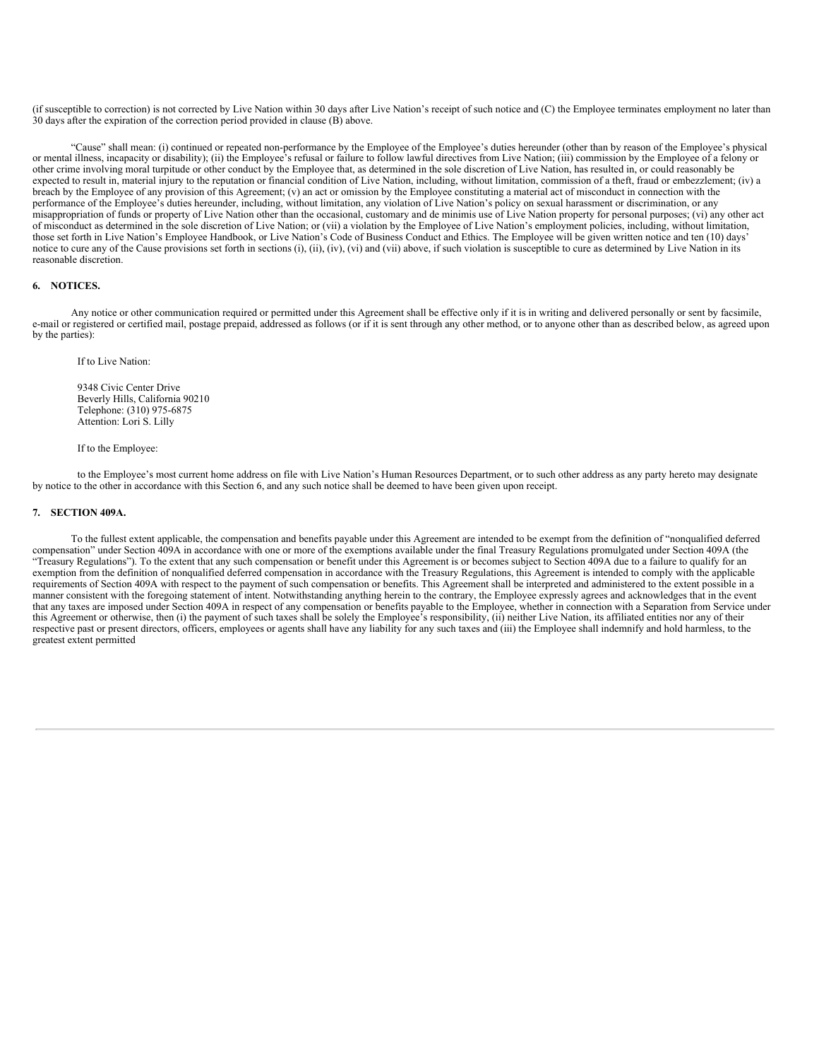(if susceptible to correction) is not corrected by Live Nation within 30 days after Live Nation's receipt of such notice and (C) the Employee terminates employment no later than 30 days after the expiration of the correction period provided in clause (B) above.

"Cause" shall mean: (i) continued or repeated non-performance by the Employee of the Employee's duties hereunder (other than by reason of the Employee's physical or mental illness, incapacity or disability); (ii) the Employee's refusal or failure to follow lawful directives from Live Nation; (iii) commission by the Employee of a felony or other crime involving moral turpitude or other conduct by the Employee that, as determined in the sole discretion of Live Nation, has resulted in, or could reasonably be expected to result in, material injury to the reputation or financial condition of Live Nation, including, without limitation, commission of a theft, fraud or embezzlement; (iv) a breach by the Employee of any provision of this Agreement; (v) an act or omission by the Employee constituting a material act of misconduct in connection with the performance of the Employee's duties hereunder, including, without limitation, any violation of Live Nation's policy on sexual harassment or discrimination, or any misappropriation of funds or property of Live Nation other than the occasional, customary and de minimis use of Live Nation property for personal purposes; (vi) any other act of misconduct as determined in the sole discretion of Live Nation; or (vii) a violation by the Employee of Live Nation's employment policies, including, without limitation, those set forth in Live Nation's Employee Handbook, or Live Nation's Code of Business Conduct and Ethics. The Employee will be given written notice and ten (10) days' notice to cure any of the Cause provisions set forth in sections (i), (ii), (iv), (vi) and (vii) above, if such violation is susceptible to cure as determined by Live Nation in its reasonable discretion.

## 6. NOTICES.

Any notice or other communication required or permitted under this Agreement shall be effective only if it is in writing and delivered personally or sent by facsimile, e-mail or registered or certified mail, postage prepaid, addressed as follows (or if it is sent through any other method, or to anyone other than as described below, as agreed upon by the parties):

If to Live Nation:

9348 Civic Center Drive  
Beverly Hills, California 90210  
Telephone: (310) 975-6875  
Attention: Lori S. Lilly

If to the Employee:

to the Employee's most current home address on file with Live Nation's Human Resources Department, or to such other address as any party hereto may designate by notice to the other in accordance with this Section 6, and any such notice shall be deemed to have been given upon receipt.

## 7. SECTION 409A.

To the fullest extent applicable, the compensation and benefits payable under this Agreement are intended to be exempt from the definition of "nonqualified deferred compensation" under Section 409A in accordance with one or more of the exemptions available under the final Treasury Regulations promulgated under Section 409A (the "Treasury Regulations"). To the extent that any such compensation or benefit under this Agreement is or becomes subject to Section 409A due to a failure to qualify for an exemption from the definition of nonqualified deferred compensation in accordance with the Treasury Regulations, this Agreement is intended to comply with the applicable requirements of Section 409A with respect to the payment of such compensation or benefits. This Agreement shall be interpreted and administered to the extent possible in a manner consistent with the foregoing statement of intent. Notwithstanding anything herein to the contrary, the Employee expressly agrees and acknowledges that in the event that any taxes are imposed under Section 409A in respect of any compensation or benefits payable to the Employee, whether in connection with a Separation from Service under this Agreement or otherwise, then (i) the payment of such taxes shall be solely the Employee's responsibility, (ii) neither Live Nation, its affiliated entities nor any of their respective past or present directors, officers, employees or agents shall have any liability for any such taxes and (iii) the Employee shall indemnify and hold harmless, to the greatest extent permitted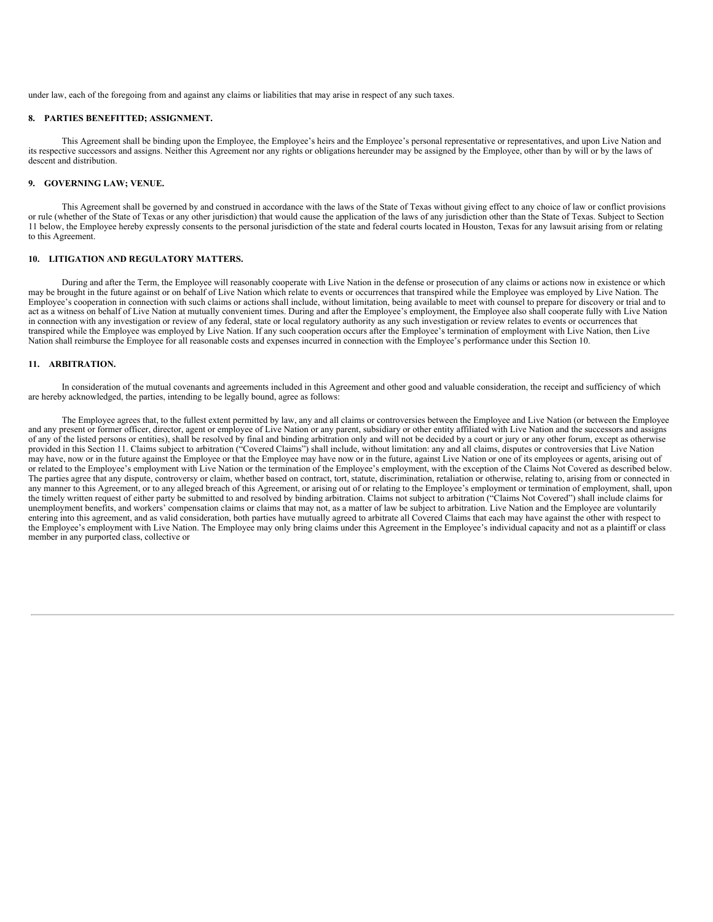under law, each of the foregoing from and against any claims or liabilities that may arise in respect of any such taxes.

## 8. PARTIES BENEFITTED; ASSIGNMENT.

This Agreement shall be binding upon the Employee, the Employee's heirs and the Employee's personal representative or representatives, and upon Live Nation and its respective successors and assigns. Neither this Agreement nor any rights or obligations hereunder may be assigned by the Employee, other than by will or by the laws of descent and distribution.

## 9. GOVERNING LAW; VENUE.

This Agreement shall be governed by and construed in accordance with the laws of the State of Texas without giving effect to any choice of law or conflict provisions or rule (whether of the State of Texas or any other jurisdiction) that would cause the application of the laws of any jurisdiction other than the State of Texas. Subject to Section 11 below, the Employee hereby expressly consents to the personal jurisdiction of the state and federal courts located in Houston, Texas for any lawsuit arising from or relating to this Agreement.

## 10. LITIGATION AND REGULATORY MATTERS.

During and after the Term, the Employee will reasonably cooperate with Live Nation in the defense or prosecution of any claims or actions now in existence or which may be brought in the future against or on behalf of Live Nation which relate to events or occurrences that transpired while the Employee was employed by Live Nation. The Employee's cooperation in connection with such claims or actions shall include, without limitation, being available to meet with counsel to prepare for discovery or trial and to act as a witness on behalf of Live Nation at mutually convenient times. During and after the Employee's employment, the Employee also shall cooperate fully with Live Nation in connection with any investigation or review of any federal, state or local regulatory authority as any such investigation or review relates to events or occurrences that transpired while the Employee was employed by Live Nation. If any such cooperation occurs after the Employee's termination of employment with Live Nation, then Live Nation shall reimburse the Employee for all reasonable costs and expenses incurred in connection with the Employee's performance under this Section 10.

## 11. ARBITRATION.

In consideration of the mutual covenants and agreements included in this Agreement and other good and valuable consideration, the receipt and sufficiency of which are hereby acknowledged, the parties, intending to be legally bound, agree as follows:

The Employee agrees that, to the fullest extent permitted by law, any and all claims or controversies between the Employee and Live Nation (or between the Employee and any present or former officer, director, agent or employee of Live Nation or any parent, subsidiary or other entity affiliated with Live Nation and the successors and assigns of any of the listed persons or entities), shall be resolved by final and binding arbitration only and will not be decided by a court or jury or any other forum, except as otherwise provided in this Section 11. Claims subject to arbitration ("Covered Claims") shall include, without limitation: any and all claims, disputes or controversies that Live Nation may have, now or in the future against the Employee or that the Employee may have now or in the future, against Live Nation or one of its employees or agents, arising out of or related to the Employee's employment with Live Nation or the termination of the Employee's employment, with the exception of the Claims Not Covered as described below. The parties agree that any dispute, controversy or claim, whether based on contract, tort, statute, discrimination, retaliation or otherwise, relating to, arising from or connected in any manner to this Agreement, or to any alleged breach of this Agreement, or arising out of or relating to the Employee's employment or termination of employment, shall, upon the timely written request of either party be submitted to and resolved by binding arbitration. Claims not subject to arbitration ("Claims Not Covered") shall include claims for unemployment benefits, and workers' compensation claims or claims that may not, as a matter of law be subject to arbitration. Live Nation and the Employee are voluntarily entering into this agreement, and as valid consideration, both parties have mutually agreed to arbitrate all Covered Claims that each may have against the other with respect to the Employee's employment with Live Nation. The Employee may only bring claims under this Agreement in the Employee's individual capacity and not as a plaintiff or class member in any purported class, collective or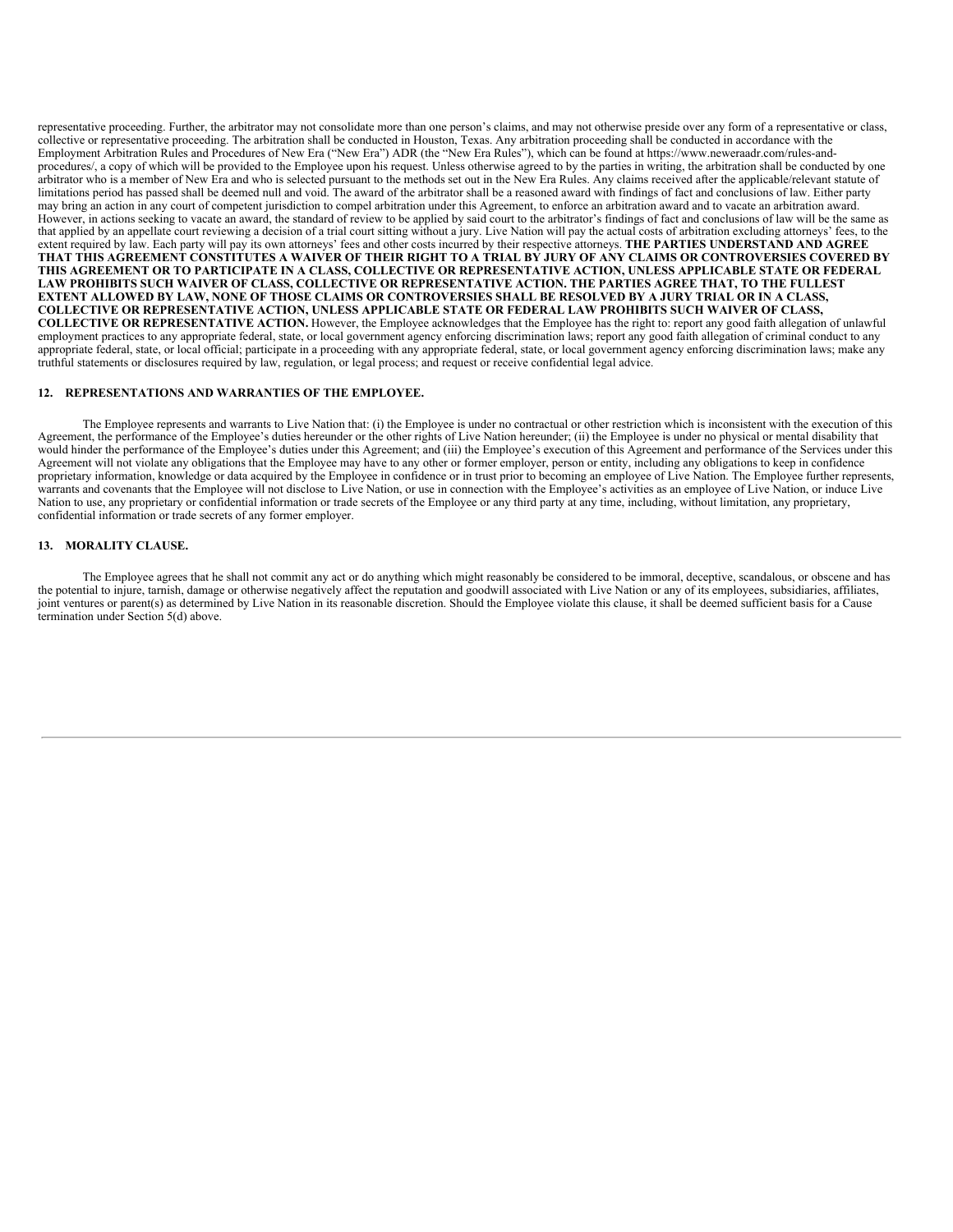representative proceeding. Further, the arbitrator may not consolidate more than one person's claims, and may not otherwise preside over any form of a representative or class, collective or representative proceeding. The arbitration shall be conducted in Houston, Texas. Any arbitration proceeding shall be conducted in accordance with the Employment Arbitration Rules and Procedures of New Era ("New Era") ADR (the "New Era Rules"), which can be found at https://www.neweraadr.com/rules-and-procedures/, a copy of which will be provided to the Employee upon his request. Unless otherwise agreed to by the parties in writing, the arbitration shall be conducted by one arbitrator who is a member of New Era and who is selected pursuant to the methods set out in the New Era Rules. Any claims received after the applicable/relevant statute of limitations period has passed shall be deemed null and void. The award of the arbitrator shall be a reasoned award with findings of fact and conclusions of law. Either party may bring an action in any court of competent jurisdiction to compel arbitration under this Agreement, to enforce an arbitration award and to vacate an arbitration award. However, in actions seeking to vacate an award, the standard of review to be applied by said court to the arbitrator's findings of fact and conclusions of law will be the same as that applied by an appellate court reviewing a decision of a trial court sitting without a jury. Live Nation will pay the actual costs of arbitration excluding attorneys' fees, to the extent required by law. Each party will pay its own attorneys' fees and other costs incurred by their respective attorneys. **THE PARTIES UNDERSTAND AND AGREE THAT THIS AGREEMENT CONSTITUTES A WAIVER OF THEIR RIGHT TO A TRIAL BY JURY OF ANY CLAIMS OR CONTROVERSIES COVERED BY THIS AGREEMENT OR TO PARTICIPATE IN A CLASS, COLLECTIVE OR REPRESENTATIVE ACTION, UNLESS APPLICABLE STATE OR FEDERAL LAW PROHIBITS SUCH WAIVER OF CLASS, COLLECTIVE OR REPRESENTATIVE ACTION. THE PARTIES AGREE THAT, TO THE FULLEST EXTENT ALLOWED BY LAW, NONE OF THOSE CLAIMS OR CONTROVERSIES SHALL BE RESOLVED BY A JURY TRIAL OR IN A CLASS, COLLECTIVE OR REPRESENTATIVE ACTION, UNLESS APPLICABLE STATE OR FEDERAL LAW PROHIBITS SUCH WAIVER OF CLASS, COLLECTIVE OR REPRESENTATIVE ACTION.** However, the Employee acknowledges that the Employee has the right to: report any good faith allegation of unlawful employment practices to any appropriate federal, state, or local government agency enforcing discrimination laws; report any good faith allegation of criminal conduct to any appropriate federal, state, or local official; participate in a proceeding with any appropriate federal, state, or local government agency enforcing discrimination laws; make any truthful statements or disclosures required by law, regulation, or legal process; and request or receive confidential legal advice.

## 12. REPRESENTATIONS AND WARRANTIES OF THE EMPLOYEE.

The Employee represents and warrants to Live Nation that: (i) the Employee is under no contractual or other restriction which is inconsistent with the execution of this Agreement, the performance of the Employee's duties hereunder or the other rights of Live Nation hereunder; (ii) the Employee is under no physical or mental disability that would hinder the performance of the Employee's duties under this Agreement; and (iii) the Employee's execution of this Agreement and performance of the Services under this Agreement will not violate any obligations that the Employee may have to any other or former employer, person or entity, including any obligations to keep in confidence proprietary information, knowledge or data acquired by the Employee in confidence or in trust prior to becoming an employee of Live Nation. The Employee further represents, warrants and covenants that the Employee will not disclose to Live Nation, or use in connection with the Employee's activities as an employee of Live Nation, or induce Live Nation to use, any proprietary or confidential information or trade secrets of the Employee or any third party at any time, including, without limitation, any proprietary, confidential information or trade secrets of any former employer.

## 13. MORALITY CLAUSE.

The Employee agrees that he shall not commit any act or do anything which might reasonably be considered to be immoral, deceptive, scandalous, or obscene and has the potential to injure, tarnish, damage or otherwise negatively affect the reputation and goodwill associated with Live Nation or any of its employees, subsidiaries, affiliates, joint ventures or parent(s) as determined by Live Nation in its reasonable discretion. Should the Employee violate this clause, it shall be deemed sufficient basis for a Cause termination under Section 5(d) above.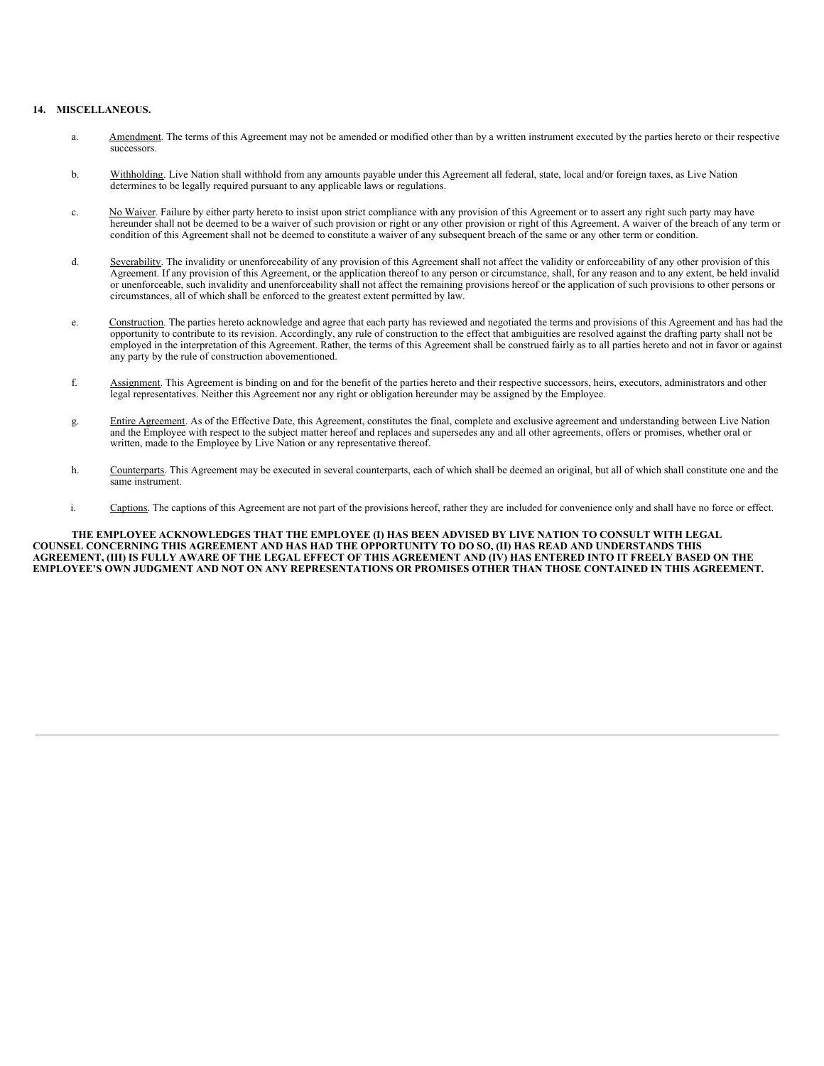**14. MISCELLANEOUS.**

a. Amendment. The terms of this Agreement may not be amended or modified other than by a written instrument executed by the parties hereto or their respective successors.

b. Withholding. Live Nation shall withhold from any amounts payable under this Agreement all federal, state, local and/or foreign taxes, as Live Nation determines to be legally required pursuant to any applicable laws or regulations.

c. No Waiver. Failure by either party hereto to insist upon strict compliance with any provision of this Agreement or to assert any right such party may have hereunder shall not be deemed to be a waiver of such provision or right or any other provision or right of this Agreement. A waiver of the breach of any term or condition of this Agreement shall not be deemed to constitute a waiver of any subsequent breach of the same or any other term or condition.

d. Severability. The invalidity or unenforceability of any provision of this Agreement shall not affect the validity or enforceability of any other provision of this Agreement. If any provision of this Agreement, or the application thereof to any person or circumstance, shall, for any reason and to any extent, be held invalid or unenforceable, such invalidity and unenforceability shall not affect the remaining provisions hereof or the application of such provisions to other persons or circumstances, all of which shall be enforced to the greatest extent permitted by law.

e. Construction. The parties hereto acknowledge and agree that each party has reviewed and negotiated the terms and provisions of this Agreement and has had the opportunity to contribute to its revision. Accordingly, any rule of construction to the effect that ambiguities are resolved against the drafting party shall not be employed in the interpretation of this Agreement. Rather, the terms of this Agreement shall be construed fairly as to all parties hereto and not in favor or against any party by the rule of construction abovementioned.

f. Assignment. This Agreement is binding on and for the benefit of the parties hereto and their respective successors, heirs, executors, administrators and other legal representatives. Neither this Agreement nor any right or obligation hereunder may be assigned by the Employee.

g. Entire Agreement. As of the Effective Date, this Agreement, constitutes the final, complete and exclusive agreement and understanding between Live Nation and the Employee with respect to the subject matter hereof and replaces and supersedes any and all other agreements, offers or promises, whether oral or written, made to the Employee by Live Nation or any representative thereof.

h. Counterparts. This Agreement may be executed in several counterparts, each of which shall be deemed an original, but all of which shall constitute one and the same instrument.

i. Captions. The captions of this Agreement are not part of the provisions hereof, rather they are included for convenience only and shall have no force or effect.

**THE EMPLOYEE ACKNOWLEDGES THAT THE EMPLOYEE (I) HAS BEEN ADVISED BY LIVE NATION TO CONSULT WITH LEGAL COUNSEL CONCERNING THIS AGREEMENT AND HAS HAD THE OPPORTUNITY TO DO SO, (II) HAS READ AND UNDERSTANDS THIS AGREEMENT, (III) IS FULLY AWARE OF THE LEGAL EFFECT OF THIS AGREEMENT AND (IV) HAS ENTERED INTO IT FREELY BASED ON THE EMPLOYEE'S OWN JUDGMENT AND NOT ON ANY REPRESENTATIONS OR PROMISES OTHER THAN THOSE CONTAINED IN THIS AGREEMENT.**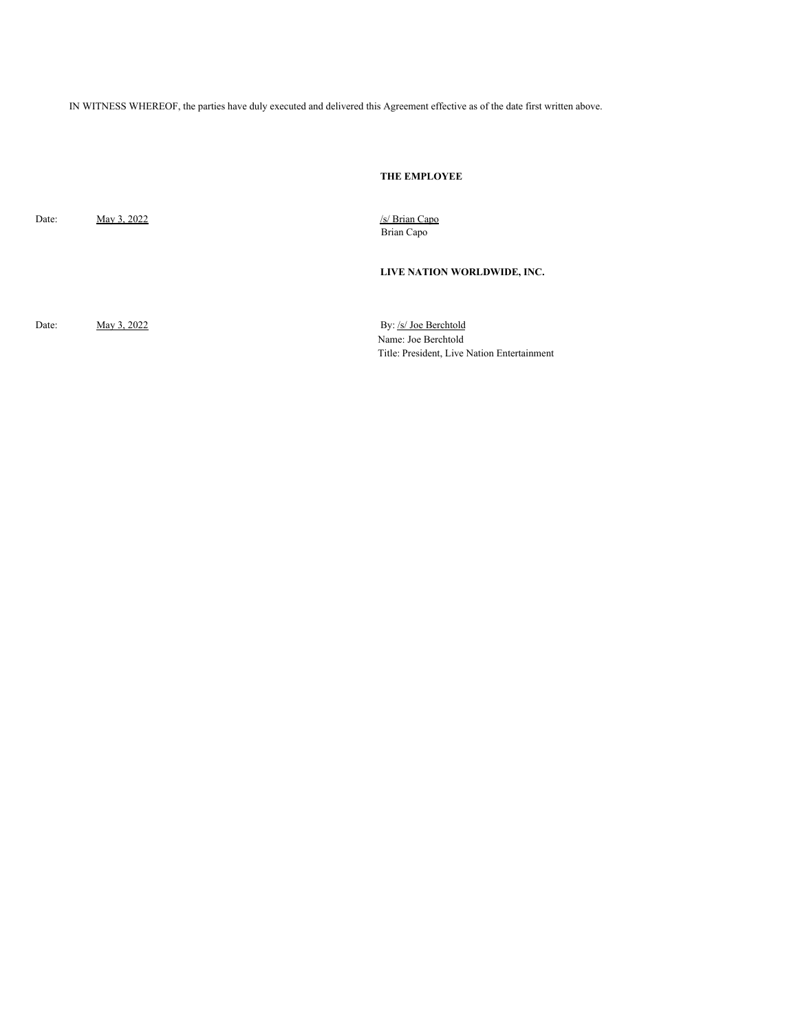IN WITNESS WHEREOF, the parties have duly executed and delivered this Agreement effective as of the date first written above.

**THE EMPLOYEE**

Date: May 3, 2022

/s/ Brian Capo
Brian Capo

**LIVE NATION WORLDWIDE, INC.**

Date: May 3, 2022

By: /s/ Joe Berchtold
Name: Joe Berchtold
Title: President, Live Nation Entertainment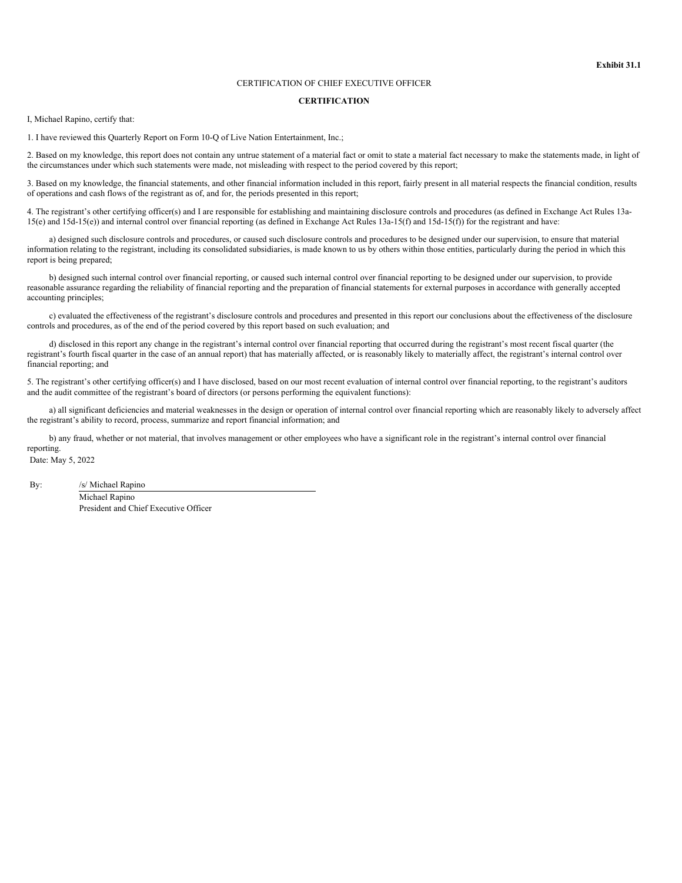**Exhibit 31.1**

CERTIFICATION OF CHIEF EXECUTIVE OFFICER

**CERTIFICATION**

I, Michael Rapino, certify that:

1. I have reviewed this Quarterly Report on Form 10-Q of Live Nation Entertainment, Inc.;

2. Based on my knowledge, this report does not contain any untrue statement of a material fact or omit to state a material fact necessary to make the statements made, in light of the circumstances under which such statements were made, not misleading with respect to the period covered by this report;

3. Based on my knowledge, the financial statements, and other financial information included in this report, fairly present in all material respects the financial condition, results of operations and cash flows of the registrant as of, and for, the periods presented in this report;

4. The registrant's other certifying officer(s) and I are responsible for establishing and maintaining disclosure controls and procedures (as defined in Exchange Act Rules 13a-15(e) and 15d-15(e)) and internal control over financial reporting (as defined in Exchange Act Rules 13a-15(f) and 15d-15(f)) for the registrant and have:

a) designed such disclosure controls and procedures, or caused such disclosure controls and procedures to be designed under our supervision, to ensure that material information relating to the registrant, including its consolidated subsidiaries, is made known to us by others within those entities, particularly during the period in which this report is being prepared;

b) designed such internal control over financial reporting, or caused such internal control over financial reporting to be designed under our supervision, to provide reasonable assurance regarding the reliability of financial reporting and the preparation of financial statements for external purposes in accordance with generally accepted accounting principles;

c) evaluated the effectiveness of the registrant's disclosure controls and procedures and presented in this report our conclusions about the effectiveness of the disclosure controls and procedures, as of the end of the period covered by this report based on such evaluation; and

d) disclosed in this report any change in the registrant's internal control over financial reporting that occurred during the registrant's most recent fiscal quarter (the registrant's fourth fiscal quarter in the case of an annual report) that has materially affected, or is reasonably likely to materially affect, the registrant's internal control over financial reporting; and

5. The registrant's other certifying officer(s) and I have disclosed, based on our most recent evaluation of internal control over financial reporting, to the registrant's auditors and the audit committee of the registrant's board of directors (or persons performing the equivalent functions):

a) all significant deficiencies and material weaknesses in the design or operation of internal control over financial reporting which are reasonably likely to adversely affect the registrant's ability to record, process, summarize and report financial information; and

b) any fraud, whether or not material, that involves management or other employees who have a significant role in the registrant's internal control over financial reporting.

Date: May 5, 2022

By: /s/ Michael Rapino

Michael Rapino
President and Chief Executive Officer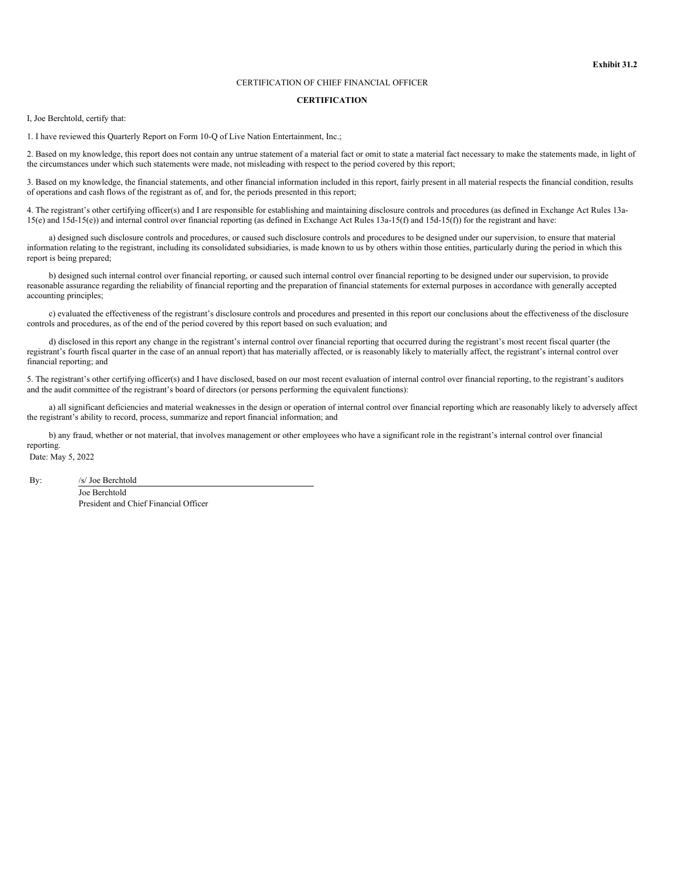**Exhibit 31.2**

CERTIFICATION OF CHIEF FINANCIAL OFFICER

**CERTIFICATION**

I, Joe Berchtold, certify that:

1. I have reviewed this Quarterly Report on Form 10-Q of Live Nation Entertainment, Inc.;

2. Based on my knowledge, this report does not contain any untrue statement of a material fact or omit to state a material fact necessary to make the statements made, in light of the circumstances under which such statements were made, not misleading with respect to the period covered by this report;

3. Based on my knowledge, the financial statements, and other financial information included in this report, fairly present in all material respects the financial condition, results of operations and cash flows of the registrant as of, and for, the periods presented in this report;

4. The registrant's other certifying officer(s) and I are responsible for establishing and maintaining disclosure controls and procedures (as defined in Exchange Act Rules 13a-15(e) and 15d-15(e)) and internal control over financial reporting (as defined in Exchange Act Rules 13a-15(f) and 15d-15(f)) for the registrant and have:

a) designed such disclosure controls and procedures, or caused such disclosure controls and procedures to be designed under our supervision, to ensure that material information relating to the registrant, including its consolidated subsidiaries, is made known to us by others within those entities, particularly during the period in which this report is being prepared;

b) designed such internal control over financial reporting, or caused such internal control over financial reporting to be designed under our supervision, to provide reasonable assurance regarding the reliability of financial reporting and the preparation of financial statements for external purposes in accordance with generally accepted accounting principles;

c) evaluated the effectiveness of the registrant's disclosure controls and procedures and presented in this report our conclusions about the effectiveness of the disclosure controls and procedures, as of the end of the period covered by this report based on such evaluation; and

d) disclosed in this report any change in the registrant's internal control over financial reporting that occurred during the registrant's most recent fiscal quarter (the registrant's fourth fiscal quarter in the case of an annual report) that has materially affected, or is reasonably likely to materially affect, the registrant's internal control over financial reporting; and

5. The registrant's other certifying officer(s) and I have disclosed, based on our most recent evaluation of internal control over financial reporting, to the registrant's auditors and the audit committee of the registrant's board of directors (or persons performing the equivalent functions):

a) all significant deficiencies and material weaknesses in the design or operation of internal control over financial reporting which are reasonably likely to adversely affect the registrant's ability to record, process, summarize and report financial information; and

b) any fraud, whether or not material, that involves management or other employees who have a significant role in the registrant's internal control over financial reporting.

Date: May 5, 2022

By: /s/ Joe Berchtold

Joe Berchtold

President and Chief Financial Officer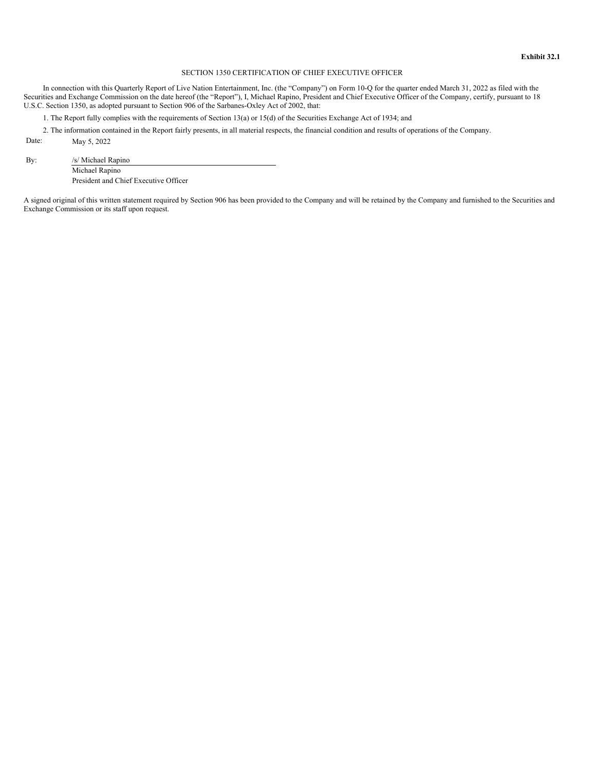**Exhibit 32.1**

SECTION 1350 CERTIFICATION OF CHIEF EXECUTIVE OFFICER

In connection with this Quarterly Report of Live Nation Entertainment, Inc. (the "Company") on Form 10-Q for the quarter ended March 31, 2022 as filed with the Securities and Exchange Commission on the date hereof (the "Report"), I, Michael Rapino, President and Chief Executive Officer of the Company, certify, pursuant to 18 U.S.C. Section 1350, as adopted pursuant to Section 906 of the Sarbanes-Oxley Act of 2002, that:

1. The Report fully complies with the requirements of Section 13(a) or 15(d) of the Securities Exchange Act of 1934; and

2. The information contained in the Report fairly presents, in all material respects, the financial condition and results of operations of the Company.

Date: May 5, 2022

By: /s/ Michael Rapino
Michael Rapino
President and Chief Executive Officer

A signed original of this written statement required by Section 906 has been provided to the Company and will be retained by the Company and furnished to the Securities and Exchange Commission or its staff upon request.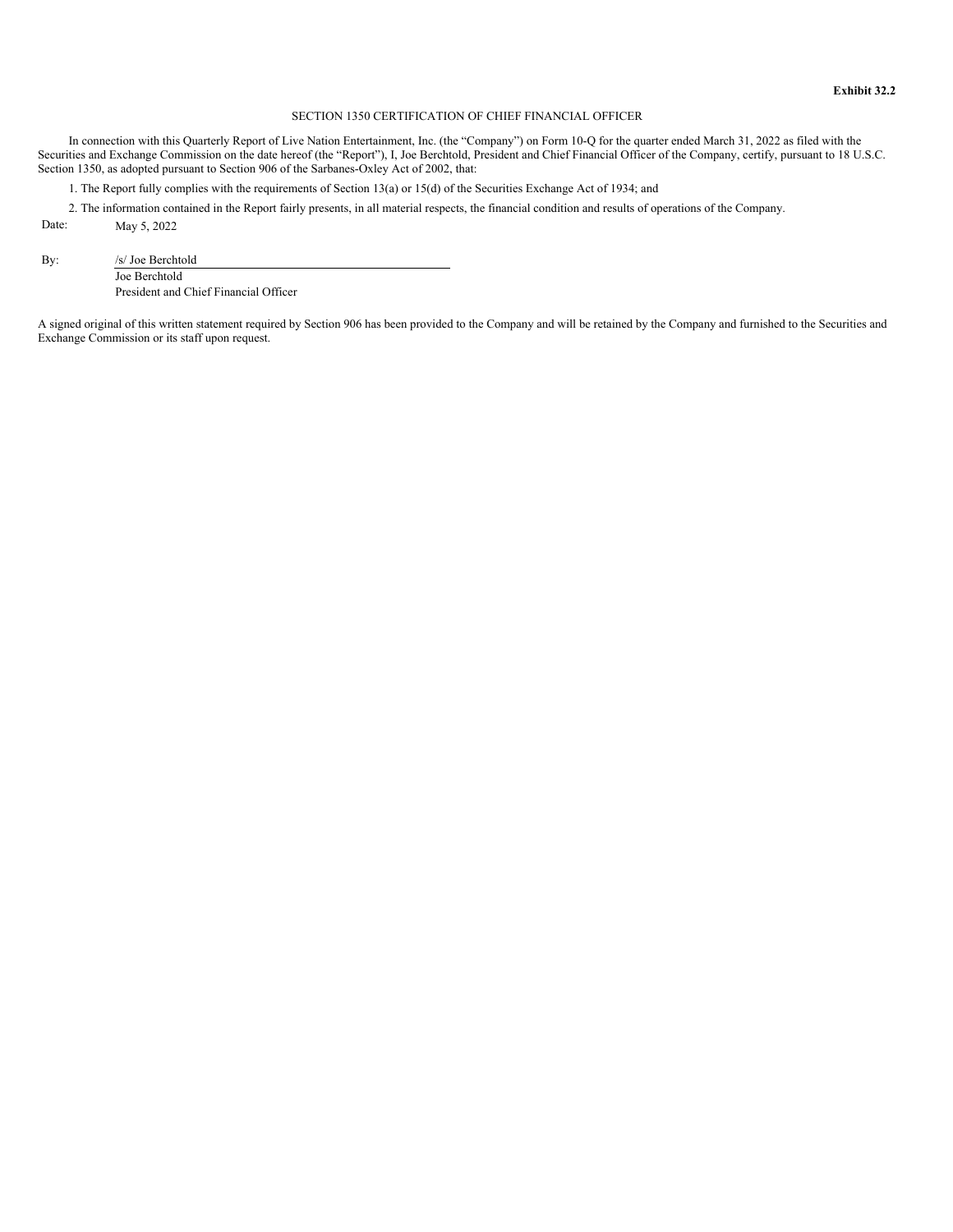**Exhibit 32.2**

SECTION 1350 CERTIFICATION OF CHIEF FINANCIAL OFFICER

In connection with this Quarterly Report of Live Nation Entertainment, Inc. (the "Company") on Form 10-Q for the quarter ended March 31, 2022 as filed with the Securities and Exchange Commission on the date hereof (the "Report"), I, Joe Berchtold, President and Chief Financial Officer of the Company, certify, pursuant to 18 U.S.C. Section 1350, as adopted pursuant to Section 906 of the Sarbanes-Oxley Act of 2002, that:

1. The Report fully complies with the requirements of Section 13(a) or 15(d) of the Securities Exchange Act of 1934; and

2. The information contained in the Report fairly presents, in all material respects, the financial condition and results of operations of the Company.

Date: May 5, 2022

By: /s/ Joe Berchtold
Joe Berchtold
President and Chief Financial Officer

A signed original of this written statement required by Section 906 has been provided to the Company and will be retained by the Company and furnished to the Securities and Exchange Commission or its staff upon request.